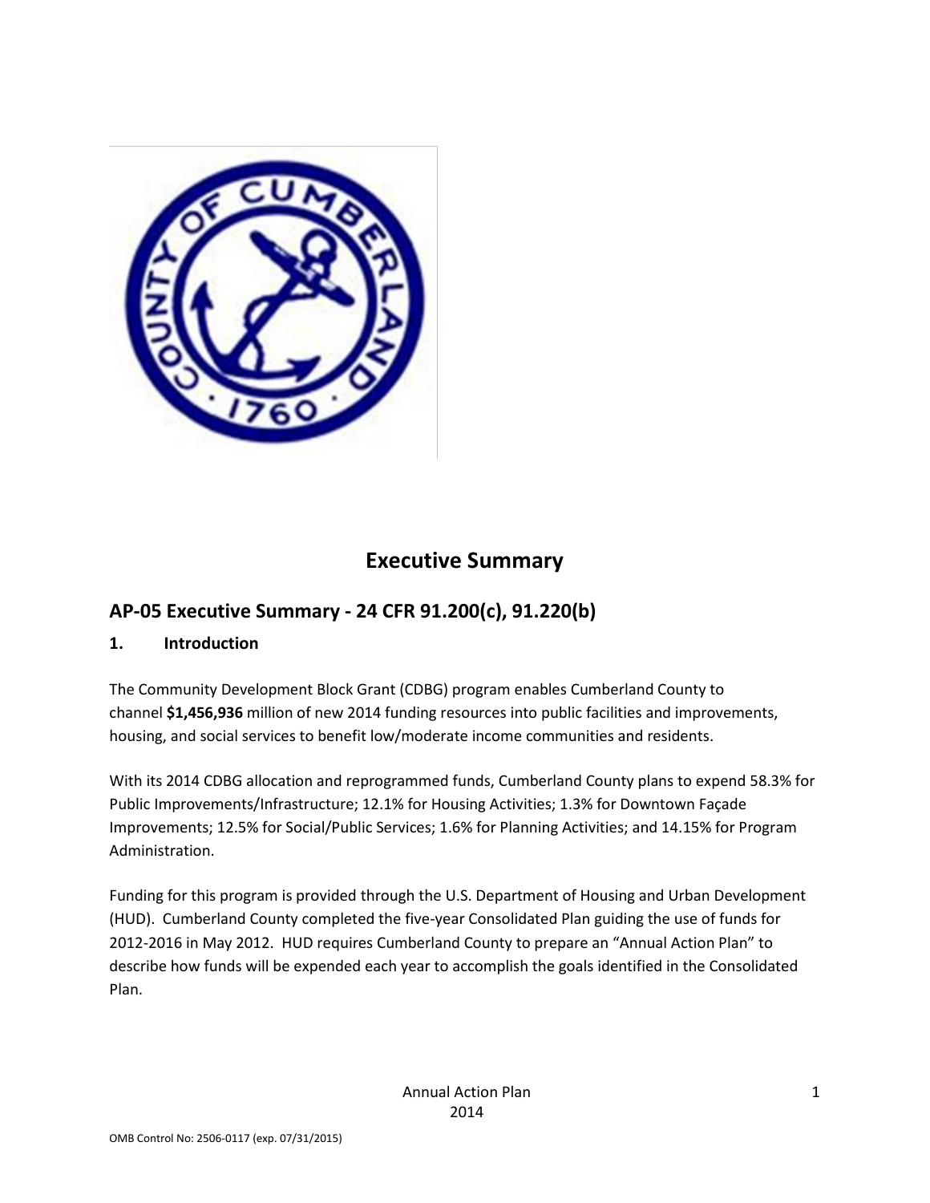# Executive Summary

## AP-05 Executive Summary - 24 CFR 91.200(c), 91.220(b)

### 1. Introduction

The Community Development Block Grant (CDBG) program enables Cumberland County to channel **$1,456,936** million of new 2014 funding resources into public facilities and improvements, housing, and social services to benefit low/moderate income communities and residents.

With its 2014 CDBG allocation and reprogrammed funds, Cumberland County plans to expend 58.3% for Public Improvements/Infrastructure; 12.1% for Housing Activities; 1.3% for Downtown Façade Improvements; 12.5% for Social/Public Services; 1.6% for Planning Activities; and 14.15% for Program Administration.

Funding for this program is provided through the U.S. Department of Housing and Urban Development (HUD). Cumberland County completed the five-year Consolidated Plan guiding the use of funds for 2012-2016 in May 2012. HUD requires Cumberland County to prepare an "Annual Action Plan" to describe how funds will be expended each year to accomplish the goals identified in the Consolidated Plan.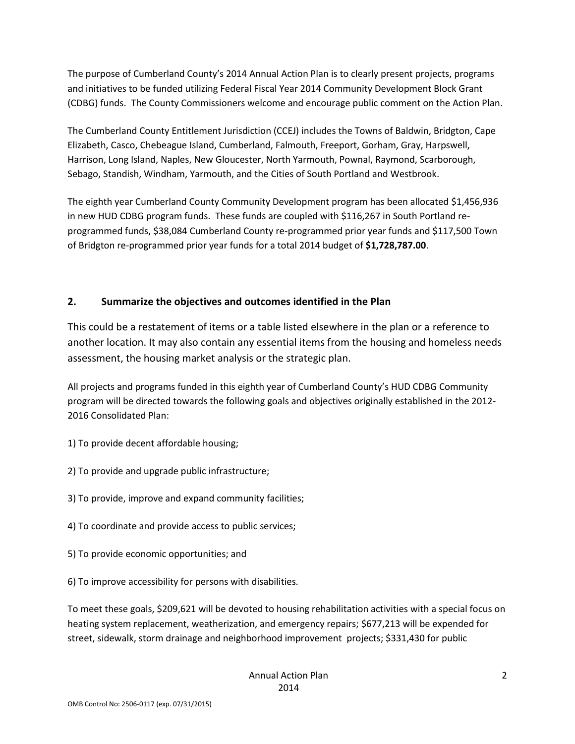The purpose of Cumberland County's 2014 Annual Action Plan is to clearly present projects, programs and initiatives to be funded utilizing Federal Fiscal Year 2014 Community Development Block Grant (CDBG) funds. The County Commissioners welcome and encourage public comment on the Action Plan.

The Cumberland County Entitlement Jurisdiction (CCEJ) includes the Towns of Baldwin, Bridgton, Cape Elizabeth, Casco, Chebeague Island, Cumberland, Falmouth, Freeport, Gorham, Gray, Harpswell, Harrison, Long Island, Naples, New Gloucester, North Yarmouth, Pownal, Raymond, Scarborough, Sebago, Standish, Windham, Yarmouth, and the Cities of South Portland and Westbrook.

The eighth year Cumberland County Community Development program has been allocated $1,456,936 in new HUD CDBG program funds. These funds are coupled with $116,267 in South Portland re-programmed funds, $38,084 Cumberland County re-programmed prior year funds and $117,500 Town of Bridgton re-programmed prior year funds for a total 2014 budget of **$1,728,787.00**.

## 2. Summarize the objectives and outcomes identified in the Plan

This could be a restatement of items or a table listed elsewhere in the plan or a reference to another location. It may also contain any essential items from the housing and homeless needs assessment, the housing market analysis or the strategic plan.

All projects and programs funded in this eighth year of Cumberland County's HUD CDBG Community program will be directed towards the following goals and objectives originally established in the 2012-2016 Consolidated Plan:

1) To provide decent affordable housing;

2) To provide and upgrade public infrastructure;

3) To provide, improve and expand community facilities;

4) To coordinate and provide access to public services;

5) To provide economic opportunities; and

6) To improve accessibility for persons with disabilities.

To meet these goals, $209,621 will be devoted to housing rehabilitation activities with a special focus on heating system replacement, weatherization, and emergency repairs; $677,213 will be expended for street, sidewalk, storm drainage and neighborhood improvement projects; $331,430 for public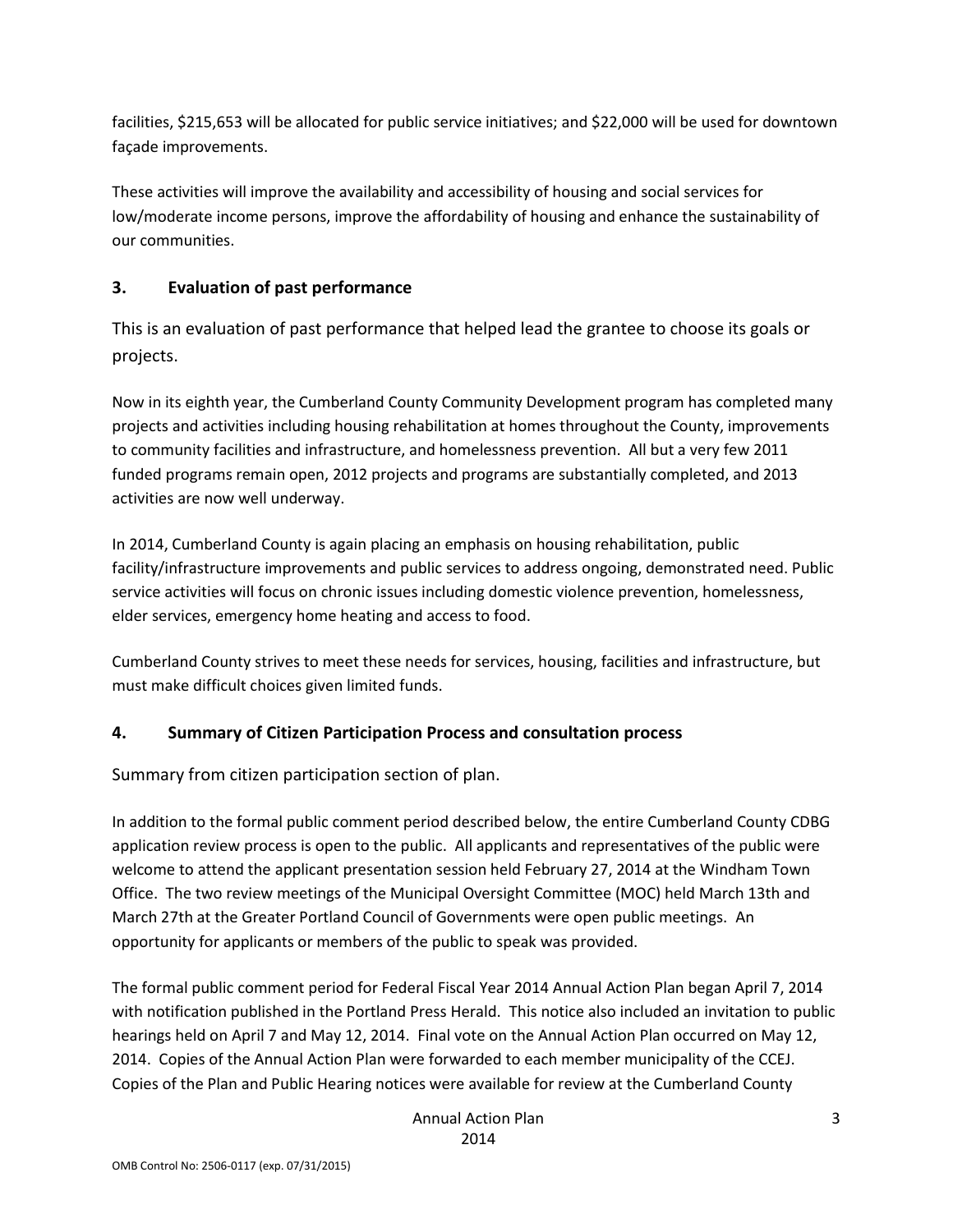facilities, $215,653 will be allocated for public service initiatives; and $22,000 will be used for downtown façade improvements.

These activities will improve the availability and accessibility of housing and social services for low/moderate income persons, improve the affordability of housing and enhance the sustainability of our communities.

## 3. Evaluation of past performance

This is an evaluation of past performance that helped lead the grantee to choose its goals or projects.

Now in its eighth year, the Cumberland County Community Development program has completed many projects and activities including housing rehabilitation at homes throughout the County, improvements to community facilities and infrastructure, and homelessness prevention. All but a very few 2011 funded programs remain open, 2012 projects and programs are substantially completed, and 2013 activities are now well underway.

In 2014, Cumberland County is again placing an emphasis on housing rehabilitation, public facility/infrastructure improvements and public services to address ongoing, demonstrated need. Public service activities will focus on chronic issues including domestic violence prevention, homelessness, elder services, emergency home heating and access to food.

Cumberland County strives to meet these needs for services, housing, facilities and infrastructure, but must make difficult choices given limited funds.

## 4. Summary of Citizen Participation Process and consultation process

Summary from citizen participation section of plan.

In addition to the formal public comment period described below, the entire Cumberland County CDBG application review process is open to the public. All applicants and representatives of the public were welcome to attend the applicant presentation session held February 27, 2014 at the Windham Town Office. The two review meetings of the Municipal Oversight Committee (MOC) held March 13th and March 27th at the Greater Portland Council of Governments were open public meetings. An opportunity for applicants or members of the public to speak was provided.

The formal public comment period for Federal Fiscal Year 2014 Annual Action Plan began April 7, 2014 with notification published in the Portland Press Herald. This notice also included an invitation to public hearings held on April 7 and May 12, 2014. Final vote on the Annual Action Plan occurred on May 12, 2014. Copies of the Annual Action Plan were forwarded to each member municipality of the CCEJ. Copies of the Plan and Public Hearing notices were available for review at the Cumberland County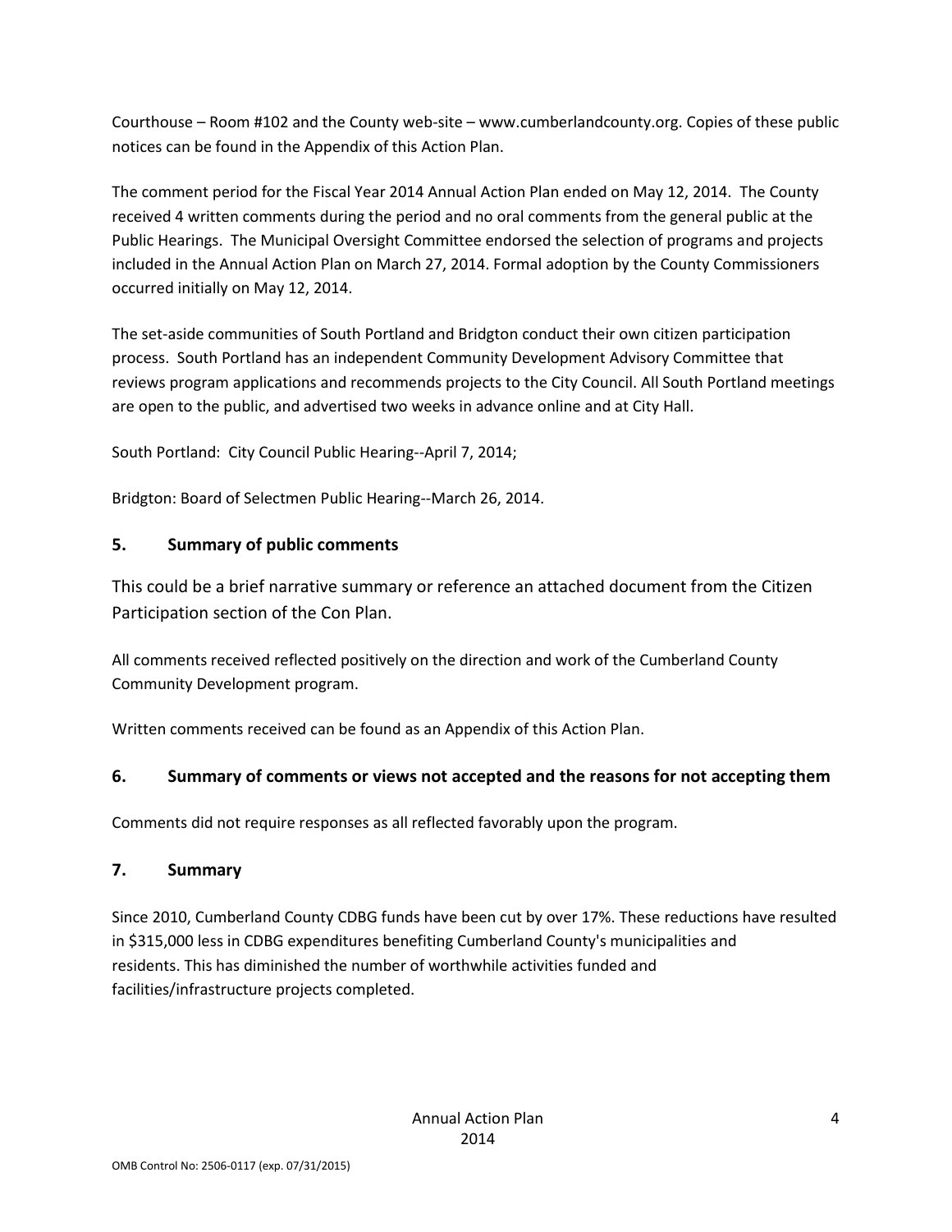Courthouse – Room #102 and the County web-site – www.cumberlandcounty.org. Copies of these public notices can be found in the Appendix of this Action Plan.

The comment period for the Fiscal Year 2014 Annual Action Plan ended on May 12, 2014. The County received 4 written comments during the period and no oral comments from the general public at the Public Hearings. The Municipal Oversight Committee endorsed the selection of programs and projects included in the Annual Action Plan on March 27, 2014. Formal adoption by the County Commissioners occurred initially on May 12, 2014.

The set-aside communities of South Portland and Bridgton conduct their own citizen participation process. South Portland has an independent Community Development Advisory Committee that reviews program applications and recommends projects to the City Council. All South Portland meetings are open to the public, and advertised two weeks in advance online and at City Hall.

South Portland: City Council Public Hearing--April 7, 2014;

Bridgton: Board of Selectmen Public Hearing--March 26, 2014.

## 5. Summary of public comments

This could be a brief narrative summary or reference an attached document from the Citizen Participation section of the Con Plan.

All comments received reflected positively on the direction and work of the Cumberland County Community Development program.

Written comments received can be found as an Appendix of this Action Plan.

## 6. Summary of comments or views not accepted and the reasons for not accepting them

Comments did not require responses as all reflected favorably upon the program.

## 7. Summary

Since 2010, Cumberland County CDBG funds have been cut by over 17%. These reductions have resulted in $315,000 less in CDBG expenditures benefiting Cumberland County's municipalities and residents. This has diminished the number of worthwhile activities funded and facilities/infrastructure projects completed.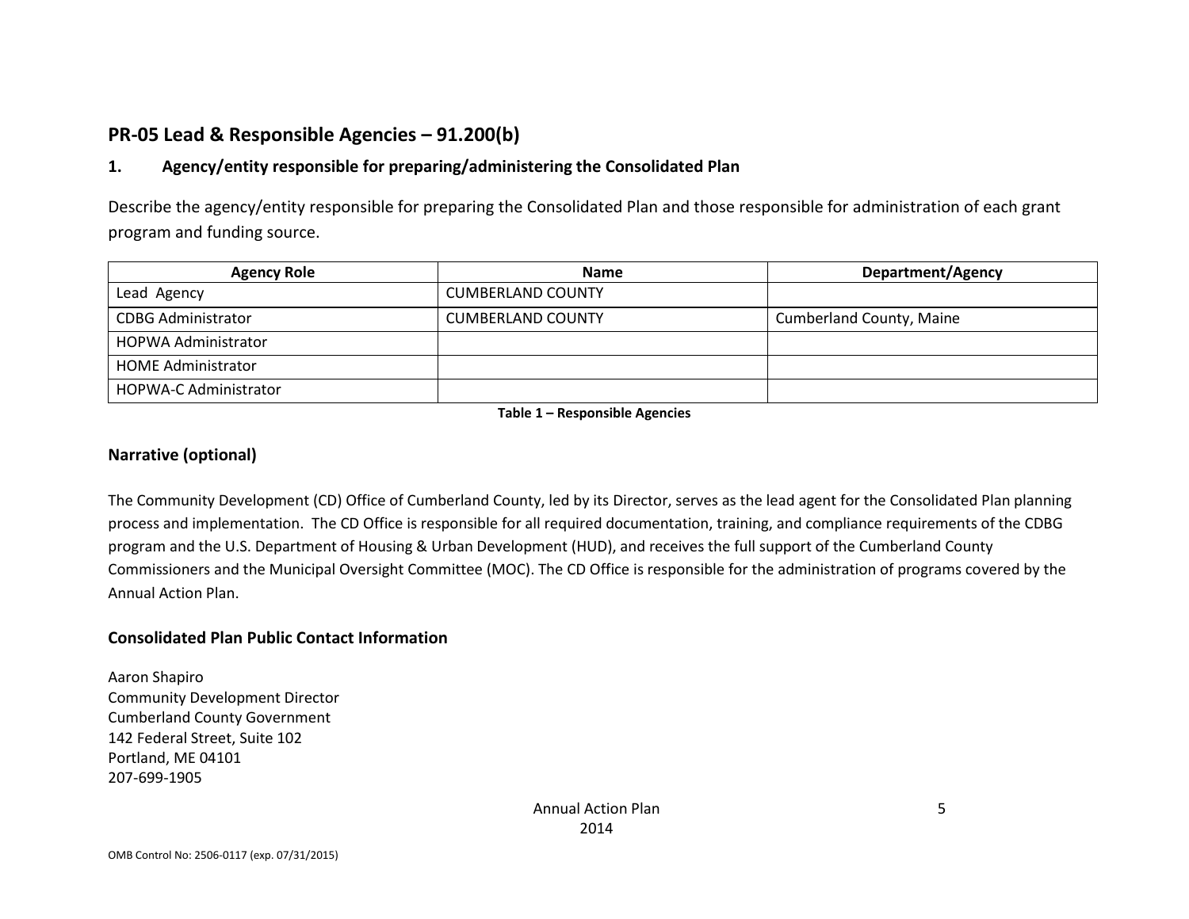## PR-05 Lead & Responsible Agencies – 91.200(b)

### 1. Agency/entity responsible for preparing/administering the Consolidated Plan

Describe the agency/entity responsible for preparing the Consolidated Plan and those responsible for administration of each grant program and funding source.

| Agency Role | Name | Department/Agency |
|---|---|---|
| Lead Agency | CUMBERLAND COUNTY | |
| CDBG Administrator | CUMBERLAND COUNTY | Cumberland County, Maine |
| HOPWA Administrator | | |
| HOME Administrator | | |
| HOPWA-C Administrator | | |

**Table 1 – Responsible Agencies**

### Narrative (optional)

The Community Development (CD) Office of Cumberland County, led by its Director, serves as the lead agent for the Consolidated Plan planning process and implementation. The CD Office is responsible for all required documentation, training, and compliance requirements of the CDBG program and the U.S. Department of Housing & Urban Development (HUD), and receives the full support of the Cumberland County Commissioners and the Municipal Oversight Committee (MOC). The CD Office is responsible for the administration of programs covered by the Annual Action Plan.

### Consolidated Plan Public Contact Information

Aaron Shapiro
Community Development Director
Cumberland County Government
142 Federal Street, Suite 102
Portland, ME 04101
207-699-1905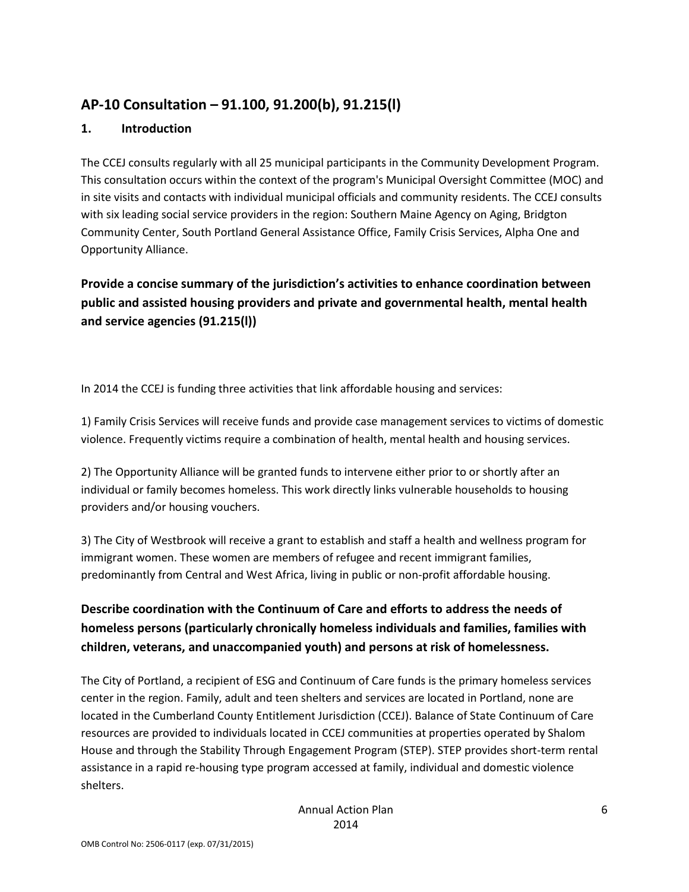## AP-10 Consultation – 91.100, 91.200(b), 91.215(l)

### 1. Introduction

The CCEJ consults regularly with all 25 municipal participants in the Community Development Program. This consultation occurs within the context of the program's Municipal Oversight Committee (MOC) and in site visits and contacts with individual municipal officials and community residents. The CCEJ consults with six leading social service providers in the region: Southern Maine Agency on Aging, Bridgton Community Center, South Portland General Assistance Office, Family Crisis Services, Alpha One and Opportunity Alliance.

**Provide a concise summary of the jurisdiction's activities to enhance coordination between public and assisted housing providers and private and governmental health, mental health and service agencies (91.215(l))**

In 2014 the CCEJ is funding three activities that link affordable housing and services:

1) Family Crisis Services will receive funds and provide case management services to victims of domestic violence. Frequently victims require a combination of health, mental health and housing services.

2) The Opportunity Alliance will be granted funds to intervene either prior to or shortly after an individual or family becomes homeless. This work directly links vulnerable households to housing providers and/or housing vouchers.

3) The City of Westbrook will receive a grant to establish and staff a health and wellness program for immigrant women. These women are members of refugee and recent immigrant families, predominantly from Central and West Africa, living in public or non-profit affordable housing.

**Describe coordination with the Continuum of Care and efforts to address the needs of homeless persons (particularly chronically homeless individuals and families, families with children, veterans, and unaccompanied youth) and persons at risk of homelessness.**

The City of Portland, a recipient of ESG and Continuum of Care funds is the primary homeless services center in the region. Family, adult and teen shelters and services are located in Portland, none are located in the Cumberland County Entitlement Jurisdiction (CCEJ). Balance of State Continuum of Care resources are provided to individuals located in CCEJ communities at properties operated by Shalom House and through the Stability Through Engagement Program (STEP). STEP provides short-term rental assistance in a rapid re-housing type program accessed at family, individual and domestic violence shelters.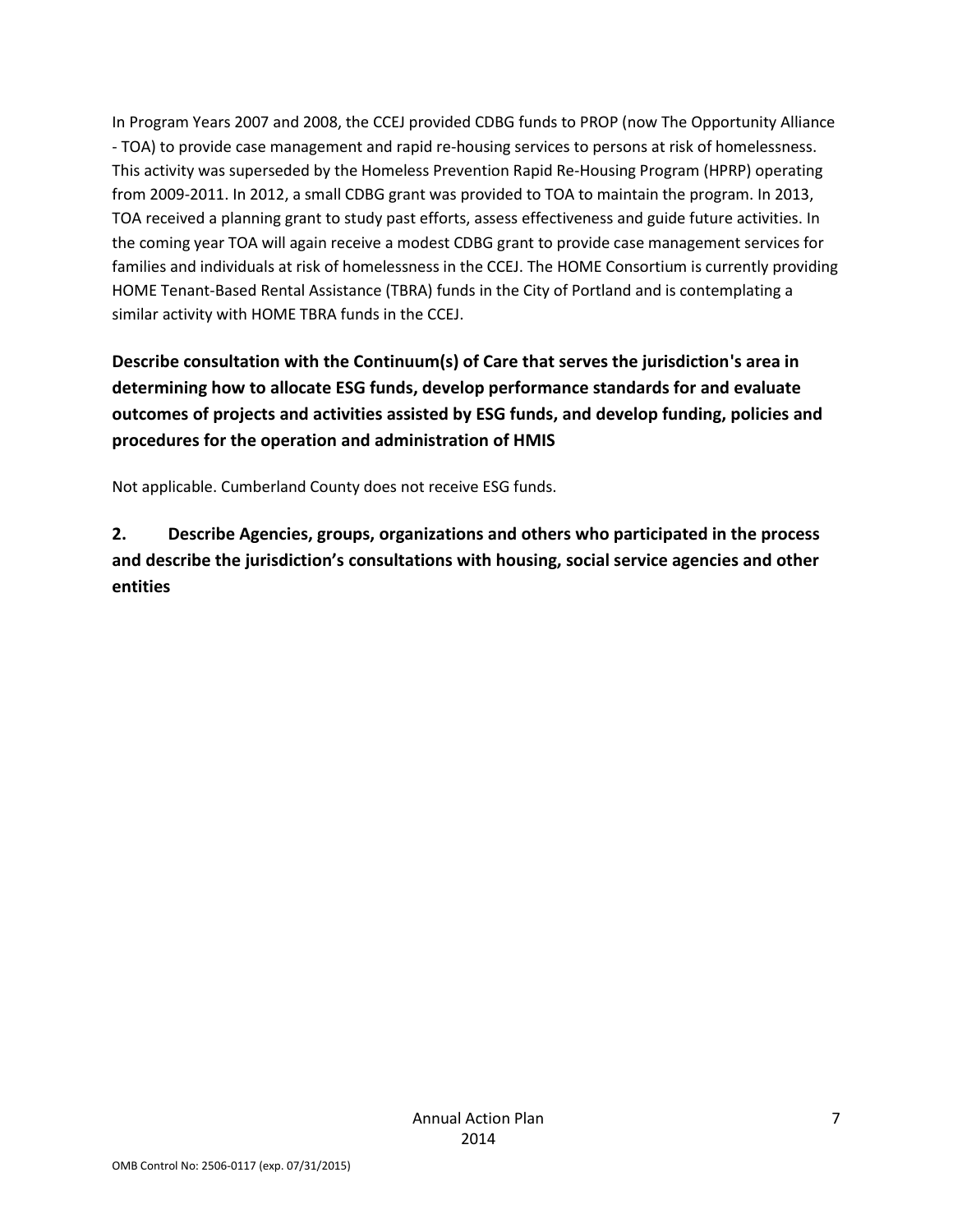In Program Years 2007 and 2008, the CCEJ provided CDBG funds to PROP (now The Opportunity Alliance - TOA) to provide case management and rapid re-housing services to persons at risk of homelessness. This activity was superseded by the Homeless Prevention Rapid Re-Housing Program (HPRP) operating from 2009-2011. In 2012, a small CDBG grant was provided to TOA to maintain the program. In 2013, TOA received a planning grant to study past efforts, assess effectiveness and guide future activities. In the coming year TOA will again receive a modest CDBG grant to provide case management services for families and individuals at risk of homelessness in the CCEJ. The HOME Consortium is currently providing HOME Tenant-Based Rental Assistance (TBRA) funds in the City of Portland and is contemplating a similar activity with HOME TBRA funds in the CCEJ.

**Describe consultation with the Continuum(s) of Care that serves the jurisdiction's area in determining how to allocate ESG funds, develop performance standards for and evaluate outcomes of projects and activities assisted by ESG funds, and develop funding, policies and procedures for the operation and administration of HMIS**

Not applicable. Cumberland County does not receive ESG funds.

**2. Describe Agencies, groups, organizations and others who participated in the process and describe the jurisdiction's consultations with housing, social service agencies and other entities**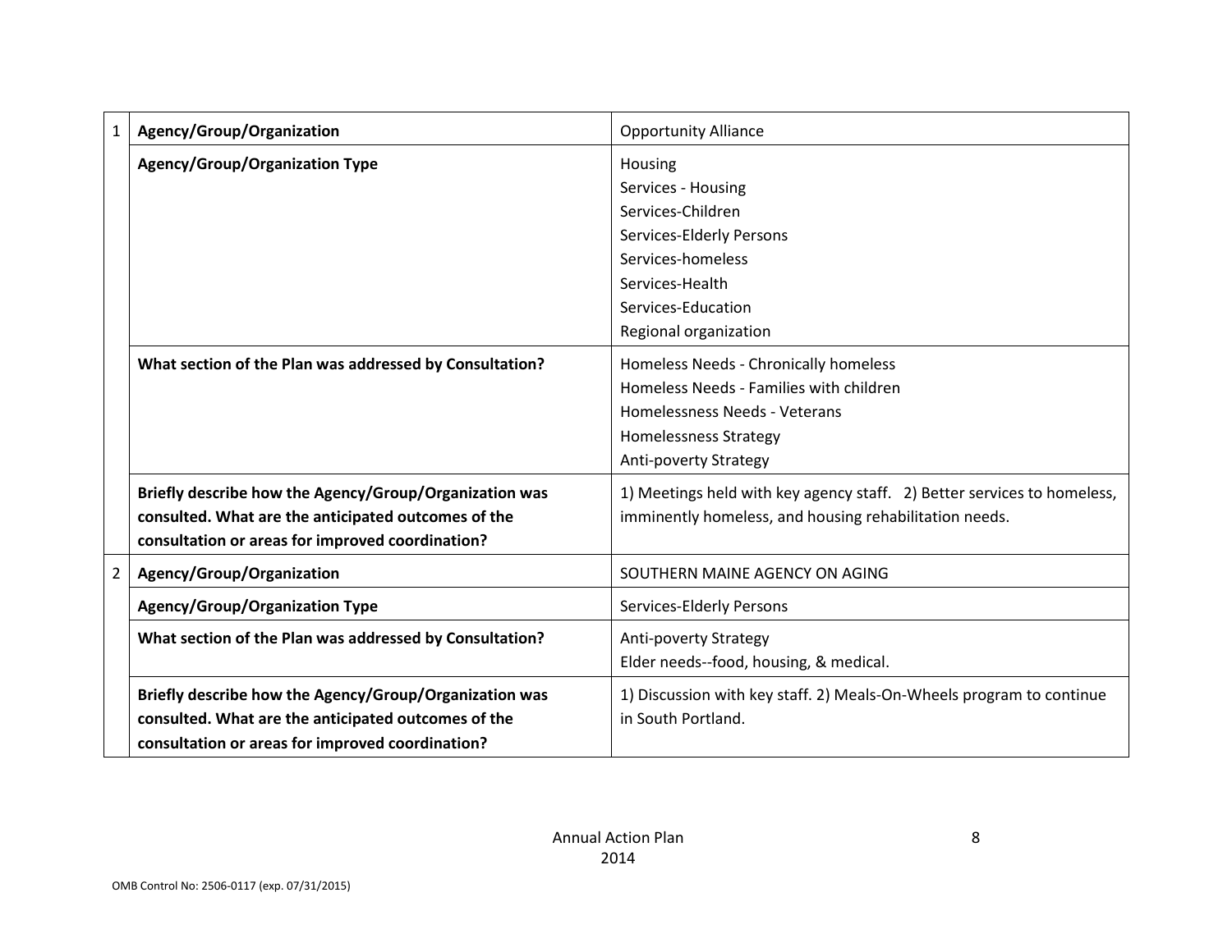| | | |
|---|---|---|
| 1 | **Agency/Group/Organization** | Opportunity Alliance |
| | **Agency/Group/Organization Type** | Housing<br>Services - Housing<br>Services-Children<br>Services-Elderly Persons<br>Services-homeless<br>Services-Health<br>Services-Education<br>Regional organization |
| | **What section of the Plan was addressed by Consultation?** | Homeless Needs - Chronically homeless<br>Homeless Needs - Families with children<br>Homelessness Needs - Veterans<br>Homelessness Strategy<br>Anti-poverty Strategy |
| | **Briefly describe how the Agency/Group/Organization was consulted. What are the anticipated outcomes of the consultation or areas for improved coordination?** | 1) Meetings held with key agency staff. 2) Better services to homeless, imminently homeless, and housing rehabilitation needs. |
| 2 | **Agency/Group/Organization** | SOUTHERN MAINE AGENCY ON AGING |
| | **Agency/Group/Organization Type** | Services-Elderly Persons |
| | **What section of the Plan was addressed by Consultation?** | Anti-poverty Strategy<br>Elder needs--food, housing, & medical. |
| | **Briefly describe how the Agency/Group/Organization was consulted. What are the anticipated outcomes of the consultation or areas for improved coordination?** | 1) Discussion with key staff. 2) Meals-On-Wheels program to continue in South Portland. |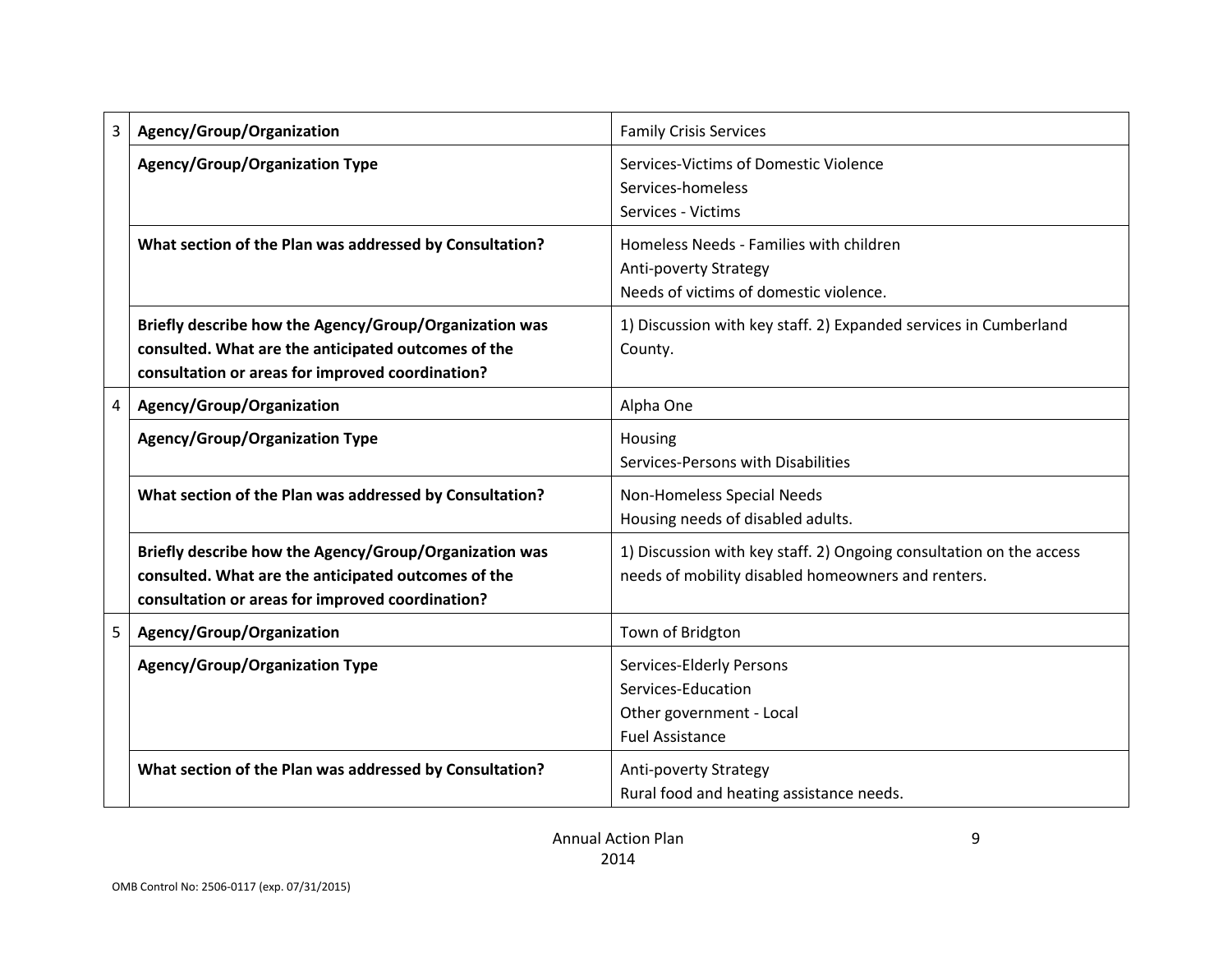| | | |
|---|---|---|
| 3 | **Agency/Group/Organization** | Family Crisis Services |
| | **Agency/Group/Organization Type** | Services-Victims of Domestic Violence<br>Services-homeless<br>Services - Victims |
| | **What section of the Plan was addressed by Consultation?** | Homeless Needs - Families with children<br>Anti-poverty Strategy<br>Needs of victims of domestic violence. |
| | **Briefly describe how the Agency/Group/Organization was consulted. What are the anticipated outcomes of the consultation or areas for improved coordination?** | 1) Discussion with key staff. 2) Expanded services in Cumberland County. |
| 4 | **Agency/Group/Organization** | Alpha One |
| | **Agency/Group/Organization Type** | Housing<br>Services-Persons with Disabilities |
| | **What section of the Plan was addressed by Consultation?** | Non-Homeless Special Needs<br>Housing needs of disabled adults. |
| | **Briefly describe how the Agency/Group/Organization was consulted. What are the anticipated outcomes of the consultation or areas for improved coordination?** | 1) Discussion with key staff. 2) Ongoing consultation on the access needs of mobility disabled homeowners and renters. |
| 5 | **Agency/Group/Organization** | Town of Bridgton |
| | **Agency/Group/Organization Type** | Services-Elderly Persons<br>Services-Education<br>Other government - Local<br>Fuel Assistance |
| | **What section of the Plan was addressed by Consultation?** | Anti-poverty Strategy<br>Rural food and heating assistance needs. |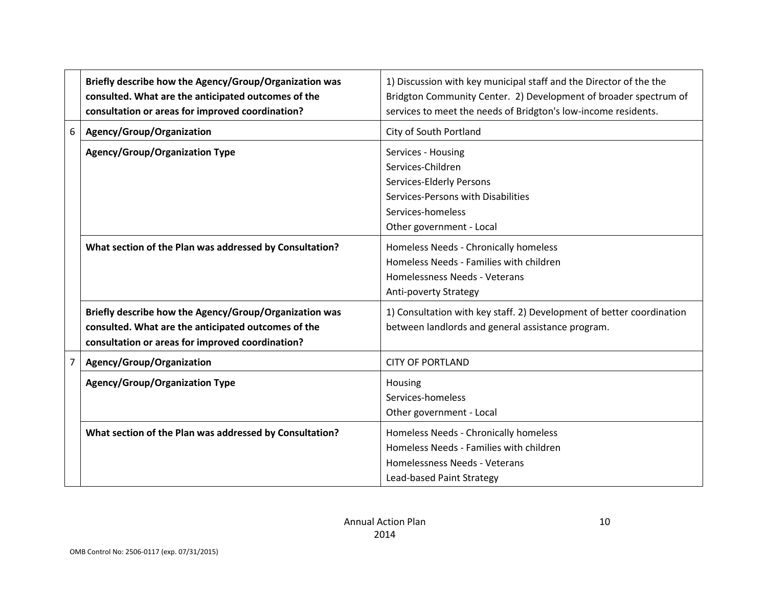| | | |
|---|---|---|
| | **Briefly describe how the Agency/Group/Organization was consulted. What are the anticipated outcomes of the consultation or areas for improved coordination?** | 1) Discussion with key municipal staff and the Director of the the Bridgton Community Center. 2) Development of broader spectrum of services to meet the needs of Bridgton's low-income residents. |
| 6 | **Agency/Group/Organization** | City of South Portland |
| | **Agency/Group/Organization Type** | Services - Housing<br>Services-Children<br>Services-Elderly Persons<br>Services-Persons with Disabilities<br>Services-homeless<br>Other government - Local |
| | **What section of the Plan was addressed by Consultation?** | Homeless Needs - Chronically homeless<br>Homeless Needs - Families with children<br>Homelessness Needs - Veterans<br>Anti-poverty Strategy |
| | **Briefly describe how the Agency/Group/Organization was consulted. What are the anticipated outcomes of the consultation or areas for improved coordination?** | 1) Consultation with key staff. 2) Development of better coordination between landlords and general assistance program. |
| 7 | **Agency/Group/Organization** | CITY OF PORTLAND |
| | **Agency/Group/Organization Type** | Housing<br>Services-homeless<br>Other government - Local |
| | **What section of the Plan was addressed by Consultation?** | Homeless Needs - Chronically homeless<br>Homeless Needs - Families with children<br>Homelessness Needs - Veterans<br>Lead-based Paint Strategy |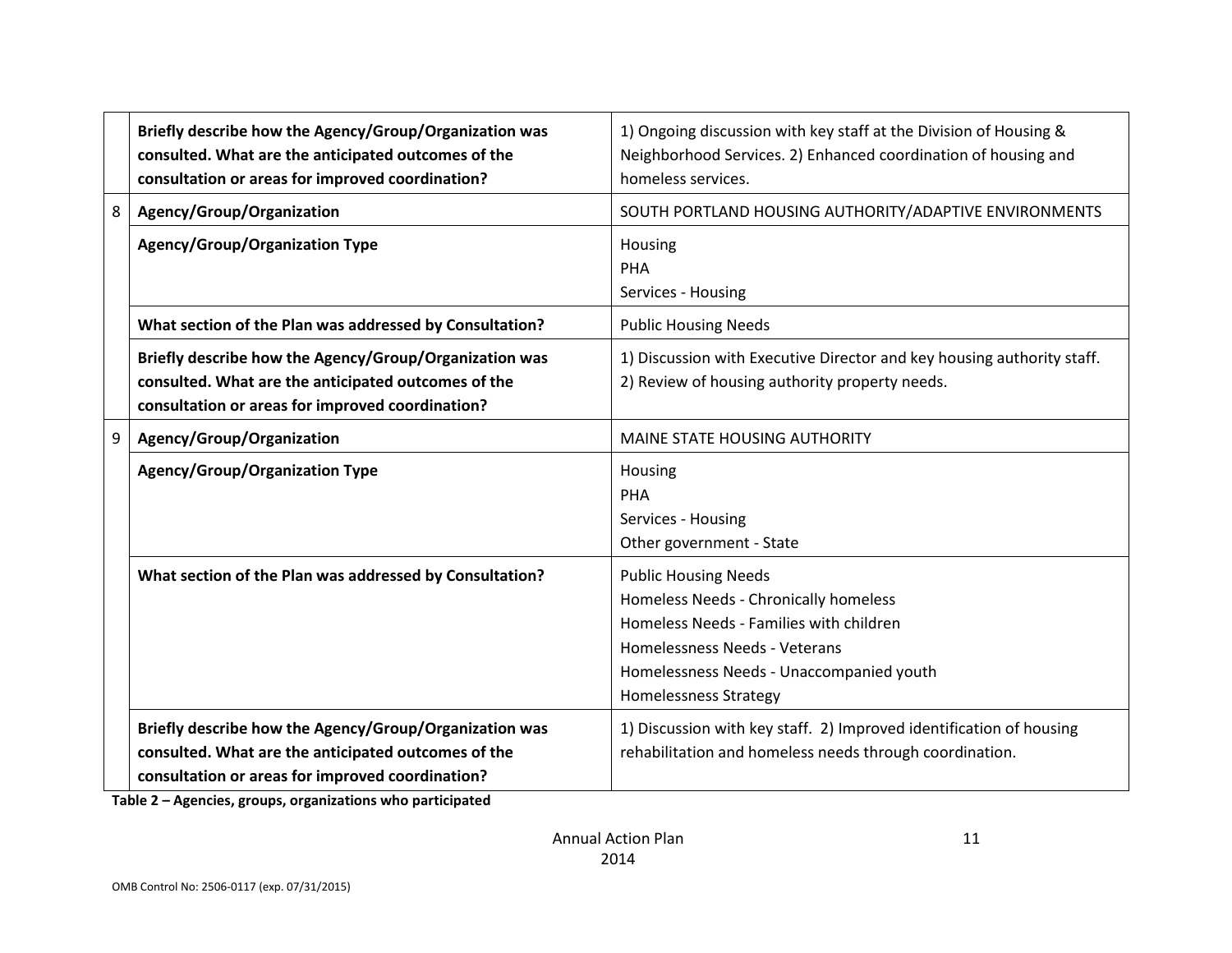| | | |
|---|---|---|
| | **Briefly describe how the Agency/Group/Organization was consulted. What are the anticipated outcomes of the consultation or areas for improved coordination?** | 1) Ongoing discussion with key staff at the Division of Housing & Neighborhood Services. 2) Enhanced coordination of housing and homeless services. |
| 8 | **Agency/Group/Organization** | SOUTH PORTLAND HOUSING AUTHORITY/ADAPTIVE ENVIRONMENTS |
| | **Agency/Group/Organization Type** | Housing<br>PHA<br>Services - Housing |
| | **What section of the Plan was addressed by Consultation?** | Public Housing Needs |
| | **Briefly describe how the Agency/Group/Organization was consulted. What are the anticipated outcomes of the consultation or areas for improved coordination?** | 1) Discussion with Executive Director and key housing authority staff. 2) Review of housing authority property needs. |
| 9 | **Agency/Group/Organization** | MAINE STATE HOUSING AUTHORITY |
| | **Agency/Group/Organization Type** | Housing<br>PHA<br>Services - Housing<br>Other government - State |
| | **What section of the Plan was addressed by Consultation?** | Public Housing Needs<br>Homeless Needs - Chronically homeless<br>Homeless Needs - Families with children<br>Homelessness Needs - Veterans<br>Homelessness Needs - Unaccompanied youth<br>Homelessness Strategy |
| | **Briefly describe how the Agency/Group/Organization was consulted. What are the anticipated outcomes of the consultation or areas for improved coordination?** | 1) Discussion with key staff. 2) Improved identification of housing rehabilitation and homeless needs through coordination. |

**Table 2 – Agencies, groups, organizations who participated**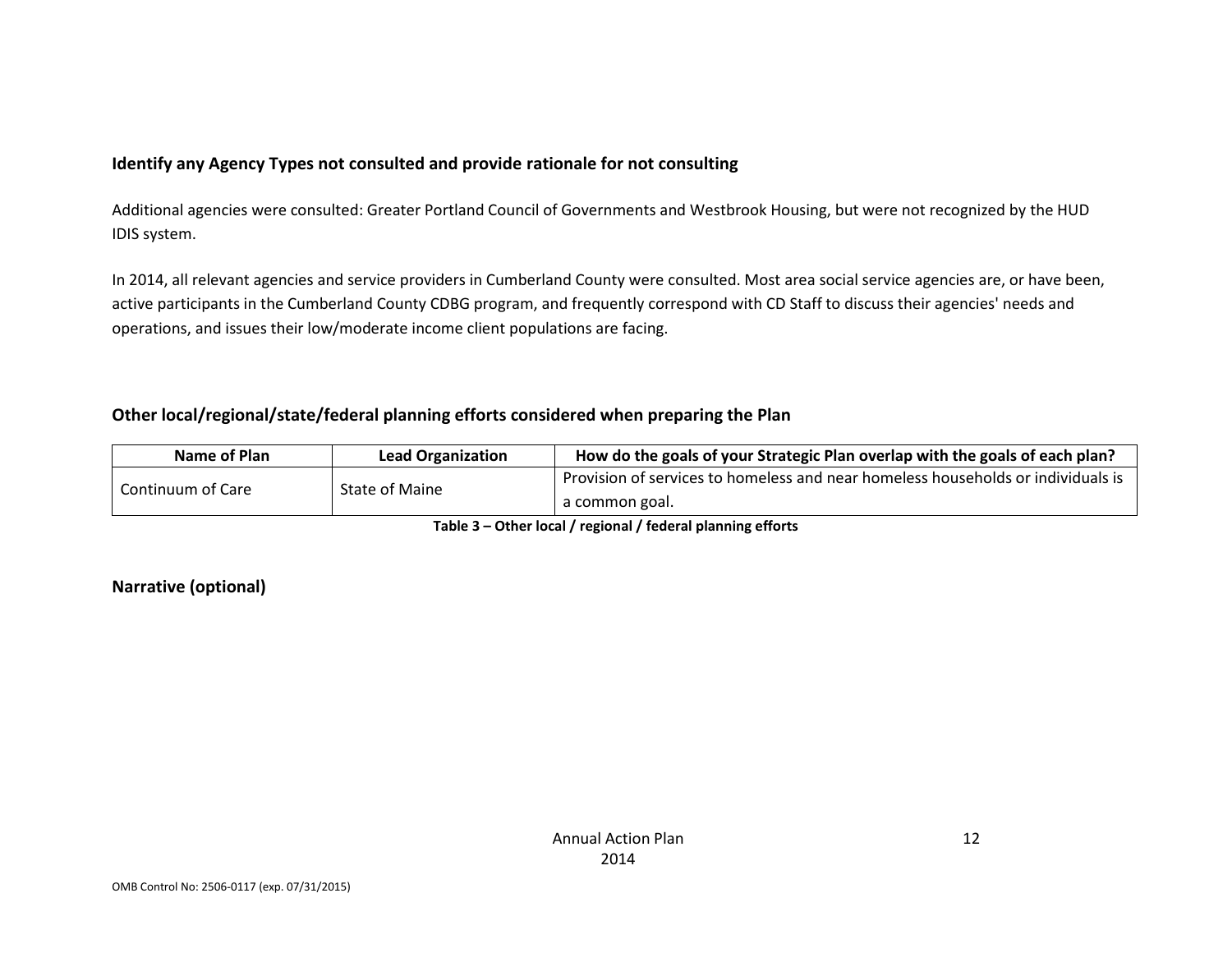### Identify any Agency Types not consulted and provide rationale for not consulting

Additional agencies were consulted: Greater Portland Council of Governments and Westbrook Housing, but were not recognized by the HUD IDIS system.

In 2014, all relevant agencies and service providers in Cumberland County were consulted. Most area social service agencies are, or have been, active participants in the Cumberland County CDBG program, and frequently correspond with CD Staff to discuss their agencies' needs and operations, and issues their low/moderate income client populations are facing.

### Other local/regional/state/federal planning efforts considered when preparing the Plan

| Name of Plan | Lead Organization | How do the goals of your Strategic Plan overlap with the goals of each plan? |
|---|---|---|
| Continuum of Care | State of Maine | Provision of services to homeless and near homeless households or individuals is a common goal. |

**Table 3 – Other local / regional / federal planning efforts**

### Narrative (optional)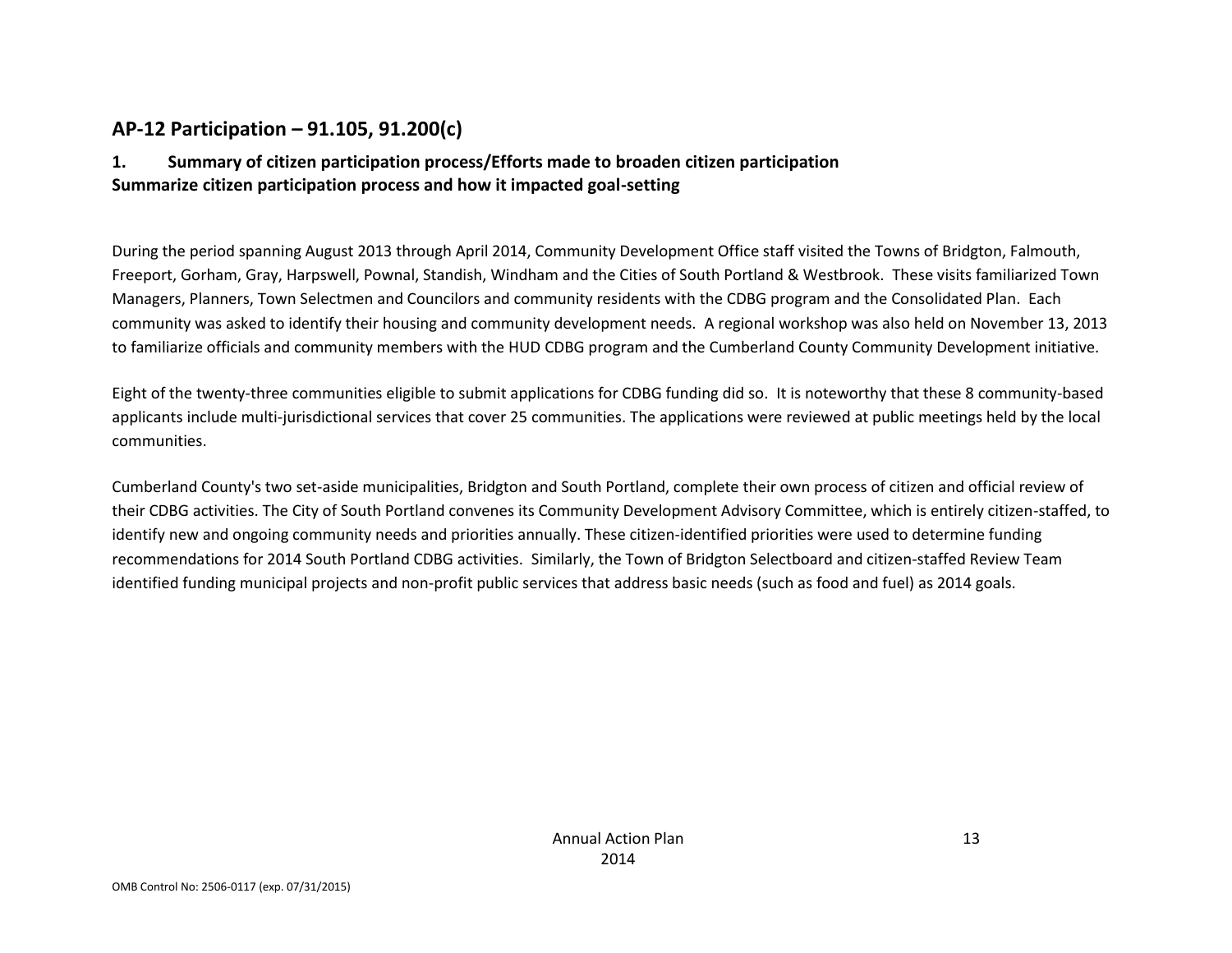## AP-12 Participation – 91.105, 91.200(c)

### 1. Summary of citizen participation process/Efforts made to broaden citizen participation

**Summarize citizen participation process and how it impacted goal-setting**

During the period spanning August 2013 through April 2014, Community Development Office staff visited the Towns of Bridgton, Falmouth, Freeport, Gorham, Gray, Harpswell, Pownal, Standish, Windham and the Cities of South Portland & Westbrook. These visits familiarized Town Managers, Planners, Town Selectmen and Councilors and community residents with the CDBG program and the Consolidated Plan. Each community was asked to identify their housing and community development needs. A regional workshop was also held on November 13, 2013 to familiarize officials and community members with the HUD CDBG program and the Cumberland County Community Development initiative.

Eight of the twenty-three communities eligible to submit applications for CDBG funding did so. It is noteworthy that these 8 community-based applicants include multi-jurisdictional services that cover 25 communities. The applications were reviewed at public meetings held by the local communities.

Cumberland County's two set-aside municipalities, Bridgton and South Portland, complete their own process of citizen and official review of their CDBG activities. The City of South Portland convenes its Community Development Advisory Committee, which is entirely citizen-staffed, to identify new and ongoing community needs and priorities annually. These citizen-identified priorities were used to determine funding recommendations for 2014 South Portland CDBG activities. Similarly, the Town of Bridgton Selectboard and citizen-staffed Review Team identified funding municipal projects and non-profit public services that address basic needs (such as food and fuel) as 2014 goals.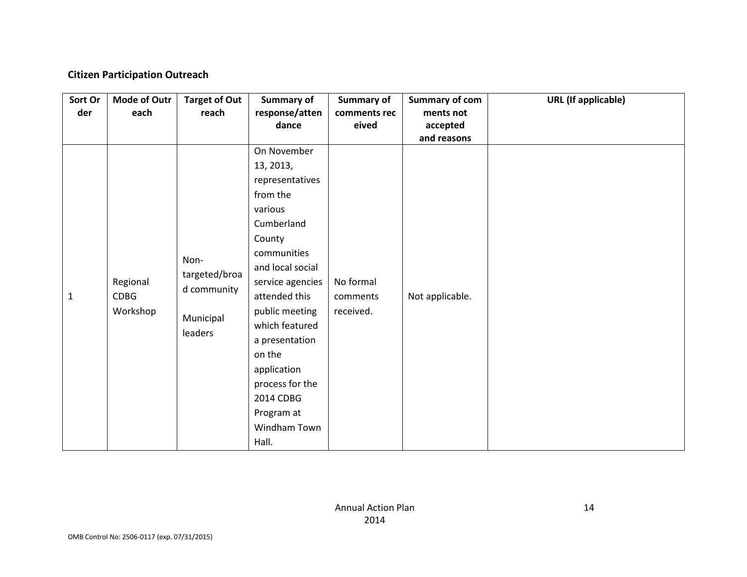**Citizen Participation Outreach**

| Sort Order | Mode of Outreach | Target of Outreach | Summary of response/attendance | Summary of comments received | Summary of comments not accepted and reasons | URL (If applicable) |
|---|---|---|---|---|---|---|
| 1 | Regional CDBG Workshop | Non-targeted/broad community<br><br>Municipal leaders | On November 13, 2013, representatives from the various Cumberland County communities and local social service agencies attended this public meeting which featured a presentation on the application process for the 2014 CDBG Program at Windham Town Hall. | No formal comments received. | Not applicable. | |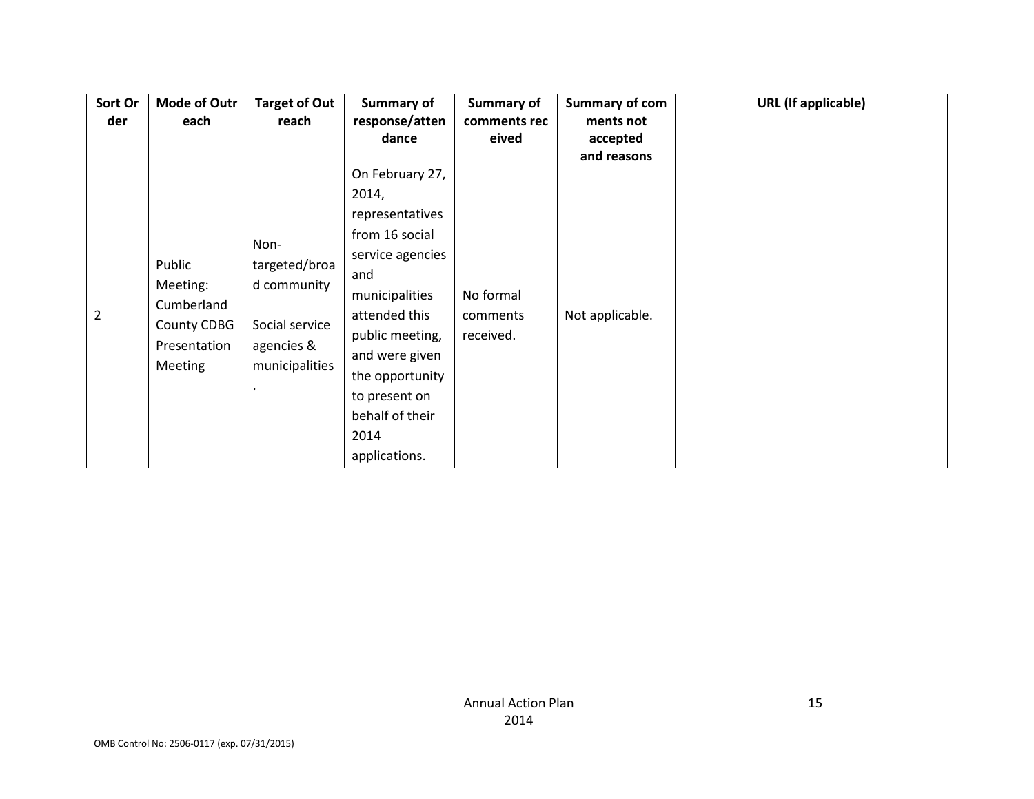| Sort Order | Mode of Outreach | Target of Outreach | Summary of response/attendance | Summary of comments received | Summary of comments not accepted and reasons | URL (If applicable) |
|---|---|---|---|---|---|---|
| 2 | Public Meeting: Cumberland County CDBG Presentation Meeting | Non-targeted/broad community<br><br>Social service agencies & municipalities. | On February 27, 2014, representatives from 16 social service agencies and municipalities attended this public meeting, and were given the opportunity to present on behalf of their 2014 applications. | No formal comments received. | Not applicable. | |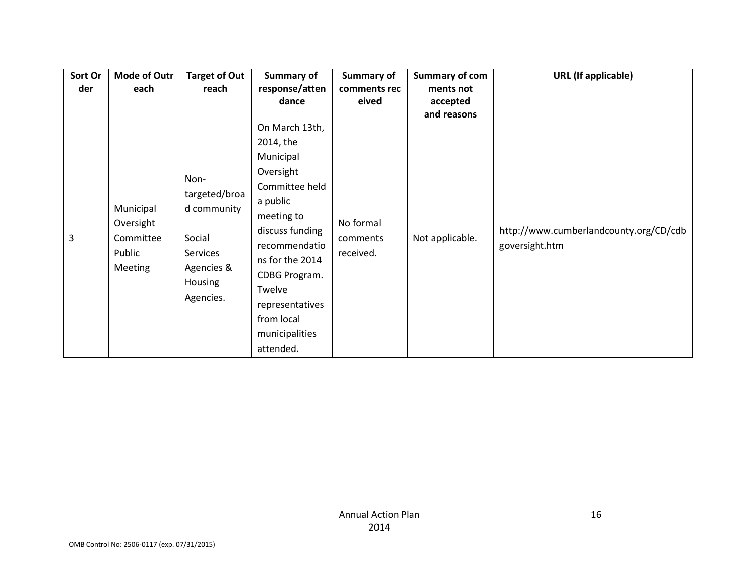| Sort Order | Mode of Outreach | Target of Outreach | Summary of response/attendance | Summary of comments received | Summary of comments not accepted and reasons | URL (If applicable) |
|---|---|---|---|---|---|---|
| 3 | Municipal Oversight Committee Public Meeting | Non-targeted/broad community<br><br>Social Services Agencies & Housing Agencies. | On March 13th, 2014, the Municipal Oversight Committee held a public meeting to discuss funding recommendations for the 2014 CDBG Program. Twelve representatives from local municipalities attended. | No formal comments received. | Not applicable. | http://www.cumberlandcounty.org/CD/cdbgoversight.htm |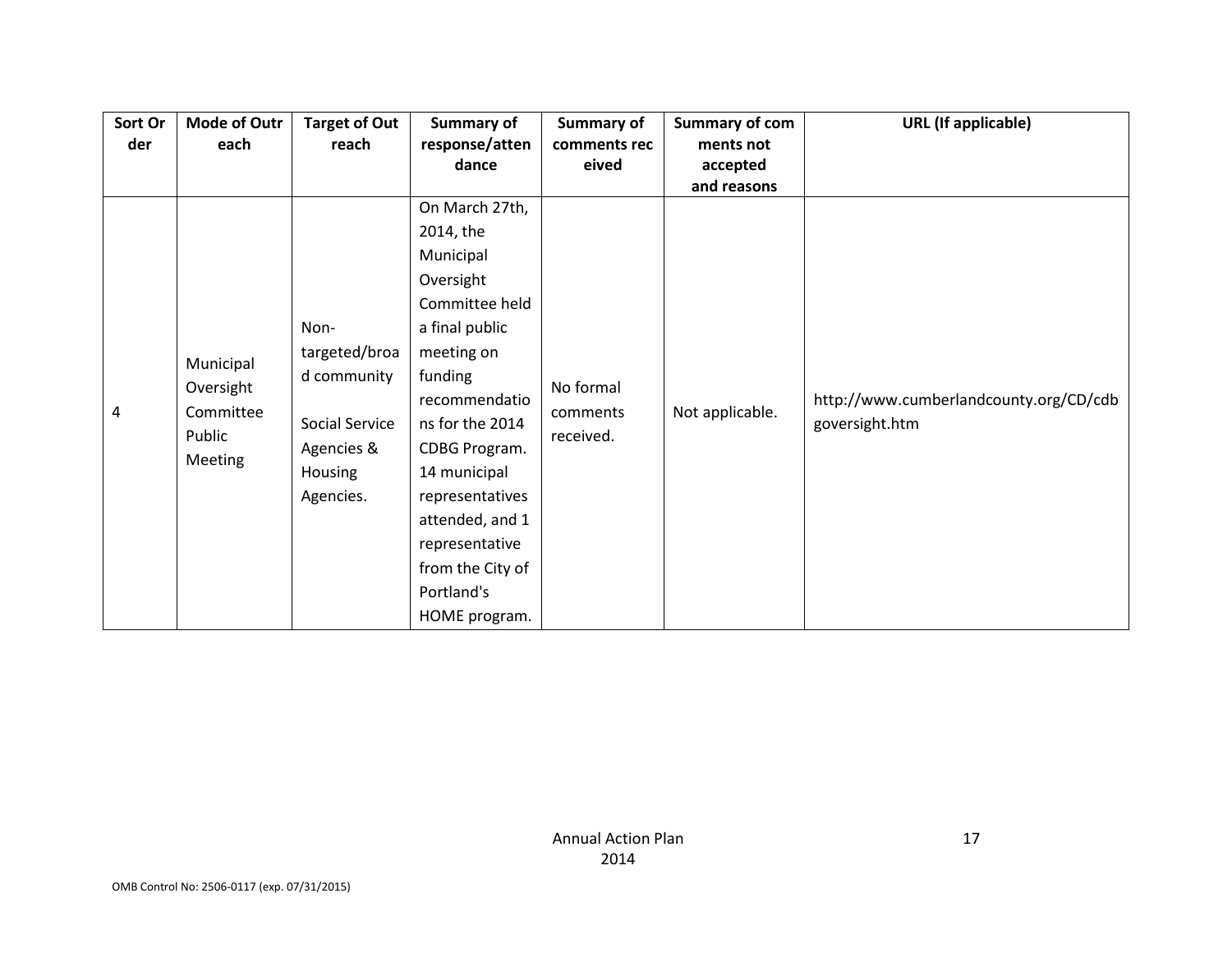| Sort Order | Mode of Outreach | Target of Outreach | Summary of response/attendance | Summary of comments received | Summary of comments not accepted and reasons | URL (If applicable) |
|---|---|---|---|---|---|---|
| 4 | Municipal Oversight Committee Public Meeting | Non-targeted/broad community<br><br>Social Service Agencies & Housing Agencies. | On March 27th, 2014, the Municipal Oversight Committee held a final public meeting on funding recommendations for the 2014 CDBG Program. 14 municipal representatives attended, and 1 representative from the City of Portland's HOME program. | No formal comments received. | Not applicable. | http://www.cumberlandcounty.org/CD/cdbgoversight.htm |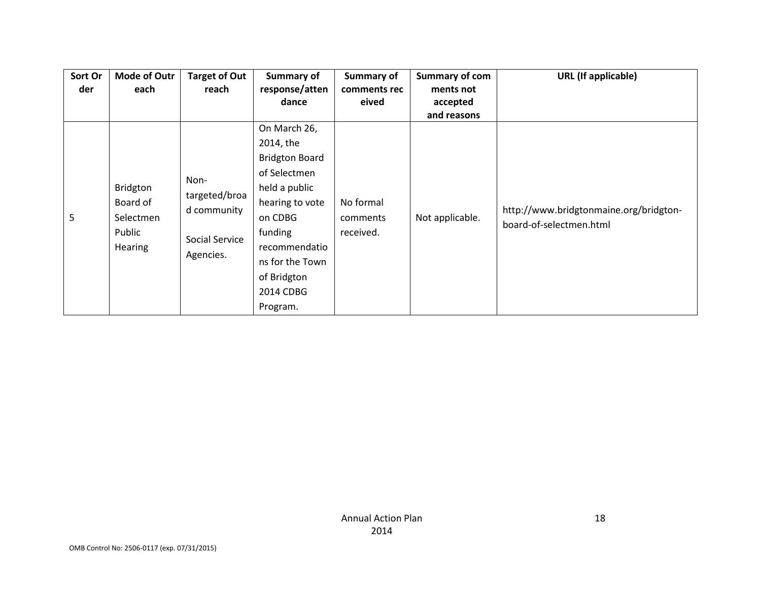| Sort Order | Mode of Outreach | Target of Outreach | Summary of response/attendance | Summary of comments received | Summary of comments not accepted and reasons | URL (If applicable) |
|---|---|---|---|---|---|---|
| 5 | Bridgton Board of Selectmen Public Hearing | Non-targeted/broad community<br><br>Social Service Agencies. | On March 26, 2014, the Bridgton Board of Selectmen held a public hearing to vote on CDBG funding recommendations for the Town of Bridgton 2014 CDBG Program. | No formal comments received. | Not applicable. | http://www.bridgtonmaine.org/bridgton-board-of-selectmen.html |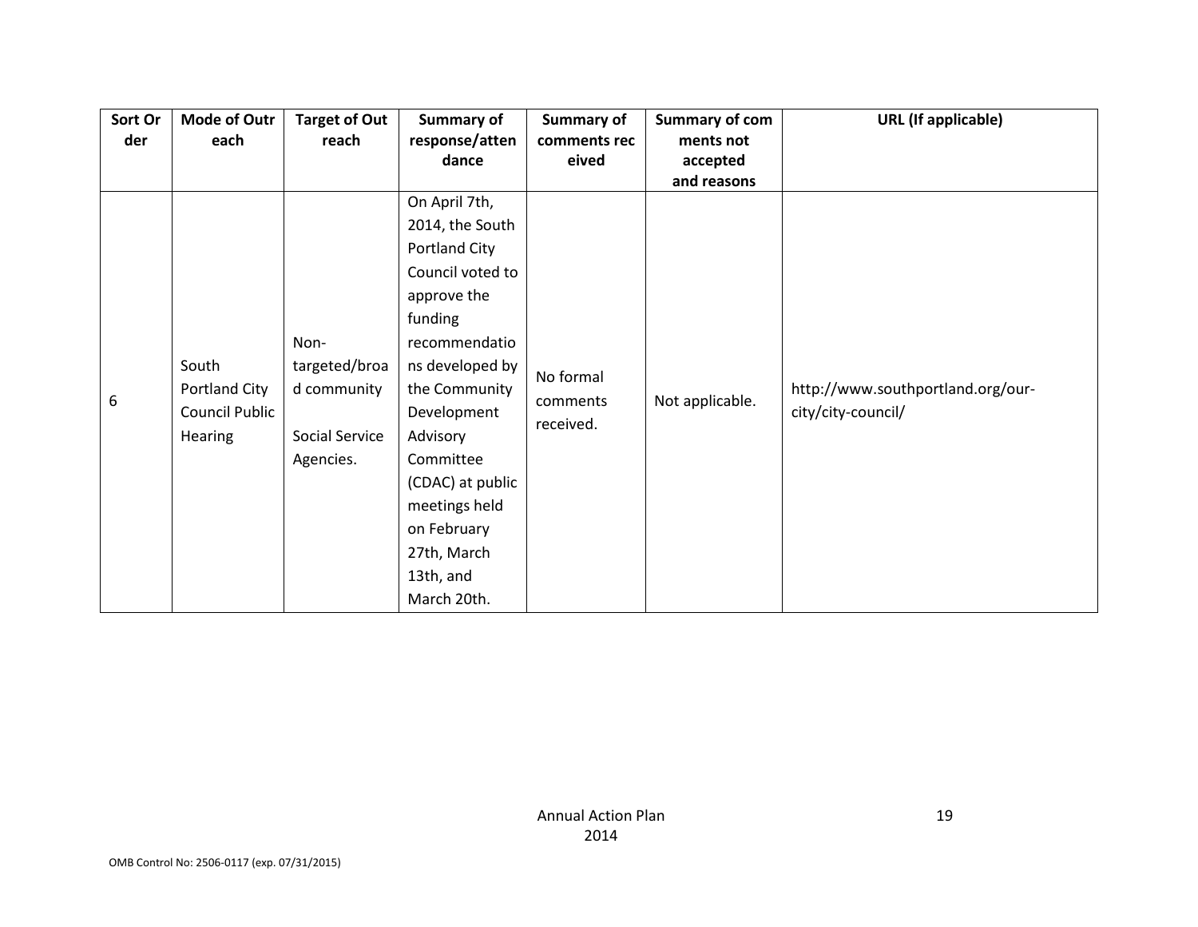| Sort Order | Mode of Outreach | Target of Outreach | Summary of response/attendance | Summary of comments received | Summary of comments not accepted and reasons | URL (If applicable) |
| --- | --- | --- | --- | --- | --- | --- |
| 6 | South Portland City Council Public Hearing | Non-targeted/broad community<br><br>Social Service Agencies. | On April 7th, 2014, the South Portland City Council voted to approve the funding recommendations developed by the Community Development Advisory Committee (CDAC) at public meetings held on February 27th, March 13th, and March 20th. | No formal comments received. | Not applicable. | http://www.southportland.org/our-city/city-council/ |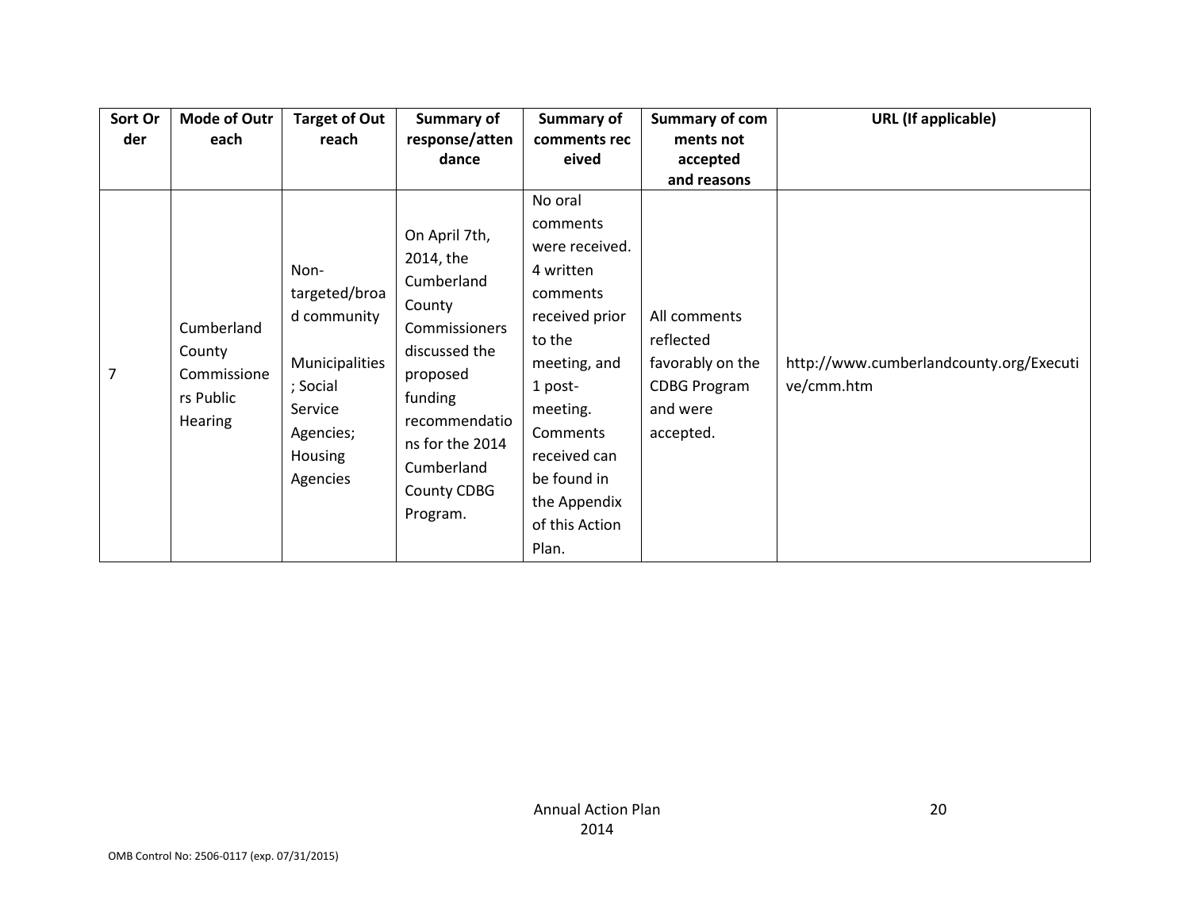| Sort Order | Mode of Outreach | Target of Outreach | Summary of response/attendance | Summary of comments received | Summary of comments not accepted and reasons | URL (If applicable) |
|---|---|---|---|---|---|---|
| 7 | Cumberland County Commissioners Public Hearing | Non-targeted/broad community<br><br>Municipalities; Social Service Agencies; Housing Agencies | On April 7th, 2014, the Cumberland County Commissioners discussed the proposed funding recommendations for the 2014 Cumberland County CDBG Program. | No oral comments were received. 4 written comments received prior to the meeting, and 1 post-meeting. Comments received can be found in the Appendix of this Action Plan. | All comments reflected favorably on the CDBG Program and were accepted. | http://www.cumberlandcounty.org/Executive/cmm.htm |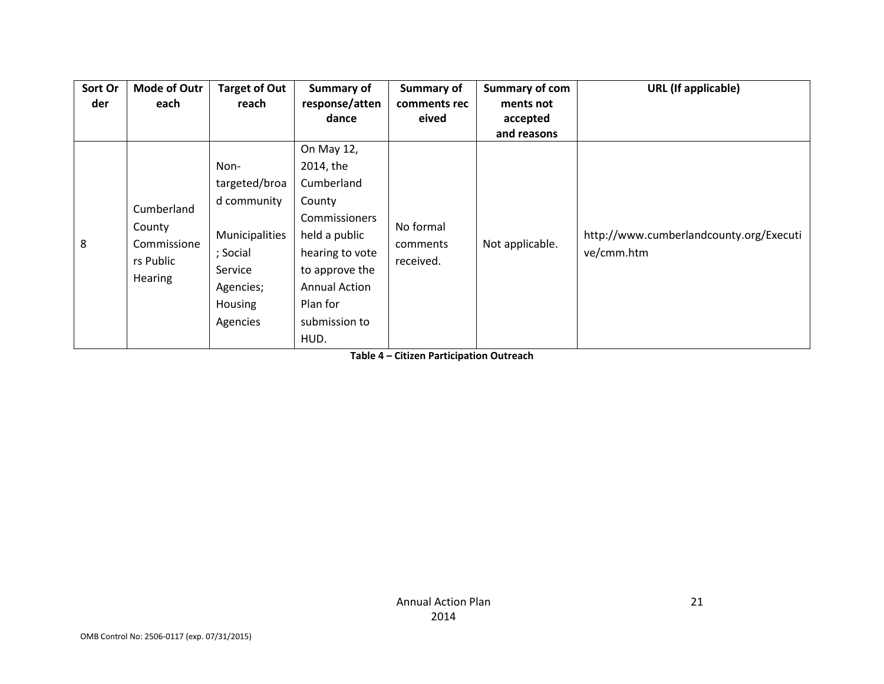| Sort Order | Mode of Outreach | Target of Outreach | Summary of response/attendance | Summary of comments received | Summary of comments not accepted and reasons | URL (If applicable) |
|---|---|---|---|---|---|---|
| 8 | Cumberland County Commissioners Public Hearing | Non-targeted/broad community<br><br>Municipalities; Social Service Agencies; Housing Agencies | On May 12, 2014, the Cumberland County Commissioners held a public hearing to vote to approve the Annual Action Plan for submission to HUD. | No formal comments received. | Not applicable. | http://www.cumberlandcounty.org/Executive/cmm.htm |

**Table 4 – Citizen Participation Outreach**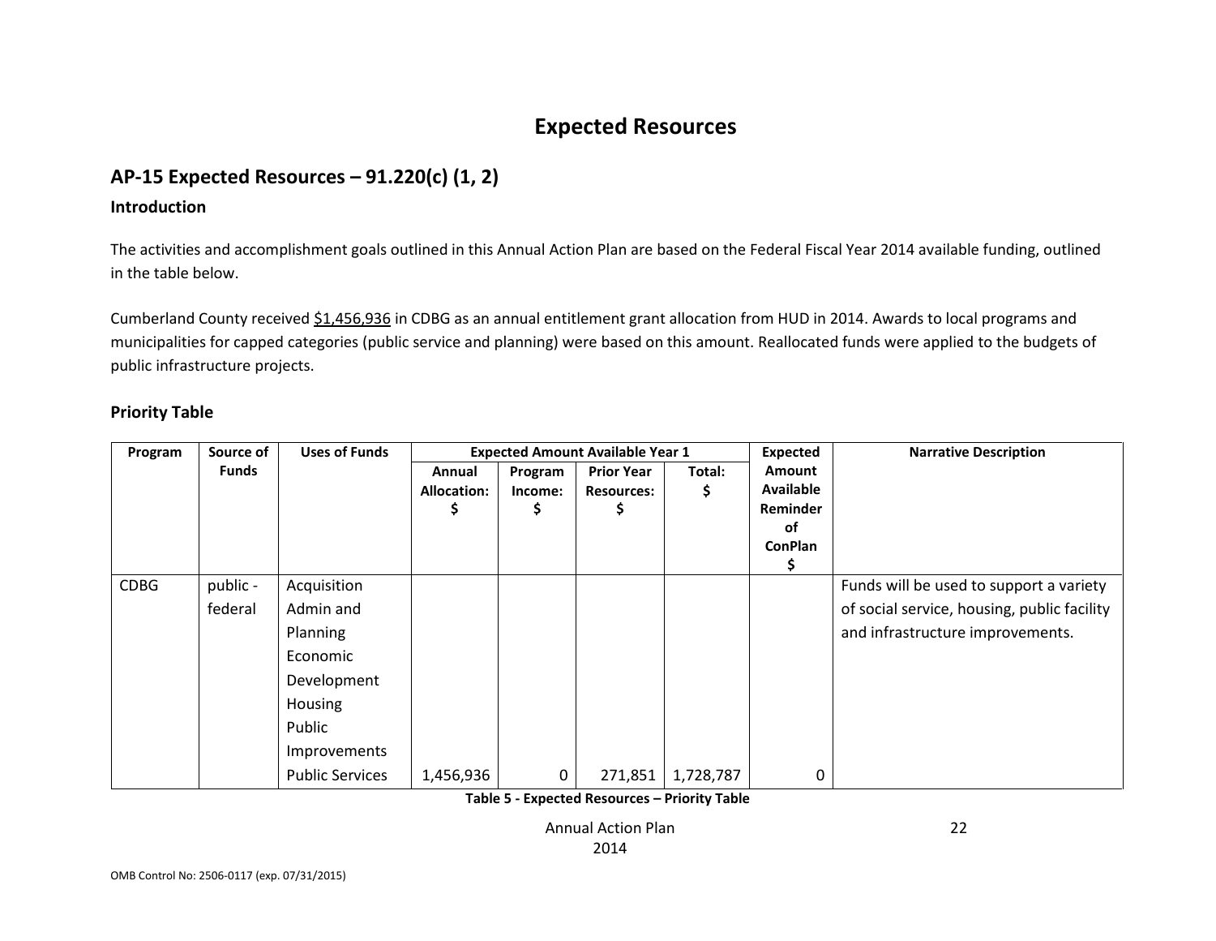# Expected Resources

## AP-15 Expected Resources – 91.220(c) (1, 2)

### Introduction

The activities and accomplishment goals outlined in this Annual Action Plan are based on the Federal Fiscal Year 2014 available funding, outlined in the table below.

Cumberland County received $1,456,936 in CDBG as an annual entitlement grant allocation from HUD in 2014. Awards to local programs and municipalities for capped categories (public service and planning) were based on this amount. Reallocated funds were applied to the budgets of public infrastructure projects.

### Priority Table

| Program | Source of Funds | Uses of Funds | Expected Amount Available Year 1 | | | | Expected Amount Available Reminder of ConPlan $ | Narrative Description |
|---|---|---|---|---|---|---|---|---|
| | | | Annual Allocation: $ | Program Income: $ | Prior Year Resources: $ | Total: $ | | |
| CDBG | public - federal | Acquisition<br>Admin and Planning<br>Economic Development<br>Housing<br>Public Improvements<br>Public Services | 1,456,936 | 0 | 271,851 | 1,728,787 | 0 | Funds will be used to support a variety of social service, housing, public facility and infrastructure improvements. |

Table 5 - Expected Resources – Priority Table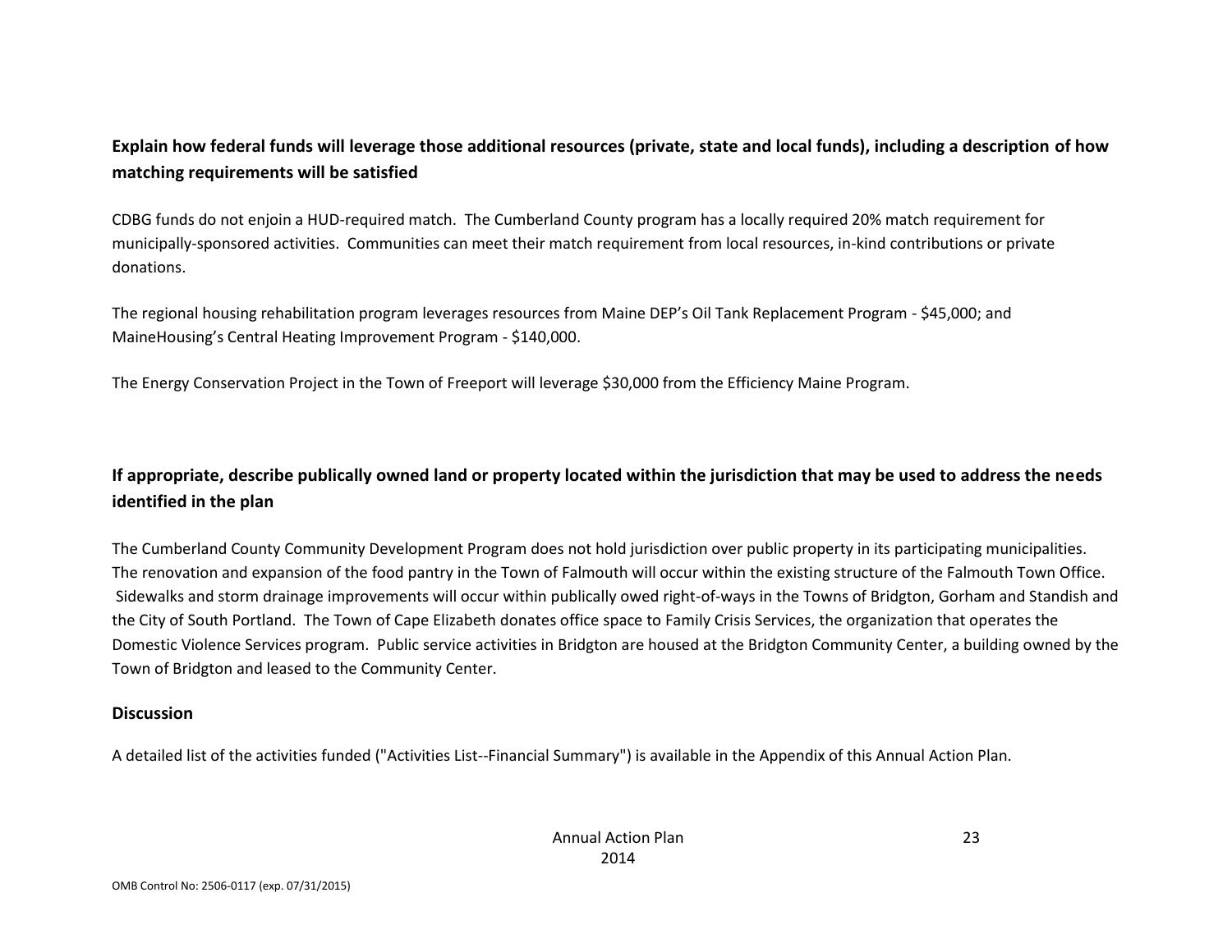**Explain how federal funds will leverage those additional resources (private, state and local funds), including a description of how matching requirements will be satisfied**

CDBG funds do not enjoin a HUD-required match. The Cumberland County program has a locally required 20% match requirement for municipally-sponsored activities. Communities can meet their match requirement from local resources, in-kind contributions or private donations.

The regional housing rehabilitation program leverages resources from Maine DEP's Oil Tank Replacement Program - $45,000; and MaineHousing's Central Heating Improvement Program - $140,000.

The Energy Conservation Project in the Town of Freeport will leverage $30,000 from the Efficiency Maine Program.

**If appropriate, describe publically owned land or property located within the jurisdiction that may be used to address the needs identified in the plan**

The Cumberland County Community Development Program does not hold jurisdiction over public property in its participating municipalities. The renovation and expansion of the food pantry in the Town of Falmouth will occur within the existing structure of the Falmouth Town Office. Sidewalks and storm drainage improvements will occur within publically owed right-of-ways in the Towns of Bridgton, Gorham and Standish and the City of South Portland. The Town of Cape Elizabeth donates office space to Family Crisis Services, the organization that operates the Domestic Violence Services program. Public service activities in Bridgton are housed at the Bridgton Community Center, a building owned by the Town of Bridgton and leased to the Community Center.

**Discussion**

A detailed list of the activities funded ("Activities List--Financial Summary") is available in the Appendix of this Annual Action Plan.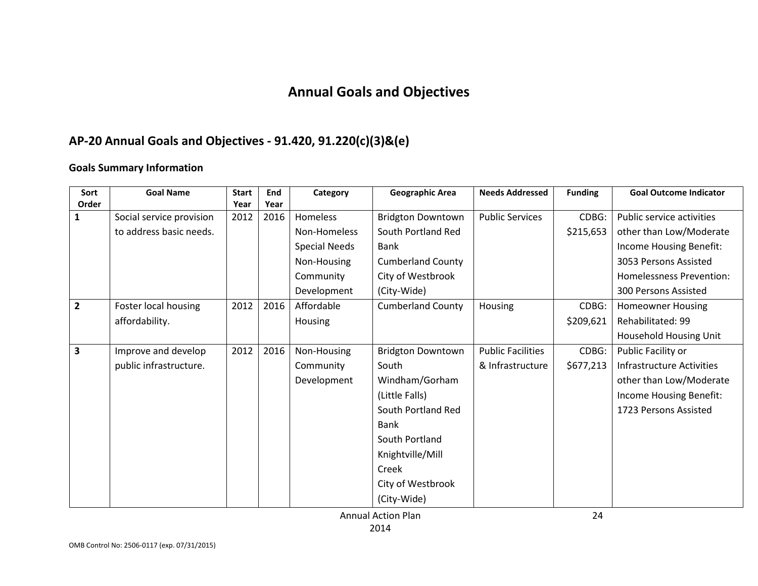# Annual Goals and Objectives

## AP-20 Annual Goals and Objectives - 91.420, 91.220(c)(3)&(e)

### Goals Summary Information

| Sort Order | Goal Name | Start Year | End Year | Category | Geographic Area | Needs Addressed | Funding | Goal Outcome Indicator |
|---|---|---|---|---|---|---|---|---|
| 1 | Social service provision to address basic needs. | 2012 | 2016 | Homeless<br>Non-Homeless Special Needs<br>Non-Housing Community Development | Bridgton Downtown<br>South Portland Red Bank<br>Cumberland County<br>City of Westbrook (City-Wide) | Public Services | CDBG: $215,653 | Public service activities other than Low/Moderate Income Housing Benefit: 3053 Persons Assisted<br>Homelessness Prevention: 300 Persons Assisted |
| 2 | Foster local housing affordability. | 2012 | 2016 | Affordable Housing | Cumberland County | Housing | CDBG: $209,621 | Homeowner Housing Rehabilitated: 99 Household Housing Unit |
| 3 | Improve and develop public infrastructure. | 2012 | 2016 | Non-Housing Community Development | Bridgton Downtown<br>South Windham/Gorham (Little Falls)<br>South Portland Red Bank<br>South Portland Knightville/Mill Creek<br>City of Westbrook (City-Wide) | Public Facilities & Infrastructure | CDBG: $677,213 | Public Facility or Infrastructure Activities other than Low/Moderate Income Housing Benefit: 1723 Persons Assisted |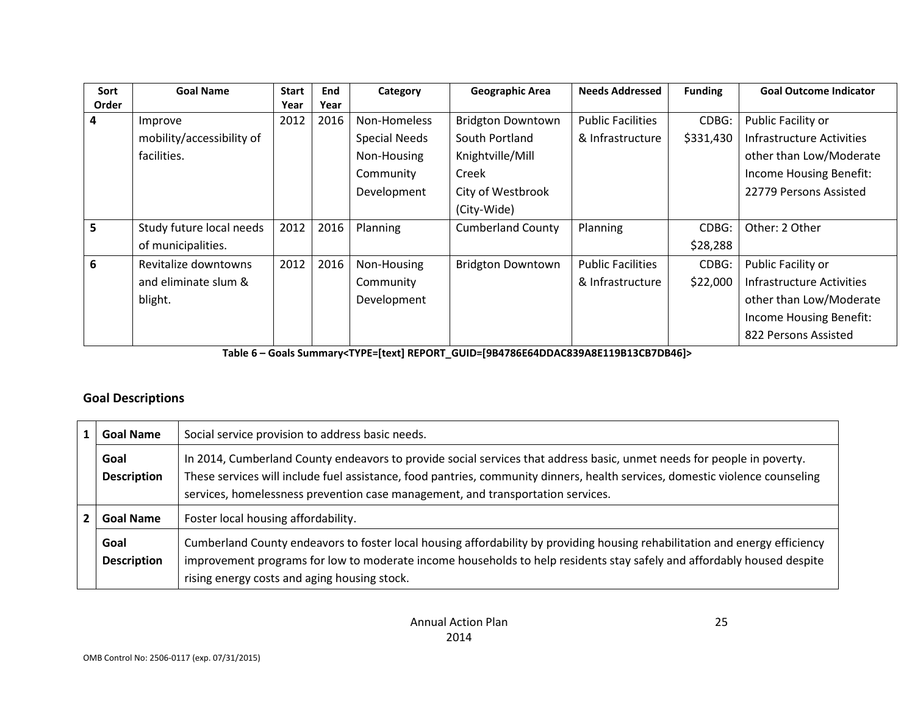| Sort Order | Goal Name | Start Year | End Year | Category | Geographic Area | Needs Addressed | Funding | Goal Outcome Indicator |
|---|---|---|---|---|---|---|---|---|
| 4 | Improve mobility/accessibility of facilities. | 2012 | 2016 | Non-Homeless Special Needs Non-Housing Community Development | Bridgton Downtown South Portland Knightville/Mill Creek City of Westbrook (City-Wide) | Public Facilities & Infrastructure | CDBG: $331,430 | Public Facility or Infrastructure Activities other than Low/Moderate Income Housing Benefit: 22779 Persons Assisted |
| 5 | Study future local needs of municipalities. | 2012 | 2016 | Planning | Cumberland County | Planning | CDBG: $28,288 | Other: 2 Other |
| 6 | Revitalize downtowns and eliminate slum & blight. | 2012 | 2016 | Non-Housing Community Development | Bridgton Downtown | Public Facilities & Infrastructure | CDBG: $22,000 | Public Facility or Infrastructure Activities other than Low/Moderate Income Housing Benefit: 822 Persons Assisted |

**Table 6 – Goals Summary<TYPE=[text] REPORT_GUID=[9B4786E64DDAC839A8E119B13CB7DB46]>**

## Goal Descriptions

| | | |
|---|---|---|
| 1 | **Goal Name** | Social service provision to address basic needs. |
| | **Goal Description** | In 2014, Cumberland County endeavors to provide social services that address basic, unmet needs for people in poverty. These services will include fuel assistance, food pantries, community dinners, health services, domestic violence counseling services, homelessness prevention case management, and transportation services. |
| 2 | **Goal Name** | Foster local housing affordability. |
| | **Goal Description** | Cumberland County endeavors to foster local housing affordability by providing housing rehabilitation and energy efficiency improvement programs for low to moderate income households to help residents stay safely and affordably housed despite rising energy costs and aging housing stock. |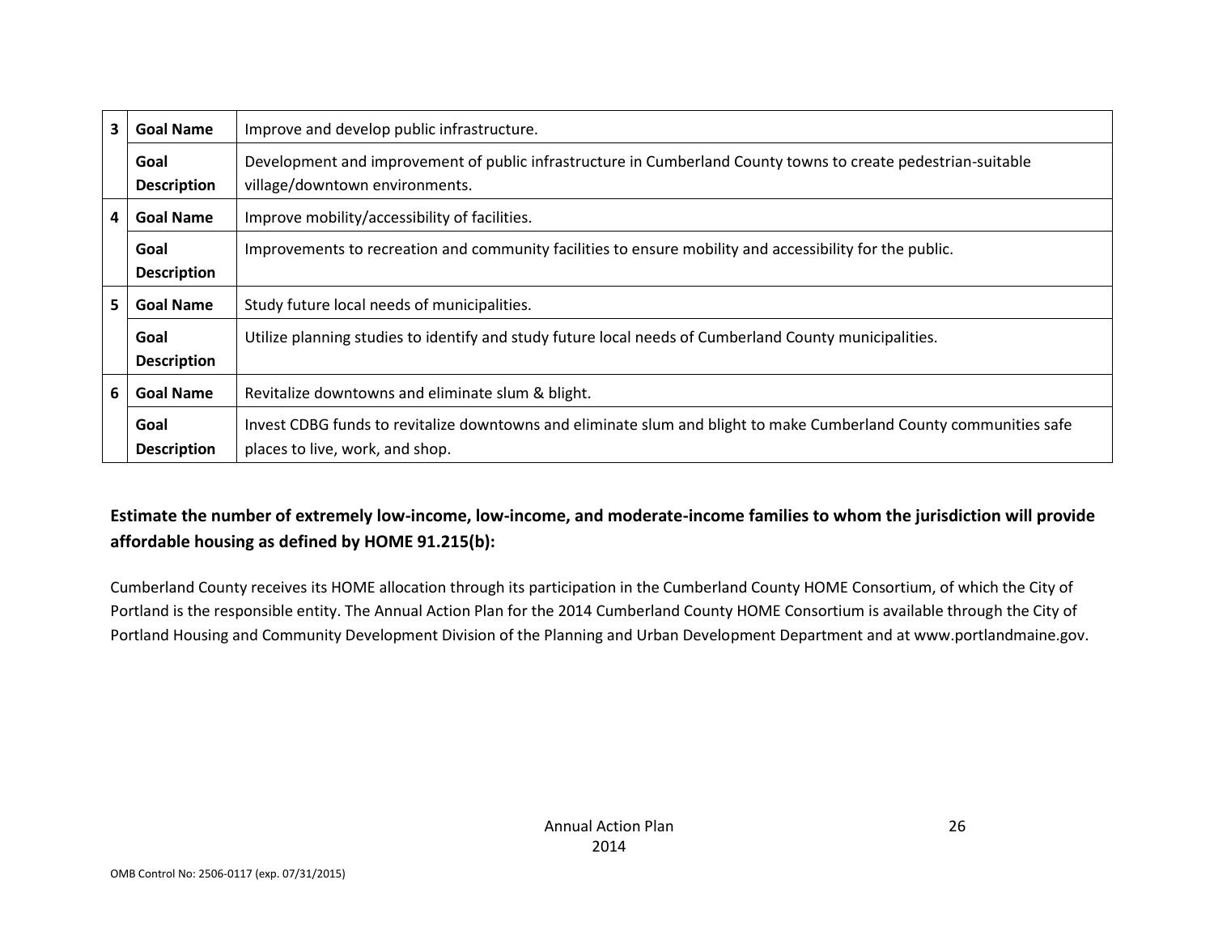| | | |
|---|---|---|
| 3 | **Goal Name** | Improve and develop public infrastructure. |
| | **Goal Description** | Development and improvement of public infrastructure in Cumberland County towns to create pedestrian-suitable village/downtown environments. |
| 4 | **Goal Name** | Improve mobility/accessibility of facilities. |
| | **Goal Description** | Improvements to recreation and community facilities to ensure mobility and accessibility for the public. |
| 5 | **Goal Name** | Study future local needs of municipalities. |
| | **Goal Description** | Utilize planning studies to identify and study future local needs of Cumberland County municipalities. |
| 6 | **Goal Name** | Revitalize downtowns and eliminate slum & blight. |
| | **Goal Description** | Invest CDBG funds to revitalize downtowns and eliminate slum and blight to make Cumberland County communities safe places to live, work, and shop. |

**Estimate the number of extremely low-income, low-income, and moderate-income families to whom the jurisdiction will provide affordable housing as defined by HOME 91.215(b):**

Cumberland County receives its HOME allocation through its participation in the Cumberland County HOME Consortium, of which the City of Portland is the responsible entity. The Annual Action Plan for the 2014 Cumberland County HOME Consortium is available through the City of Portland Housing and Community Development Division of the Planning and Urban Development Department and at www.portlandmaine.gov.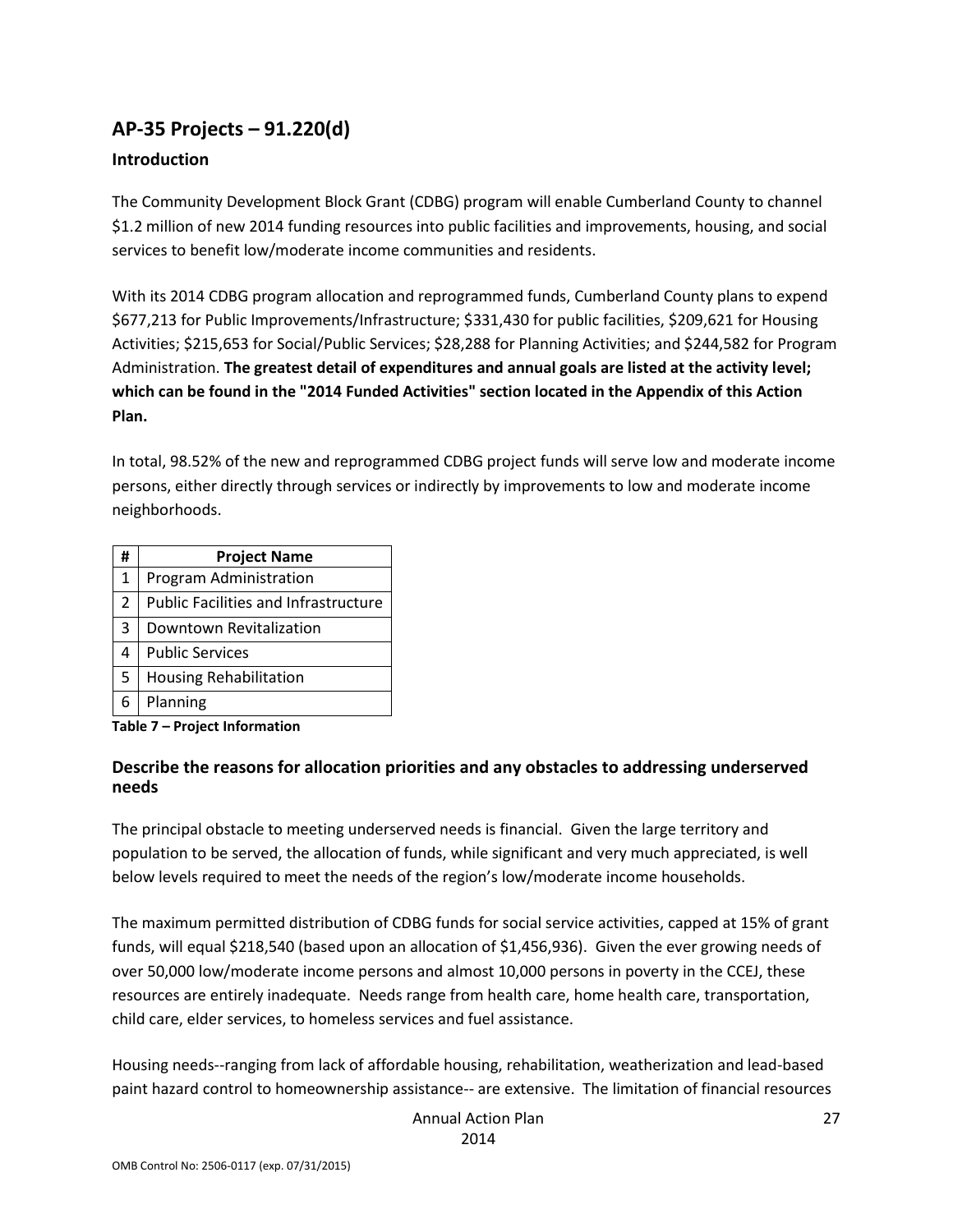## AP-35 Projects – 91.220(d)

### Introduction

The Community Development Block Grant (CDBG) program will enable Cumberland County to channel $1.2 million of new 2014 funding resources into public facilities and improvements, housing, and social services to benefit low/moderate income communities and residents.

With its 2014 CDBG program allocation and reprogrammed funds, Cumberland County plans to expend $677,213 for Public Improvements/Infrastructure; $331,430 for public facilities, $209,621 for Housing Activities; $215,653 for Social/Public Services; $28,288 for Planning Activities; and $244,582 for Program Administration. **The greatest detail of expenditures and annual goals are listed at the activity level; which can be found in the "2014 Funded Activities" section located in the Appendix of this Action Plan.**

In total, 98.52% of the new and reprogrammed CDBG project funds will serve low and moderate income persons, either directly through services or indirectly by improvements to low and moderate income neighborhoods.

| # | Project Name |
|---|---|
| 1 | Program Administration |
| 2 | Public Facilities and Infrastructure |
| 3 | Downtown Revitalization |
| 4 | Public Services |
| 5 | Housing Rehabilitation |
| 6 | Planning |

**Table 7 – Project Information**

### Describe the reasons for allocation priorities and any obstacles to addressing underserved needs

The principal obstacle to meeting underserved needs is financial. Given the large territory and population to be served, the allocation of funds, while significant and very much appreciated, is well below levels required to meet the needs of the region's low/moderate income households.

The maximum permitted distribution of CDBG funds for social service activities, capped at 15% of grant funds, will equal $218,540 (based upon an allocation of $1,456,936). Given the ever growing needs of over 50,000 low/moderate income persons and almost 10,000 persons in poverty in the CCEJ, these resources are entirely inadequate. Needs range from health care, home health care, transportation, child care, elder services, to homeless services and fuel assistance.

Housing needs--ranging from lack of affordable housing, rehabilitation, weatherization and lead-based paint hazard control to homeownership assistance-- are extensive. The limitation of financial resources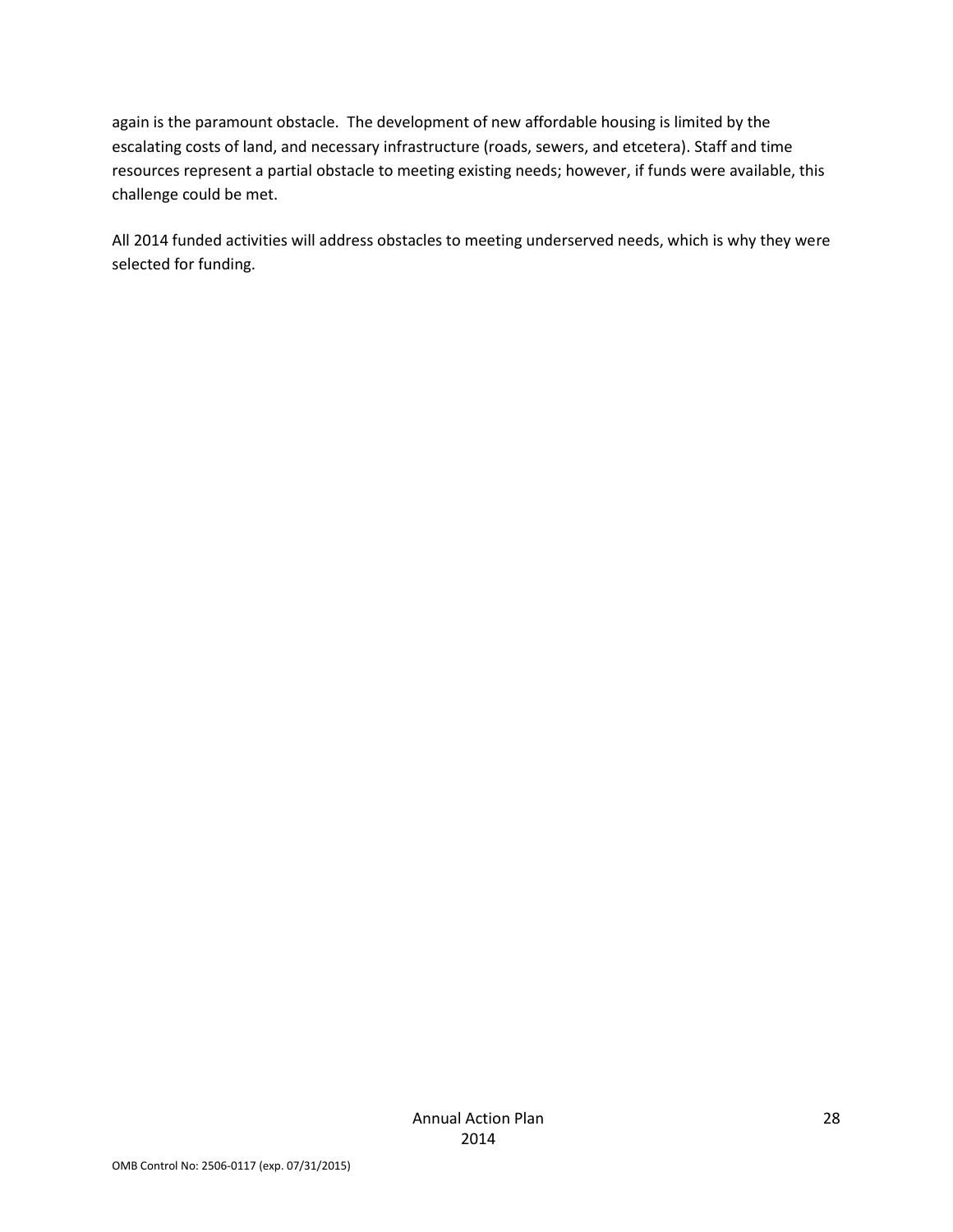again is the paramount obstacle. The development of new affordable housing is limited by the escalating costs of land, and necessary infrastructure (roads, sewers, and etcetera). Staff and time resources represent a partial obstacle to meeting existing needs; however, if funds were available, this challenge could be met.

All 2014 funded activities will address obstacles to meeting underserved needs, which is why they were selected for funding.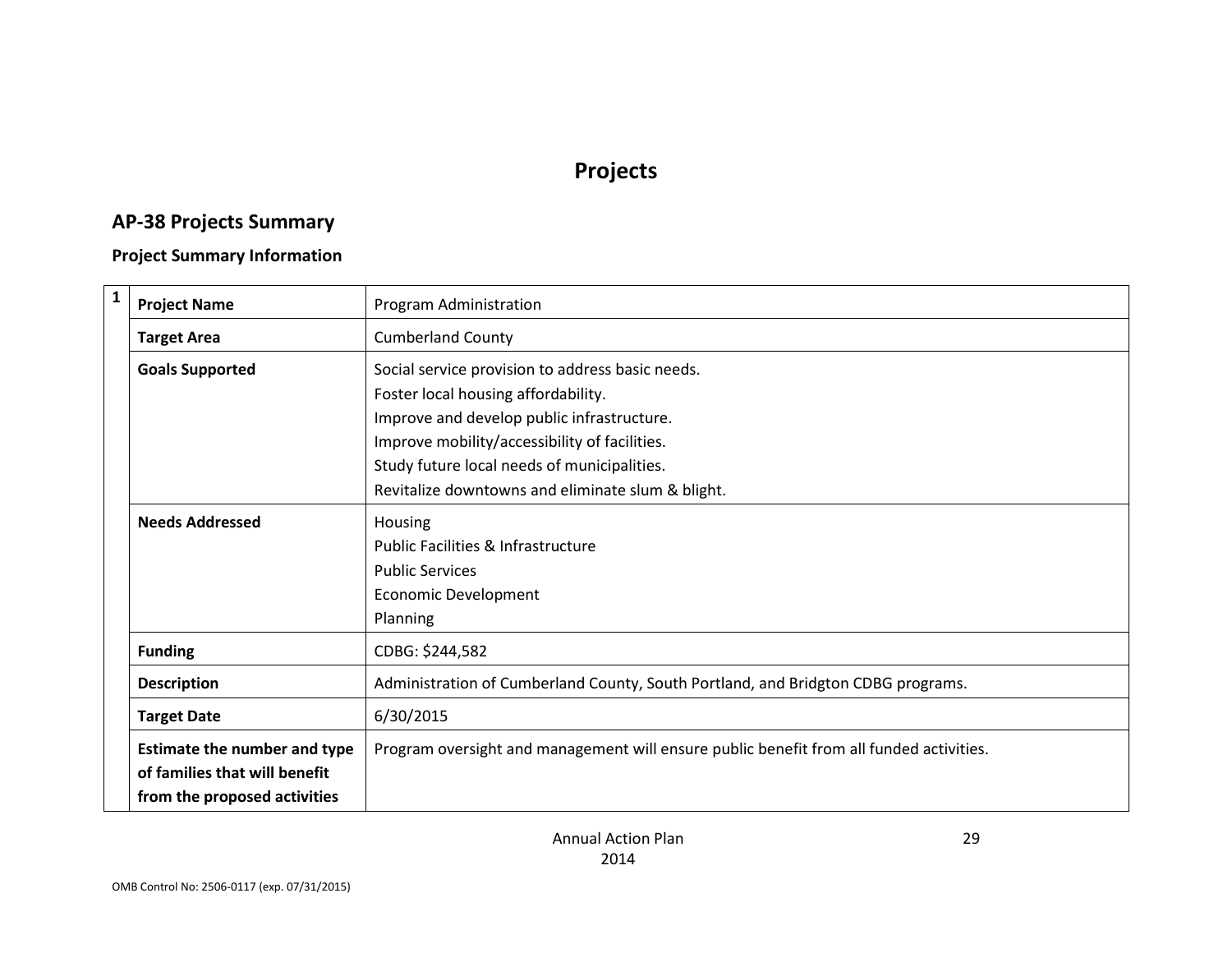# Projects

## AP-38 Projects Summary

### Project Summary Information

| 1 | | |
|---|---|---|
| | **Project Name** | Program Administration |
| | **Target Area** | Cumberland County |
| | **Goals Supported** | Social service provision to address basic needs.<br>Foster local housing affordability.<br>Improve and develop public infrastructure.<br>Improve mobility/accessibility of facilities.<br>Study future local needs of municipalities.<br>Revitalize downtowns and eliminate slum & blight. |
| | **Needs Addressed** | Housing<br>Public Facilities & Infrastructure<br>Public Services<br>Economic Development<br>Planning |
| | **Funding** | CDBG: $244,582 |
| | **Description** | Administration of Cumberland County, South Portland, and Bridgton CDBG programs. |
| | **Target Date** | 6/30/2015 |
| | **Estimate the number and type of families that will benefit from the proposed activities** | Program oversight and management will ensure public benefit from all funded activities. |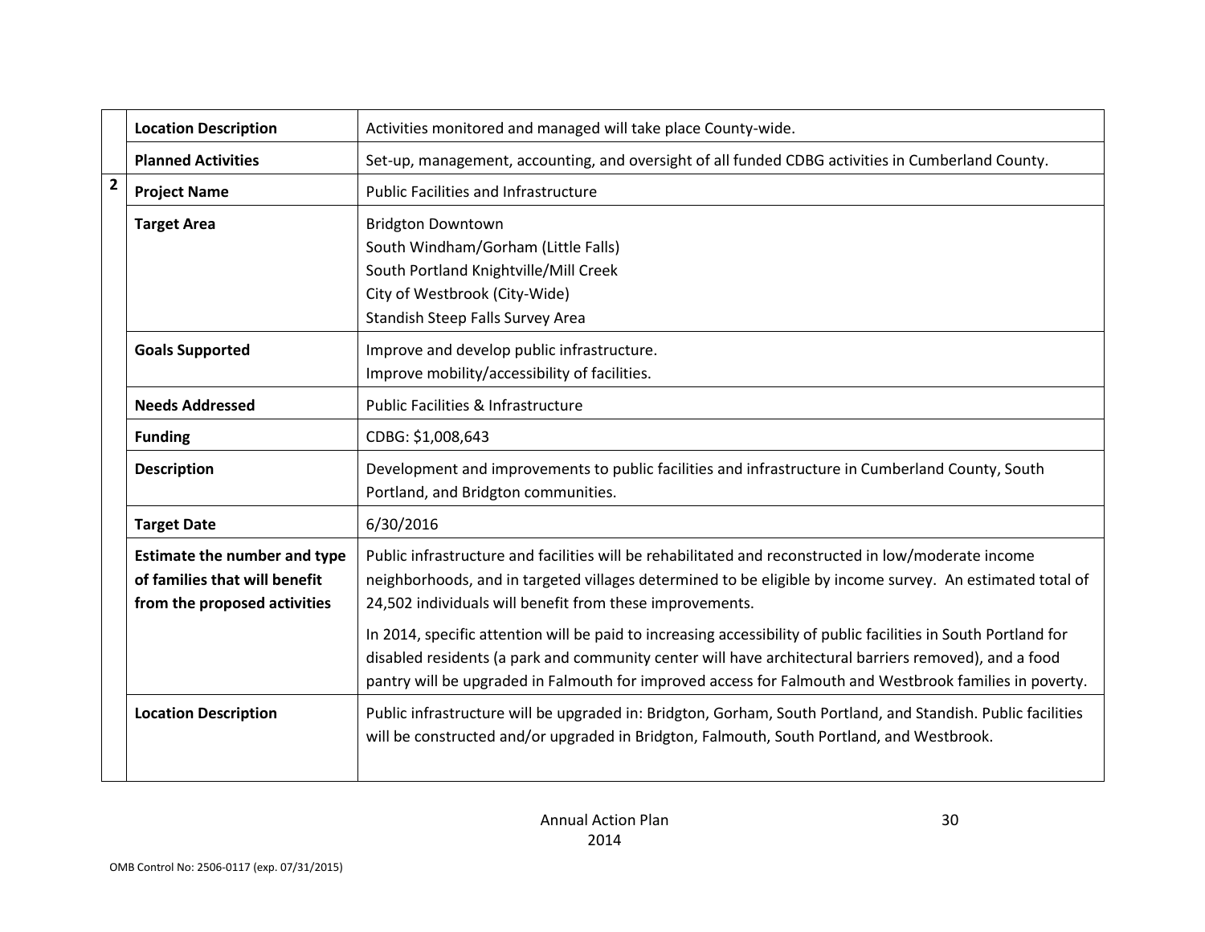| | | |
|---|---|---|
| | **Location Description** | Activities monitored and managed will take place County-wide. |
| | **Planned Activities** | Set-up, management, accounting, and oversight of all funded CDBG activities in Cumberland County. |
| **2** | **Project Name** | Public Facilities and Infrastructure |
| | **Target Area** | Bridgton Downtown<br>South Windham/Gorham (Little Falls)<br>South Portland Knightville/Mill Creek<br>City of Westbrook (City-Wide)<br>Standish Steep Falls Survey Area |
| | **Goals Supported** | Improve and develop public infrastructure.<br>Improve mobility/accessibility of facilities. |
| | **Needs Addressed** | Public Facilities & Infrastructure |
| | **Funding** | CDBG: $1,008,643 |
| | **Description** | Development and improvements to public facilities and infrastructure in Cumberland County, South Portland, and Bridgton communities. |
| | **Target Date** | 6/30/2016 |
| | **Estimate the number and type of families that will benefit from the proposed activities** | Public infrastructure and facilities will be rehabilitated and reconstructed in low/moderate income neighborhoods, and in targeted villages determined to be eligible by income survey. An estimated total of 24,502 individuals will benefit from these improvements.<br>In 2014, specific attention will be paid to increasing accessibility of public facilities in South Portland for disabled residents (a park and community center will have architectural barriers removed), and a food pantry will be upgraded in Falmouth for improved access for Falmouth and Westbrook families in poverty. |
| | **Location Description** | Public infrastructure will be upgraded in: Bridgton, Gorham, South Portland, and Standish. Public facilities will be constructed and/or upgraded in Bridgton, Falmouth, South Portland, and Westbrook. |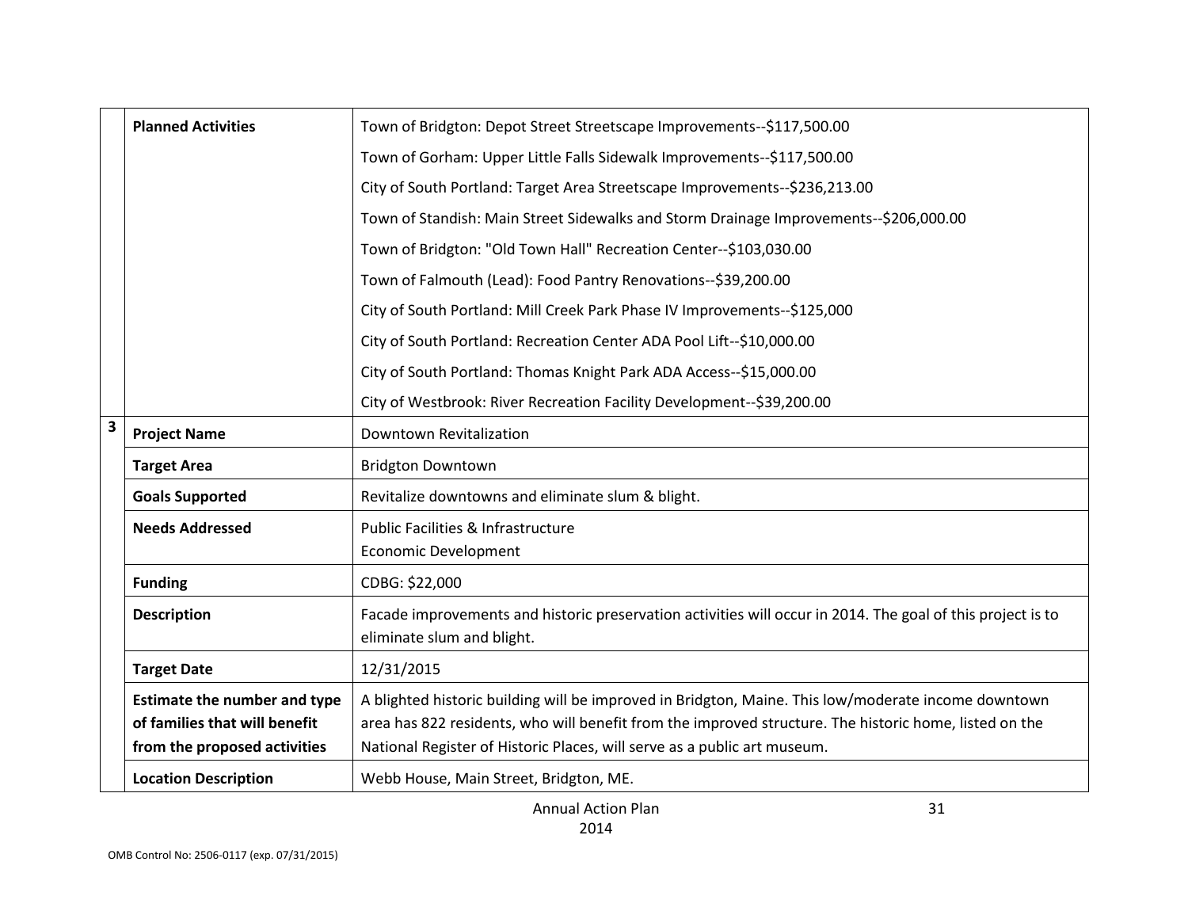| | | |
|---|---|---|
| | **Planned Activities** | Town of Bridgton: Depot Street Streetscape Improvements--$117,500.00<br>Town of Gorham: Upper Little Falls Sidewalk Improvements--$117,500.00<br>City of South Portland: Target Area Streetscape Improvements--$236,213.00<br>Town of Standish: Main Street Sidewalks and Storm Drainage Improvements--$206,000.00<br>Town of Bridgton: "Old Town Hall" Recreation Center--$103,030.00<br>Town of Falmouth (Lead): Food Pantry Renovations--$39,200.00<br>City of South Portland: Mill Creek Park Phase IV Improvements--$125,000<br>City of South Portland: Recreation Center ADA Pool Lift--$10,000.00<br>City of South Portland: Thomas Knight Park ADA Access--$15,000.00<br>City of Westbrook: River Recreation Facility Development--$39,200.00 |
| **3** | **Project Name** | Downtown Revitalization |
| | **Target Area** | Bridgton Downtown |
| | **Goals Supported** | Revitalize downtowns and eliminate slum & blight. |
| | **Needs Addressed** | Public Facilities & Infrastructure<br>Economic Development |
| | **Funding** | CDBG: $22,000 |
| | **Description** | Facade improvements and historic preservation activities will occur in 2014. The goal of this project is to eliminate slum and blight. |
| | **Target Date** | 12/31/2015 |
| | **Estimate the number and type of families that will benefit from the proposed activities** | A blighted historic building will be improved in Bridgton, Maine. This low/moderate income downtown area has 822 residents, who will benefit from the improved structure. The historic home, listed on the National Register of Historic Places, will serve as a public art museum. |
| | **Location Description** | Webb House, Main Street, Bridgton, ME. |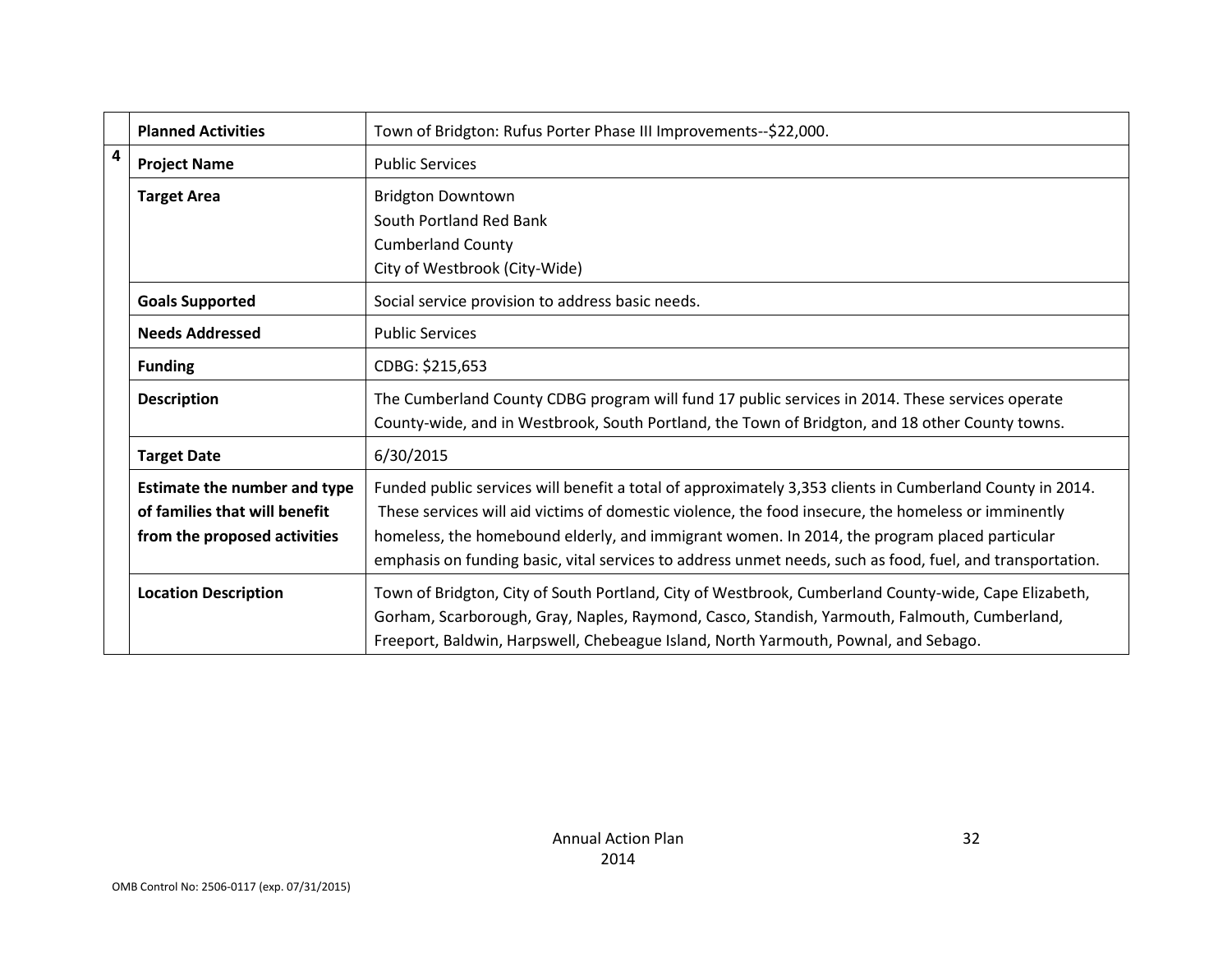| | | |
|---|---|---|
| | **Planned Activities** | Town of Bridgton: Rufus Porter Phase III Improvements--$22,000. |
| **4** | **Project Name** | Public Services |
| | **Target Area** | Bridgton Downtown<br>South Portland Red Bank<br>Cumberland County<br>City of Westbrook (City-Wide) |
| | **Goals Supported** | Social service provision to address basic needs. |
| | **Needs Addressed** | Public Services |
| | **Funding** | CDBG: $215,653 |
| | **Description** | The Cumberland County CDBG program will fund 17 public services in 2014. These services operate County-wide, and in Westbrook, South Portland, the Town of Bridgton, and 18 other County towns. |
| | **Target Date** | 6/30/2015 |
| | **Estimate the number and type of families that will benefit from the proposed activities** | Funded public services will benefit a total of approximately 3,353 clients in Cumberland County in 2014. These services will aid victims of domestic violence, the food insecure, the homeless or imminently homeless, the homebound elderly, and immigrant women. In 2014, the program placed particular emphasis on funding basic, vital services to address unmet needs, such as food, fuel, and transportation. |
| | **Location Description** | Town of Bridgton, City of South Portland, City of Westbrook, Cumberland County-wide, Cape Elizabeth, Gorham, Scarborough, Gray, Naples, Raymond, Casco, Standish, Yarmouth, Falmouth, Cumberland, Freeport, Baldwin, Harpswell, Chebeague Island, North Yarmouth, Pownal, and Sebago. |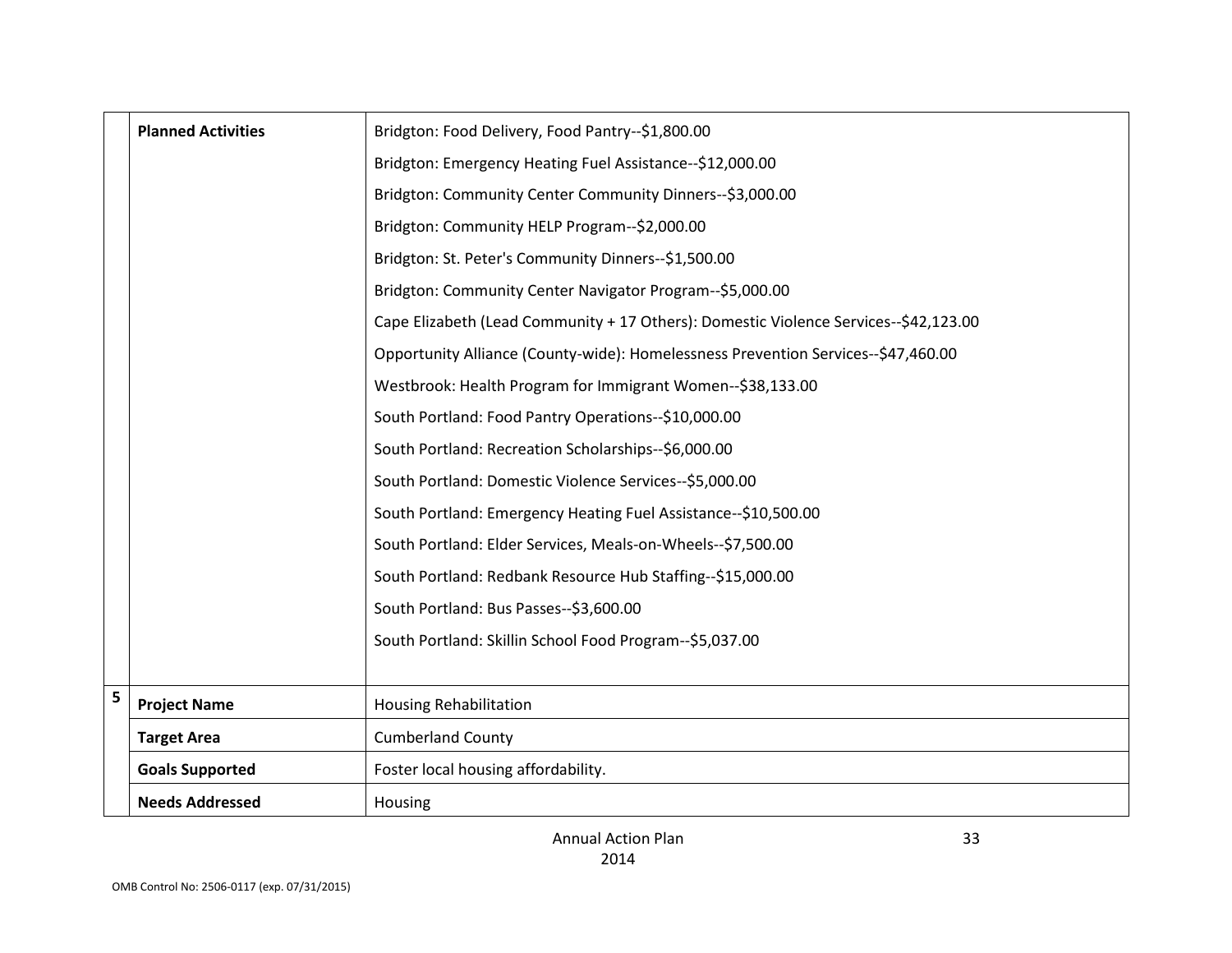| | | |
|---|---|---|
| | **Planned Activities** | Bridgton: Food Delivery, Food Pantry--$1,800.00<br>Bridgton: Emergency Heating Fuel Assistance--$12,000.00<br>Bridgton: Community Center Community Dinners--$3,000.00<br>Bridgton: Community HELP Program--$2,000.00<br>Bridgton: St. Peter's Community Dinners--$1,500.00<br>Bridgton: Community Center Navigator Program--$5,000.00<br>Cape Elizabeth (Lead Community + 17 Others): Domestic Violence Services--$42,123.00<br>Opportunity Alliance (County-wide): Homelessness Prevention Services--$47,460.00<br>Westbrook: Health Program for Immigrant Women--$38,133.00<br>South Portland: Food Pantry Operations--$10,000.00<br>South Portland: Recreation Scholarships--$6,000.00<br>South Portland: Domestic Violence Services--$5,000.00<br>South Portland: Emergency Heating Fuel Assistance--$10,500.00<br>South Portland: Elder Services, Meals-on-Wheels--$7,500.00<br>South Portland: Redbank Resource Hub Staffing--$15,000.00<br>South Portland: Bus Passes--$3,600.00<br>South Portland: Skillin School Food Program--$5,037.00 |
| 5 | **Project Name** | Housing Rehabilitation |
| | **Target Area** | Cumberland County |
| | **Goals Supported** | Foster local housing affordability. |
| | **Needs Addressed** | Housing |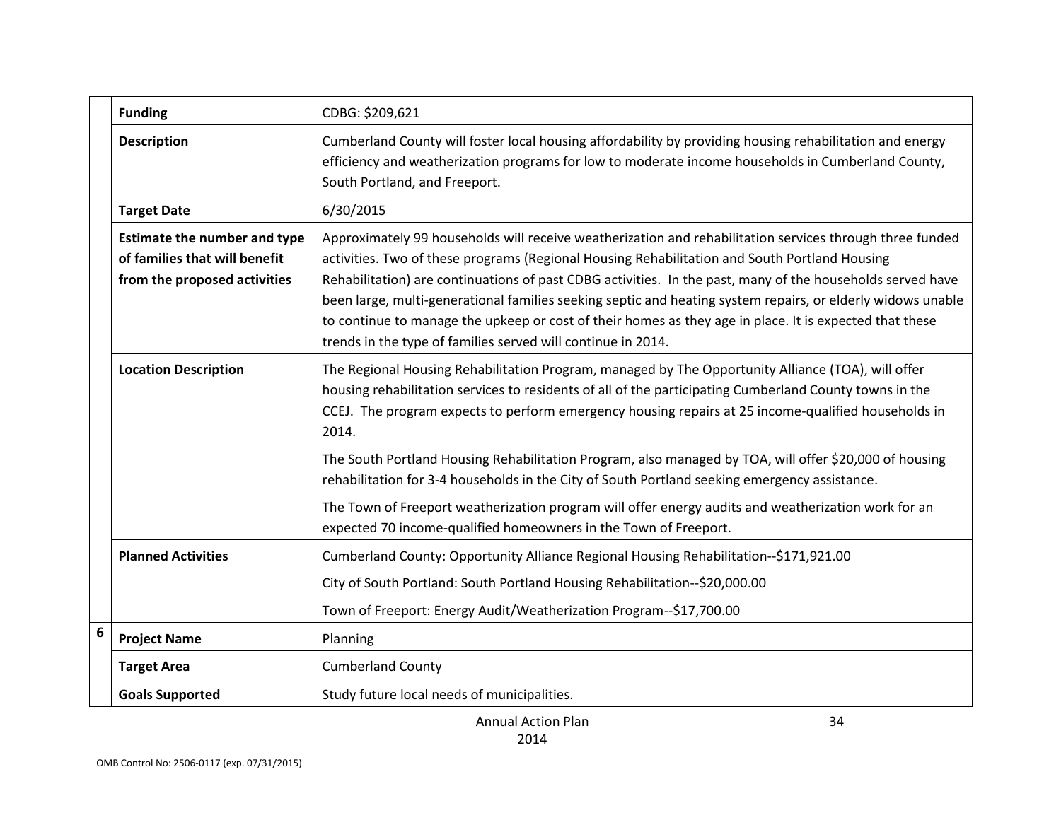| | | |
|---|---|---|
| | **Funding** | CDBG: $209,621 |
| | **Description** | Cumberland County will foster local housing affordability by providing housing rehabilitation and energy efficiency and weatherization programs for low to moderate income households in Cumberland County, South Portland, and Freeport. |
| | **Target Date** | 6/30/2015 |
| | **Estimate the number and type of families that will benefit from the proposed activities** | Approximately 99 households will receive weatherization and rehabilitation services through three funded activities. Two of these programs (Regional Housing Rehabilitation and South Portland Housing Rehabilitation) are continuations of past CDBG activities. In the past, many of the households served have been large, multi-generational families seeking septic and heating system repairs, or elderly widows unable to continue to manage the upkeep or cost of their homes as they age in place. It is expected that these trends in the type of families served will continue in 2014. |
| | **Location Description** | The Regional Housing Rehabilitation Program, managed by The Opportunity Alliance (TOA), will offer housing rehabilitation services to residents of all of the participating Cumberland County towns in the CCEJ. The program expects to perform emergency housing repairs at 25 income-qualified households in 2014.<br><br>The South Portland Housing Rehabilitation Program, also managed by TOA, will offer $20,000 of housing rehabilitation for 3-4 households in the City of South Portland seeking emergency assistance.<br><br>The Town of Freeport weatherization program will offer energy audits and weatherization work for an expected 70 income-qualified homeowners in the Town of Freeport. |
| | **Planned Activities** | Cumberland County: Opportunity Alliance Regional Housing Rehabilitation--$171,921.00<br><br>City of South Portland: South Portland Housing Rehabilitation--$20,000.00<br><br>Town of Freeport: Energy Audit/Weatherization Program--$17,700.00 |
| 6 | **Project Name** | Planning |
| | **Target Area** | Cumberland County |
| | **Goals Supported** | Study future local needs of municipalities. |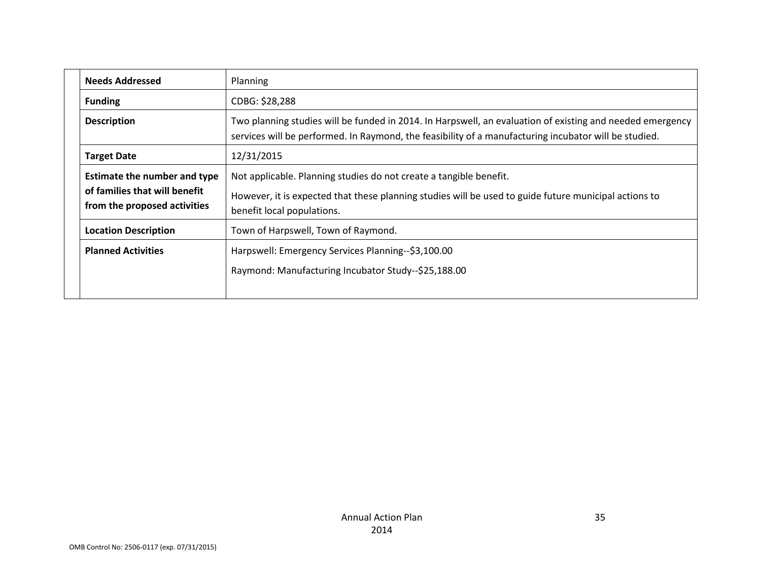| | |
|---|---|
| **Needs Addressed** | Planning |
| **Funding** | CDBG: $28,288 |
| **Description** | Two planning studies will be funded in 2014. In Harpswell, an evaluation of existing and needed emergency services will be performed. In Raymond, the feasibility of a manufacturing incubator will be studied. |
| **Target Date** | 12/31/2015 |
| **Estimate the number and type of families that will benefit from the proposed activities** | Not applicable. Planning studies do not create a tangible benefit.<br><br>However, it is expected that these planning studies will be used to guide future municipal actions to benefit local populations. |
| **Location Description** | Town of Harpswell, Town of Raymond. |
| **Planned Activities** | Harpswell: Emergency Services Planning--$3,100.00<br><br>Raymond: Manufacturing Incubator Study--$25,188.00 |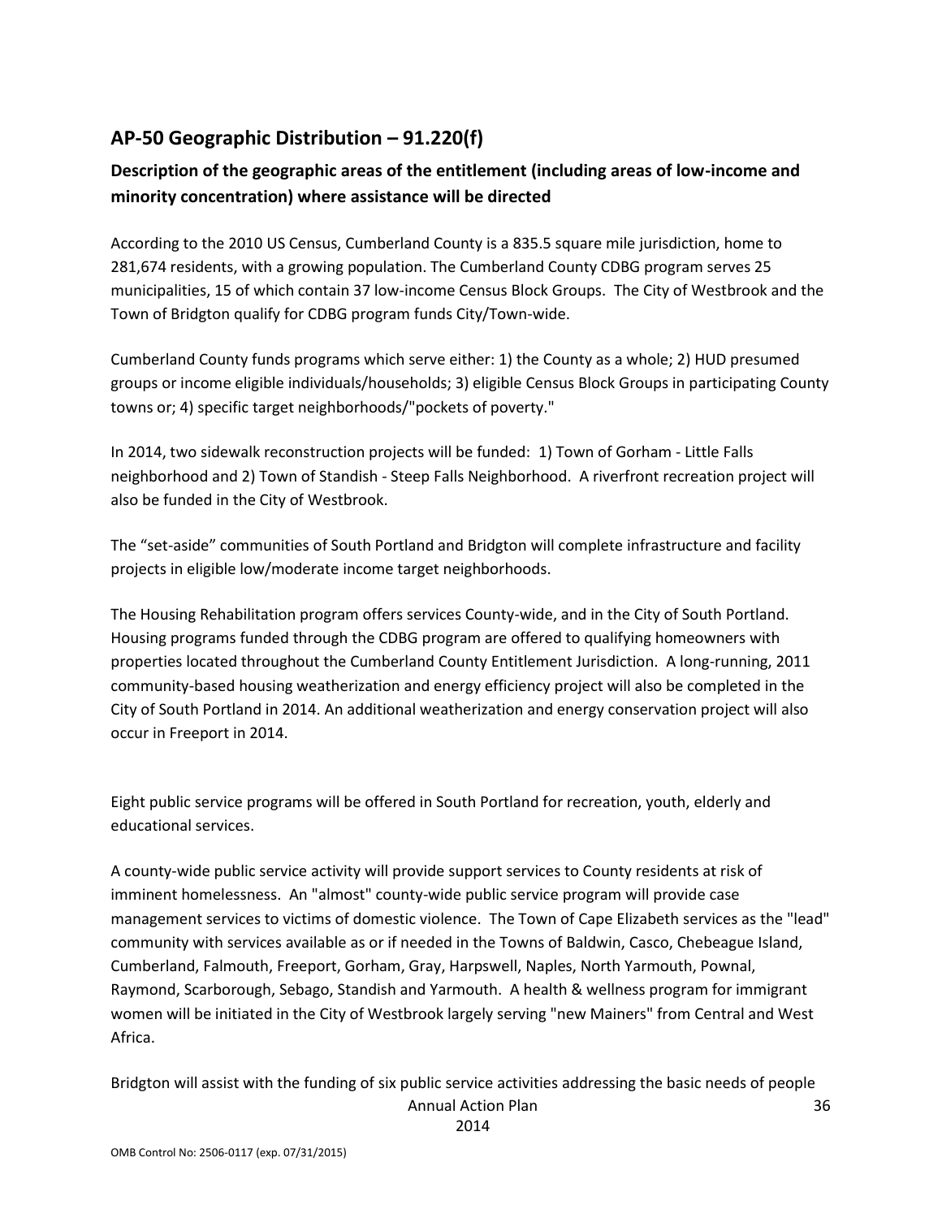## AP-50 Geographic Distribution – 91.220(f)

### Description of the geographic areas of the entitlement (including areas of low-income and minority concentration) where assistance will be directed

According to the 2010 US Census, Cumberland County is a 835.5 square mile jurisdiction, home to 281,674 residents, with a growing population. The Cumberland County CDBG program serves 25 municipalities, 15 of which contain 37 low-income Census Block Groups. The City of Westbrook and the Town of Bridgton qualify for CDBG program funds City/Town-wide.

Cumberland County funds programs which serve either: 1) the County as a whole; 2) HUD presumed groups or income eligible individuals/households; 3) eligible Census Block Groups in participating County towns or; 4) specific target neighborhoods/"pockets of poverty."

In 2014, two sidewalk reconstruction projects will be funded: 1) Town of Gorham - Little Falls neighborhood and 2) Town of Standish - Steep Falls Neighborhood. A riverfront recreation project will also be funded in the City of Westbrook.

The "set-aside" communities of South Portland and Bridgton will complete infrastructure and facility projects in eligible low/moderate income target neighborhoods.

The Housing Rehabilitation program offers services County-wide, and in the City of South Portland. Housing programs funded through the CDBG program are offered to qualifying homeowners with properties located throughout the Cumberland County Entitlement Jurisdiction. A long-running, 2011 community-based housing weatherization and energy efficiency project will also be completed in the City of South Portland in 2014. An additional weatherization and energy conservation project will also occur in Freeport in 2014.

Eight public service programs will be offered in South Portland for recreation, youth, elderly and educational services.

A county-wide public service activity will provide support services to County residents at risk of imminent homelessness. An "almost" county-wide public service program will provide case management services to victims of domestic violence. The Town of Cape Elizabeth services as the "lead" community with services available as or if needed in the Towns of Baldwin, Casco, Chebeague Island, Cumberland, Falmouth, Freeport, Gorham, Gray, Harpswell, Naples, North Yarmouth, Pownal, Raymond, Scarborough, Sebago, Standish and Yarmouth. A health & wellness program for immigrant women will be initiated in the City of Westbrook largely serving "new Mainers" from Central and West Africa.

Bridgton will assist with the funding of six public service activities addressing the basic needs of people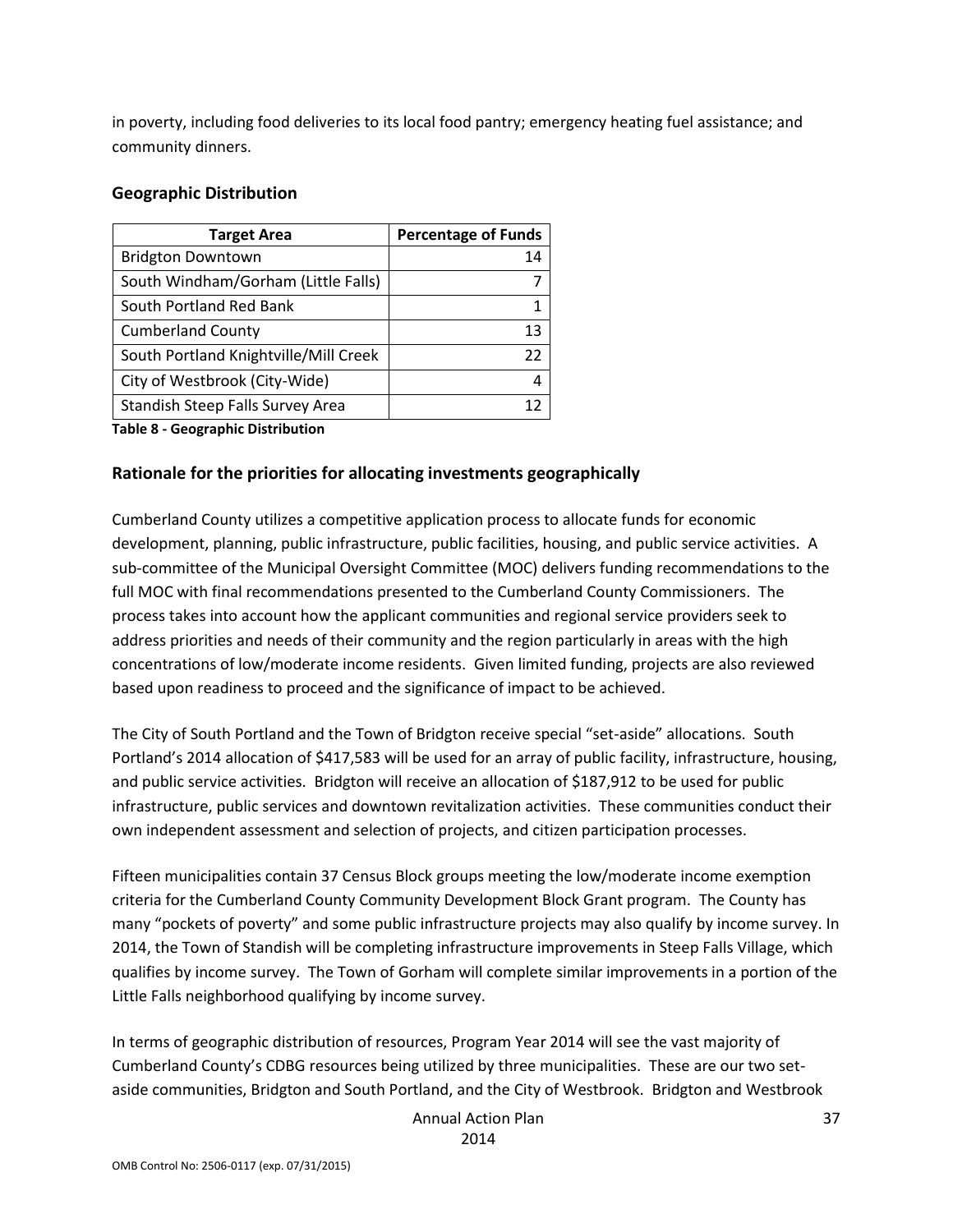in poverty, including food deliveries to its local food pantry; emergency heating fuel assistance; and community dinners.

## Geographic Distribution

| Target Area | Percentage of Funds |
|---|---|
| Bridgton Downtown | 14 |
| South Windham/Gorham (Little Falls) | 7 |
| South Portland Red Bank | 1 |
| Cumberland County | 13 |
| South Portland Knightville/Mill Creek | 22 |
| City of Westbrook (City-Wide) | 4 |
| Standish Steep Falls Survey Area | 12 |

**Table 8 - Geographic Distribution**

## Rationale for the priorities for allocating investments geographically

Cumberland County utilizes a competitive application process to allocate funds for economic development, planning, public infrastructure, public facilities, housing, and public service activities. A sub-committee of the Municipal Oversight Committee (MOC) delivers funding recommendations to the full MOC with final recommendations presented to the Cumberland County Commissioners. The process takes into account how the applicant communities and regional service providers seek to address priorities and needs of their community and the region particularly in areas with the high concentrations of low/moderate income residents. Given limited funding, projects are also reviewed based upon readiness to proceed and the significance of impact to be achieved.

The City of South Portland and the Town of Bridgton receive special "set-aside" allocations. South Portland's 2014 allocation of $417,583 will be used for an array of public facility, infrastructure, housing, and public service activities. Bridgton will receive an allocation of $187,912 to be used for public infrastructure, public services and downtown revitalization activities. These communities conduct their own independent assessment and selection of projects, and citizen participation processes.

Fifteen municipalities contain 37 Census Block groups meeting the low/moderate income exemption criteria for the Cumberland County Community Development Block Grant program. The County has many "pockets of poverty" and some public infrastructure projects may also qualify by income survey. In 2014, the Town of Standish will be completing infrastructure improvements in Steep Falls Village, which qualifies by income survey. The Town of Gorham will complete similar improvements in a portion of the Little Falls neighborhood qualifying by income survey.

In terms of geographic distribution of resources, Program Year 2014 will see the vast majority of Cumberland County's CDBG resources being utilized by three municipalities. These are our two set-aside communities, Bridgton and South Portland, and the City of Westbrook. Bridgton and Westbrook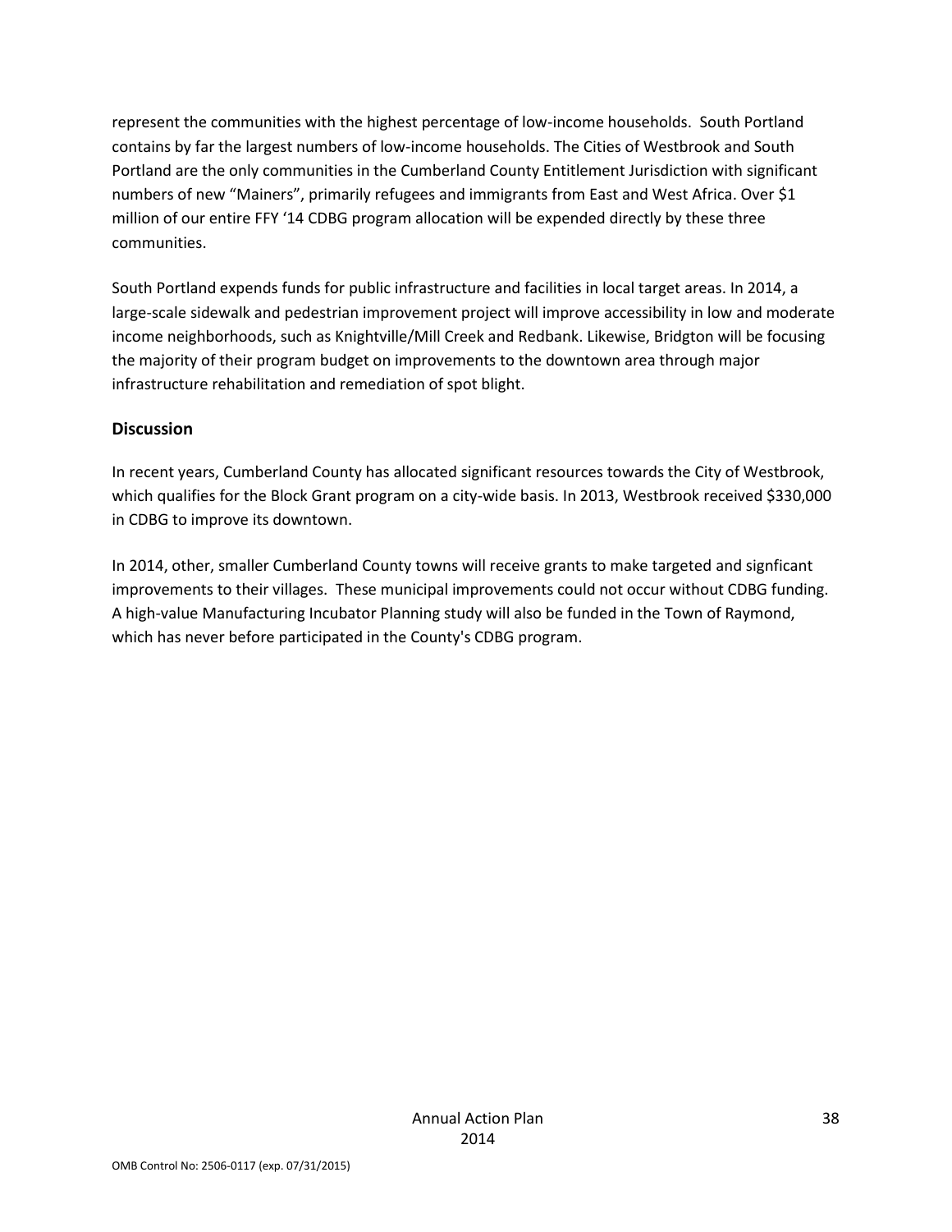represent the communities with the highest percentage of low-income households. South Portland contains by far the largest numbers of low-income households. The Cities of Westbrook and South Portland are the only communities in the Cumberland County Entitlement Jurisdiction with significant numbers of new “Mainers”, primarily refugees and immigrants from East and West Africa. Over $1 million of our entire FFY ‘14 CDBG program allocation will be expended directly by these three communities.

South Portland expends funds for public infrastructure and facilities in local target areas. In 2014, a large-scale sidewalk and pedestrian improvement project will improve accessibility in low and moderate income neighborhoods, such as Knightville/Mill Creek and Redbank. Likewise, Bridgton will be focusing the majority of their program budget on improvements to the downtown area through major infrastructure rehabilitation and remediation of spot blight.

### Discussion

In recent years, Cumberland County has allocated significant resources towards the City of Westbrook, which qualifies for the Block Grant program on a city-wide basis. In 2013, Westbrook received $330,000 in CDBG to improve its downtown.

In 2014, other, smaller Cumberland County towns will receive grants to make targeted and signficant improvements to their villages. These municipal improvements could not occur without CDBG funding. A high-value Manufacturing Incubator Planning study will also be funded in the Town of Raymond, which has never before participated in the County's CDBG program.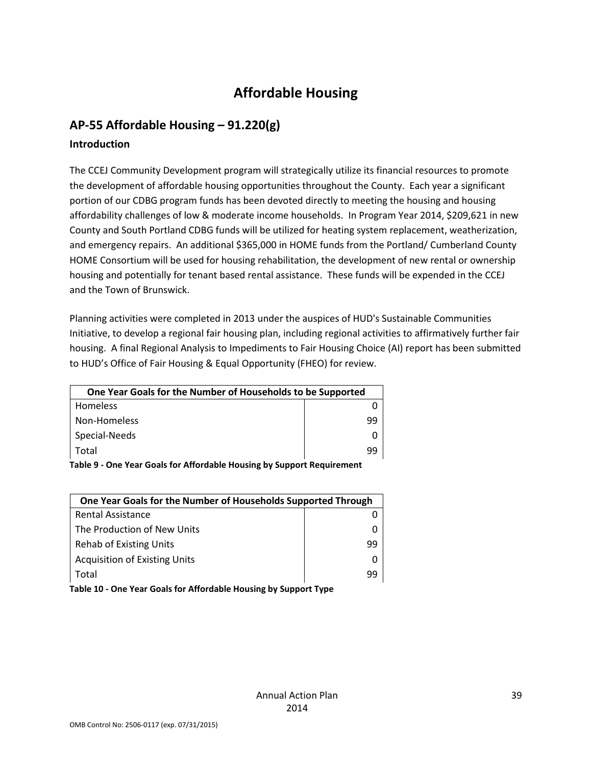# Affordable Housing

## AP-55 Affordable Housing – 91.220(g)

### Introduction

The CCEJ Community Development program will strategically utilize its financial resources to promote the development of affordable housing opportunities throughout the County. Each year a significant portion of our CDBG program funds has been devoted directly to meeting the housing and housing affordability challenges of low & moderate income households. In Program Year 2014, $209,621 in new County and South Portland CDBG funds will be utilized for heating system replacement, weatherization, and emergency repairs. An additional $365,000 in HOME funds from the Portland/ Cumberland County HOME Consortium will be used for housing rehabilitation, the development of new rental or ownership housing and potentially for tenant based rental assistance. These funds will be expended in the CCEJ and the Town of Brunswick.

Planning activities were completed in 2013 under the auspices of HUD's Sustainable Communities Initiative, to develop a regional fair housing plan, including regional activities to affirmatively further fair housing. A final Regional Analysis to Impediments to Fair Housing Choice (AI) report has been submitted to HUD's Office of Fair Housing & Equal Opportunity (FHEO) for review.

| One Year Goals for the Number of Households to be Supported | |
|---|---|
| Homeless | 0 |
| Non-Homeless | 99 |
| Special-Needs | 0 |
| Total | 99 |

**Table 9 - One Year Goals for Affordable Housing by Support Requirement**

| One Year Goals for the Number of Households Supported Through | |
|---|---|
| Rental Assistance | 0 |
| The Production of New Units | 0 |
| Rehab of Existing Units | 99 |
| Acquisition of Existing Units | 0 |
| Total | 99 |

**Table 10 - One Year Goals for Affordable Housing by Support Type**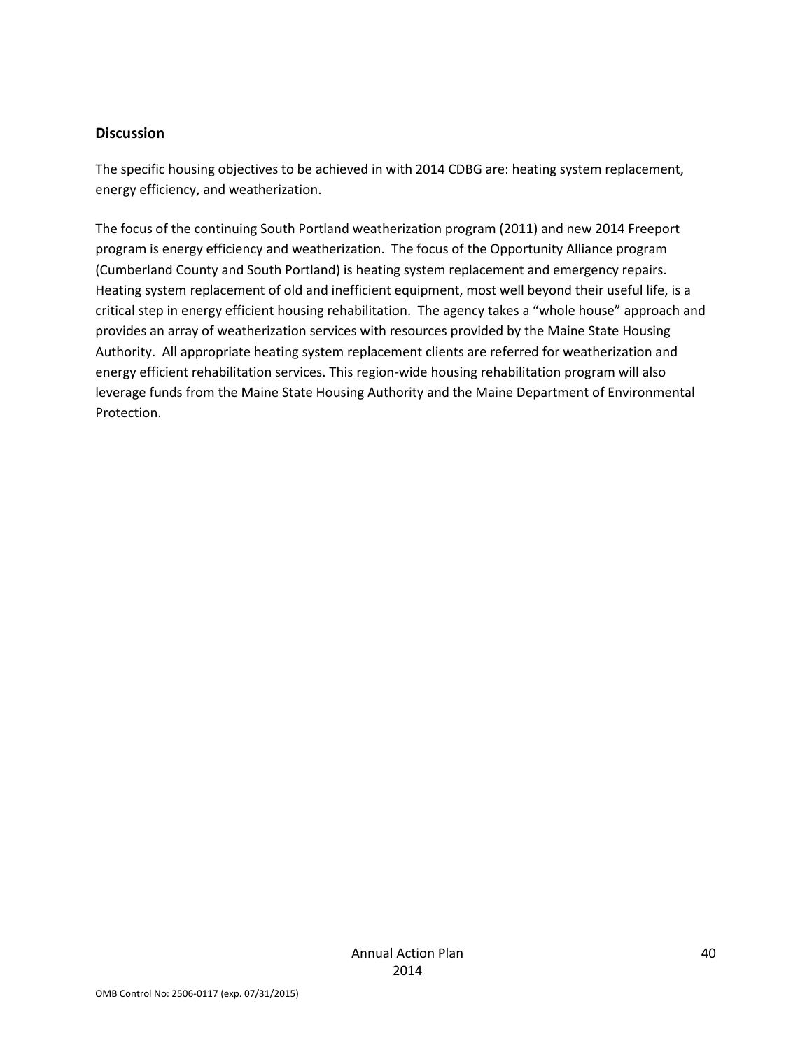**Discussion**

The specific housing objectives to be achieved in with 2014 CDBG are: heating system replacement, energy efficiency, and weatherization.

The focus of the continuing South Portland weatherization program (2011) and new 2014 Freeport program is energy efficiency and weatherization. The focus of the Opportunity Alliance program (Cumberland County and South Portland) is heating system replacement and emergency repairs. Heating system replacement of old and inefficient equipment, most well beyond their useful life, is a critical step in energy efficient housing rehabilitation. The agency takes a "whole house" approach and provides an array of weatherization services with resources provided by the Maine State Housing Authority. All appropriate heating system replacement clients are referred for weatherization and energy efficient rehabilitation services. This region-wide housing rehabilitation program will also leverage funds from the Maine State Housing Authority and the Maine Department of Environmental Protection.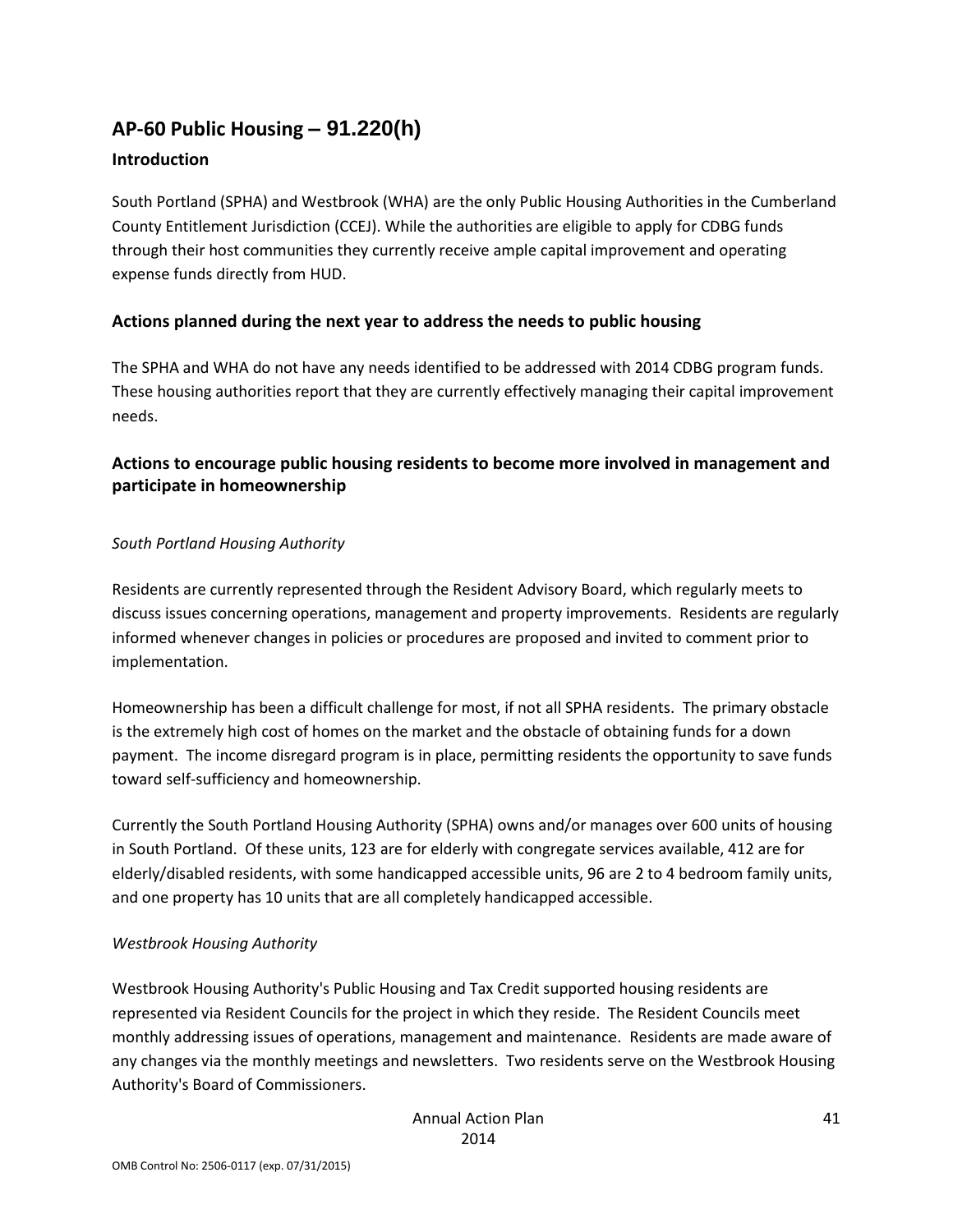## AP-60 Public Housing – 91.220(h)

### Introduction

South Portland (SPHA) and Westbrook (WHA) are the only Public Housing Authorities in the Cumberland County Entitlement Jurisdiction (CCEJ). While the authorities are eligible to apply for CDBG funds through their host communities they currently receive ample capital improvement and operating expense funds directly from HUD.

### Actions planned during the next year to address the needs to public housing

The SPHA and WHA do not have any needs identified to be addressed with 2014 CDBG program funds. These housing authorities report that they are currently effectively managing their capital improvement needs.

### Actions to encourage public housing residents to become more involved in management and participate in homeownership

*South Portland Housing Authority*

Residents are currently represented through the Resident Advisory Board, which regularly meets to discuss issues concerning operations, management and property improvements. Residents are regularly informed whenever changes in policies or procedures are proposed and invited to comment prior to implementation.

Homeownership has been a difficult challenge for most, if not all SPHA residents. The primary obstacle is the extremely high cost of homes on the market and the obstacle of obtaining funds for a down payment. The income disregard program is in place, permitting residents the opportunity to save funds toward self-sufficiency and homeownership.

Currently the South Portland Housing Authority (SPHA) owns and/or manages over 600 units of housing in South Portland. Of these units, 123 are for elderly with congregate services available, 412 are for elderly/disabled residents, with some handicapped accessible units, 96 are 2 to 4 bedroom family units, and one property has 10 units that are all completely handicapped accessible.

*Westbrook Housing Authority*

Westbrook Housing Authority's Public Housing and Tax Credit supported housing residents are represented via Resident Councils for the project in which they reside. The Resident Councils meet monthly addressing issues of operations, management and maintenance. Residents are made aware of any changes via the monthly meetings and newsletters. Two residents serve on the Westbrook Housing Authority's Board of Commissioners.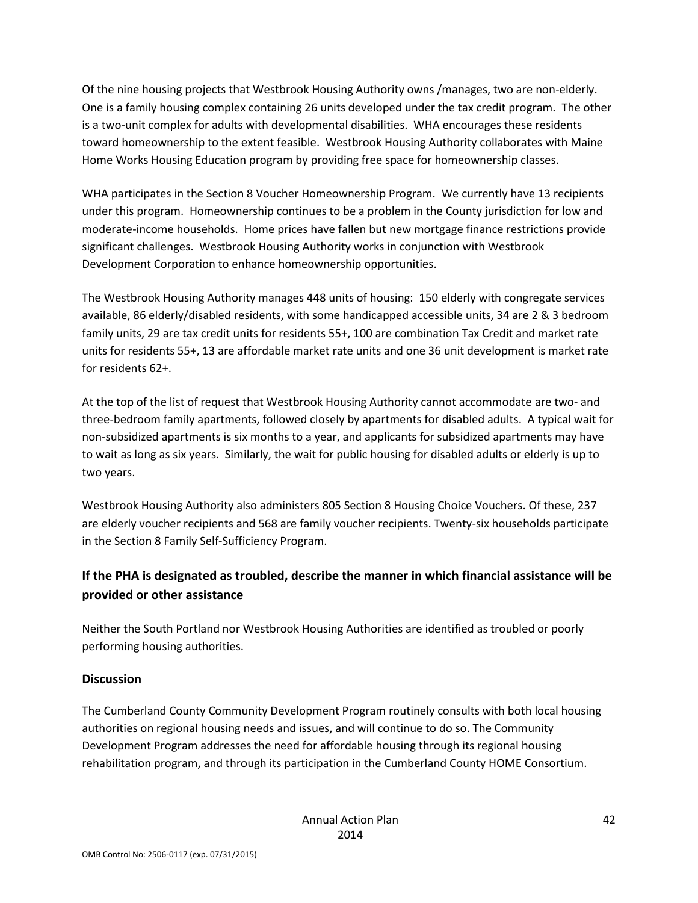Of the nine housing projects that Westbrook Housing Authority owns /manages, two are non-elderly. One is a family housing complex containing 26 units developed under the tax credit program. The other is a two-unit complex for adults with developmental disabilities. WHA encourages these residents toward homeownership to the extent feasible. Westbrook Housing Authority collaborates with Maine Home Works Housing Education program by providing free space for homeownership classes.

WHA participates in the Section 8 Voucher Homeownership Program. We currently have 13 recipients under this program. Homeownership continues to be a problem in the County jurisdiction for low and moderate-income households. Home prices have fallen but new mortgage finance restrictions provide significant challenges. Westbrook Housing Authority works in conjunction with Westbrook Development Corporation to enhance homeownership opportunities.

The Westbrook Housing Authority manages 448 units of housing: 150 elderly with congregate services available, 86 elderly/disabled residents, with some handicapped accessible units, 34 are 2 & 3 bedroom family units, 29 are tax credit units for residents 55+, 100 are combination Tax Credit and market rate units for residents 55+, 13 are affordable market rate units and one 36 unit development is market rate for residents 62+.

At the top of the list of request that Westbrook Housing Authority cannot accommodate are two- and three-bedroom family apartments, followed closely by apartments for disabled adults. A typical wait for non-subsidized apartments is six months to a year, and applicants for subsidized apartments may have to wait as long as six years. Similarly, the wait for public housing for disabled adults or elderly is up to two years.

Westbrook Housing Authority also administers 805 Section 8 Housing Choice Vouchers. Of these, 237 are elderly voucher recipients and 568 are family voucher recipients. Twenty-six households participate in the Section 8 Family Self-Sufficiency Program.

## If the PHA is designated as troubled, describe the manner in which financial assistance will be provided or other assistance

Neither the South Portland nor Westbrook Housing Authorities are identified as troubled or poorly performing housing authorities.

### Discussion

The Cumberland County Community Development Program routinely consults with both local housing authorities on regional housing needs and issues, and will continue to do so. The Community Development Program addresses the need for affordable housing through its regional housing rehabilitation program, and through its participation in the Cumberland County HOME Consortium.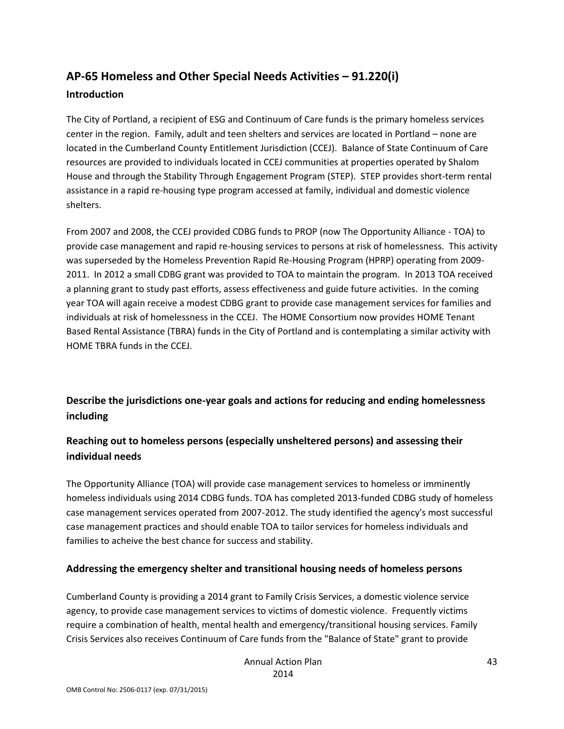## AP-65 Homeless and Other Special Needs Activities – 91.220(i)

### Introduction

The City of Portland, a recipient of ESG and Continuum of Care funds is the primary homeless services center in the region. Family, adult and teen shelters and services are located in Portland – none are located in the Cumberland County Entitlement Jurisdiction (CCEJ). Balance of State Continuum of Care resources are provided to individuals located in CCEJ communities at properties operated by Shalom House and through the Stability Through Engagement Program (STEP). STEP provides short-term rental assistance in a rapid re-housing type program accessed at family, individual and domestic violence shelters.

From 2007 and 2008, the CCEJ provided CDBG funds to PROP (now The Opportunity Alliance - TOA) to provide case management and rapid re-housing services to persons at risk of homelessness. This activity was superseded by the Homeless Prevention Rapid Re-Housing Program (HPRP) operating from 2009-2011. In 2012 a small CDBG grant was provided to TOA to maintain the program. In 2013 TOA received a planning grant to study past efforts, assess effectiveness and guide future activities. In the coming year TOA will again receive a modest CDBG grant to provide case management services for families and individuals at risk of homelessness in the CCEJ. The HOME Consortium now provides HOME Tenant Based Rental Assistance (TBRA) funds in the City of Portland and is contemplating a similar activity with HOME TBRA funds in the CCEJ.

### Describe the jurisdictions one-year goals and actions for reducing and ending homelessness including

### Reaching out to homeless persons (especially unsheltered persons) and assessing their individual needs

The Opportunity Alliance (TOA) will provide case management services to homeless or imminently homeless individuals using 2014 CDBG funds. TOA has completed 2013-funded CDBG study of homeless case management services operated from 2007-2012. The study identified the agency's most successful case management practices and should enable TOA to tailor services for homeless individuals and families to acheive the best chance for success and stability.

### Addressing the emergency shelter and transitional housing needs of homeless persons

Cumberland County is providing a 2014 grant to Family Crisis Services, a domestic violence service agency, to provide case management services to victims of domestic violence. Frequently victims require a combination of health, mental health and emergency/transitional housing services. Family Crisis Services also receives Continuum of Care funds from the "Balance of State" grant to provide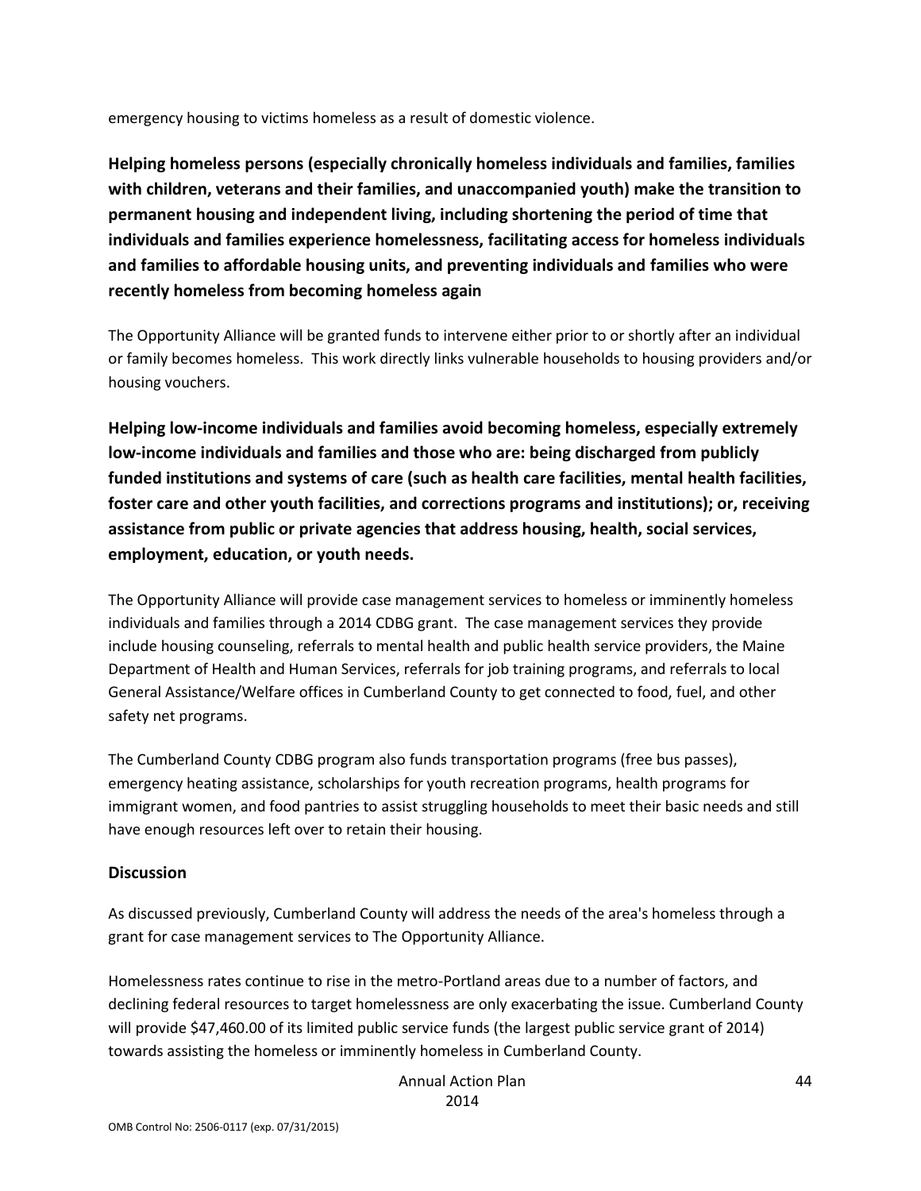emergency housing to victims homeless as a result of domestic violence.

**Helping homeless persons (especially chronically homeless individuals and families, families with children, veterans and their families, and unaccompanied youth) make the transition to permanent housing and independent living, including shortening the period of time that individuals and families experience homelessness, facilitating access for homeless individuals and families to affordable housing units, and preventing individuals and families who were recently homeless from becoming homeless again**

The Opportunity Alliance will be granted funds to intervene either prior to or shortly after an individual or family becomes homeless. This work directly links vulnerable households to housing providers and/or housing vouchers.

**Helping low-income individuals and families avoid becoming homeless, especially extremely low-income individuals and families and those who are: being discharged from publicly funded institutions and systems of care (such as health care facilities, mental health facilities, foster care and other youth facilities, and corrections programs and institutions); or, receiving assistance from public or private agencies that address housing, health, social services, employment, education, or youth needs.**

The Opportunity Alliance will provide case management services to homeless or imminently homeless individuals and families through a 2014 CDBG grant. The case management services they provide include housing counseling, referrals to mental health and public health service providers, the Maine Department of Health and Human Services, referrals for job training programs, and referrals to local General Assistance/Welfare offices in Cumberland County to get connected to food, fuel, and other safety net programs.

The Cumberland County CDBG program also funds transportation programs (free bus passes), emergency heating assistance, scholarships for youth recreation programs, health programs for immigrant women, and food pantries to assist struggling households to meet their basic needs and still have enough resources left over to retain their housing.

### Discussion

As discussed previously, Cumberland County will address the needs of the area's homeless through a grant for case management services to The Opportunity Alliance.

Homelessness rates continue to rise in the metro-Portland areas due to a number of factors, and declining federal resources to target homelessness are only exacerbating the issue. Cumberland County will provide $47,460.00 of its limited public service funds (the largest public service grant of 2014) towards assisting the homeless or imminently homeless in Cumberland County.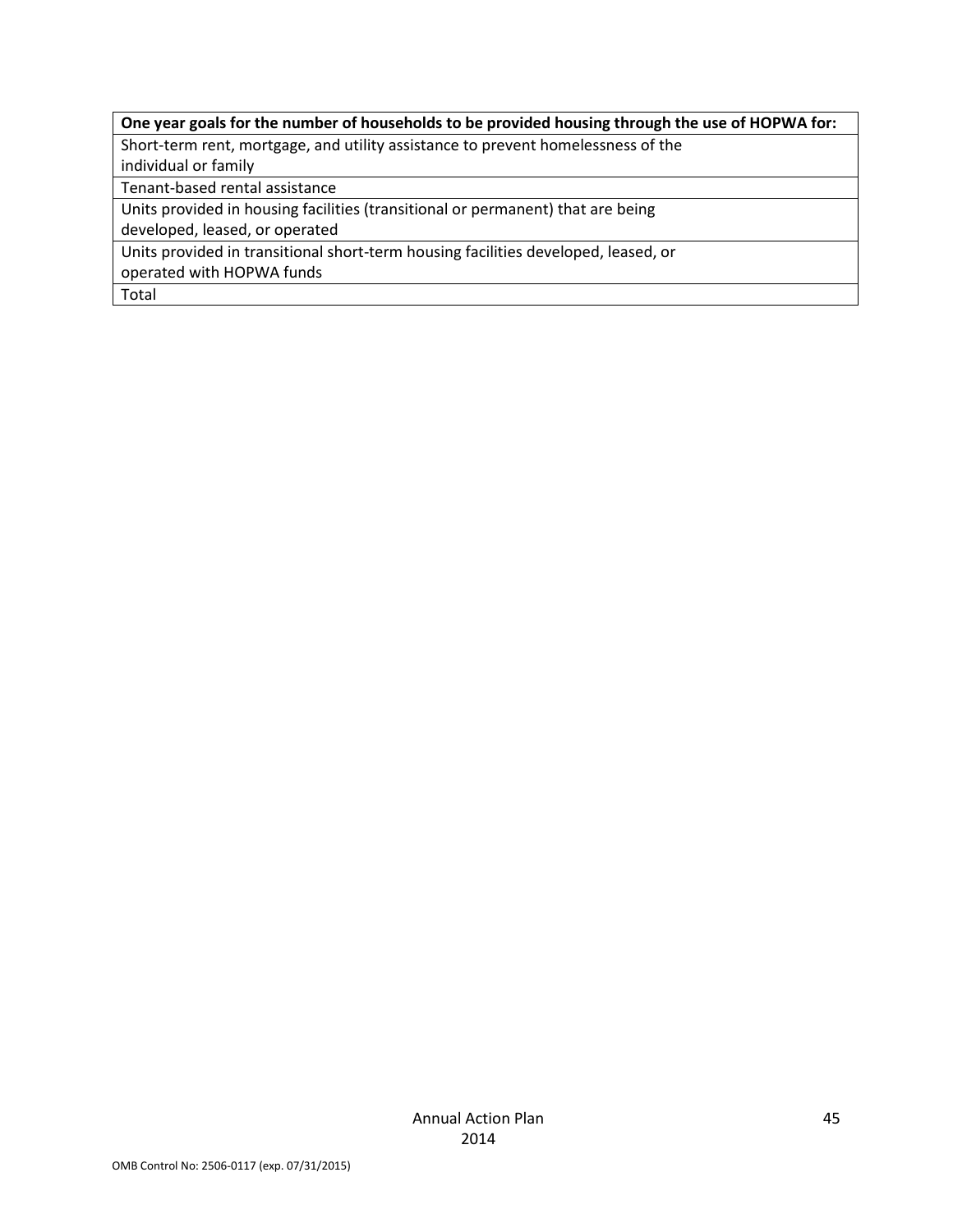| One year goals for the number of households to be provided housing through the use of HOPWA for: |
| --- |
| Short-term rent, mortgage, and utility assistance to prevent homelessness of the individual or family |
| Tenant-based rental assistance |
| Units provided in housing facilities (transitional or permanent) that are being developed, leased, or operated |
| Units provided in transitional short-term housing facilities developed, leased, or operated with HOPWA funds |
| Total |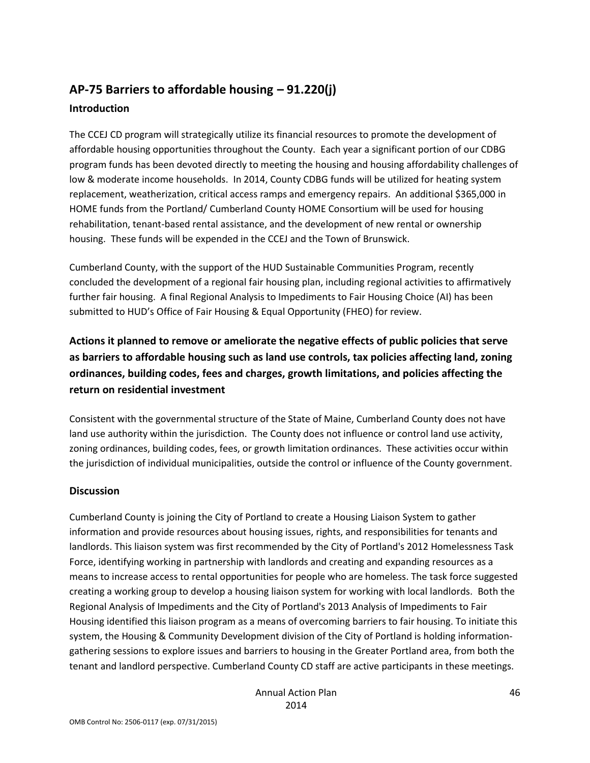## AP-75 Barriers to affordable housing – 91.220(j)

### Introduction

The CCEJ CD program will strategically utilize its financial resources to promote the development of affordable housing opportunities throughout the County. Each year a significant portion of our CDBG program funds has been devoted directly to meeting the housing and housing affordability challenges of low & moderate income households. In 2014, County CDBG funds will be utilized for heating system replacement, weatherization, critical access ramps and emergency repairs. An additional $365,000 in HOME funds from the Portland/ Cumberland County HOME Consortium will be used for housing rehabilitation, tenant-based rental assistance, and the development of new rental or ownership housing. These funds will be expended in the CCEJ and the Town of Brunswick.

Cumberland County, with the support of the HUD Sustainable Communities Program, recently concluded the development of a regional fair housing plan, including regional activities to affirmatively further fair housing. A final Regional Analysis to Impediments to Fair Housing Choice (AI) has been submitted to HUD's Office of Fair Housing & Equal Opportunity (FHEO) for review.

### Actions it planned to remove or ameliorate the negative effects of public policies that serve as barriers to affordable housing such as land use controls, tax policies affecting land, zoning ordinances, building codes, fees and charges, growth limitations, and policies affecting the return on residential investment

Consistent with the governmental structure of the State of Maine, Cumberland County does not have land use authority within the jurisdiction. The County does not influence or control land use activity, zoning ordinances, building codes, fees, or growth limitation ordinances. These activities occur within the jurisdiction of individual municipalities, outside the control or influence of the County government.

### Discussion

Cumberland County is joining the City of Portland to create a Housing Liaison System to gather information and provide resources about housing issues, rights, and responsibilities for tenants and landlords. This liaison system was first recommended by the City of Portland's 2012 Homelessness Task Force, identifying working in partnership with landlords and creating and expanding resources as a means to increase access to rental opportunities for people who are homeless. The task force suggested creating a working group to develop a housing liaison system for working with local landlords. Both the Regional Analysis of Impediments and the City of Portland's 2013 Analysis of Impediments to Fair Housing identified this liaison program as a means of overcoming barriers to fair housing. To initiate this system, the Housing & Community Development division of the City of Portland is holding information-gathering sessions to explore issues and barriers to housing in the Greater Portland area, from both the tenant and landlord perspective. Cumberland County CD staff are active participants in these meetings.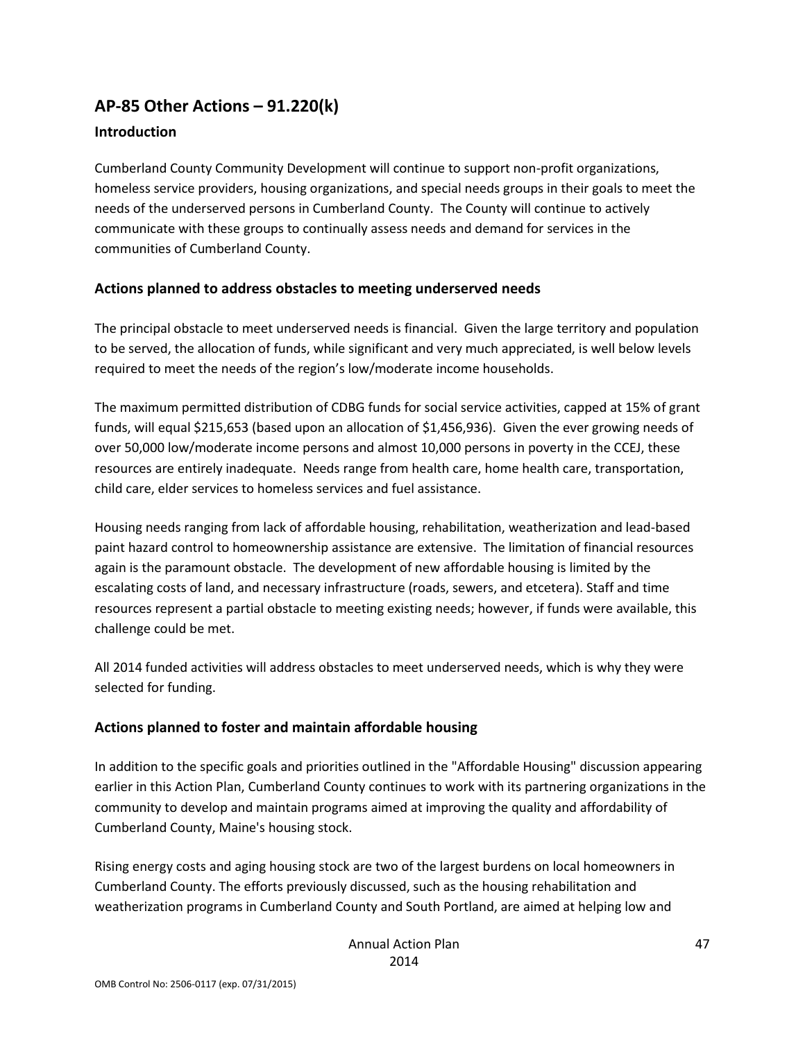## AP-85 Other Actions – 91.220(k)

### Introduction

Cumberland County Community Development will continue to support non-profit organizations, homeless service providers, housing organizations, and special needs groups in their goals to meet the needs of the underserved persons in Cumberland County. The County will continue to actively communicate with these groups to continually assess needs and demand for services in the communities of Cumberland County.

### Actions planned to address obstacles to meeting underserved needs

The principal obstacle to meet underserved needs is financial. Given the large territory and population to be served, the allocation of funds, while significant and very much appreciated, is well below levels required to meet the needs of the region's low/moderate income households.

The maximum permitted distribution of CDBG funds for social service activities, capped at 15% of grant funds, will equal $215,653 (based upon an allocation of $1,456,936). Given the ever growing needs of over 50,000 low/moderate income persons and almost 10,000 persons in poverty in the CCEJ, these resources are entirely inadequate. Needs range from health care, home health care, transportation, child care, elder services to homeless services and fuel assistance.

Housing needs ranging from lack of affordable housing, rehabilitation, weatherization and lead-based paint hazard control to homeownership assistance are extensive. The limitation of financial resources again is the paramount obstacle. The development of new affordable housing is limited by the escalating costs of land, and necessary infrastructure (roads, sewers, and etcetera). Staff and time resources represent a partial obstacle to meeting existing needs; however, if funds were available, this challenge could be met.

All 2014 funded activities will address obstacles to meet underserved needs, which is why they were selected for funding.

### Actions planned to foster and maintain affordable housing

In addition to the specific goals and priorities outlined in the "Affordable Housing" discussion appearing earlier in this Action Plan, Cumberland County continues to work with its partnering organizations in the community to develop and maintain programs aimed at improving the quality and affordability of Cumberland County, Maine's housing stock.

Rising energy costs and aging housing stock are two of the largest burdens on local homeowners in Cumberland County. The efforts previously discussed, such as the housing rehabilitation and weatherization programs in Cumberland County and South Portland, are aimed at helping low and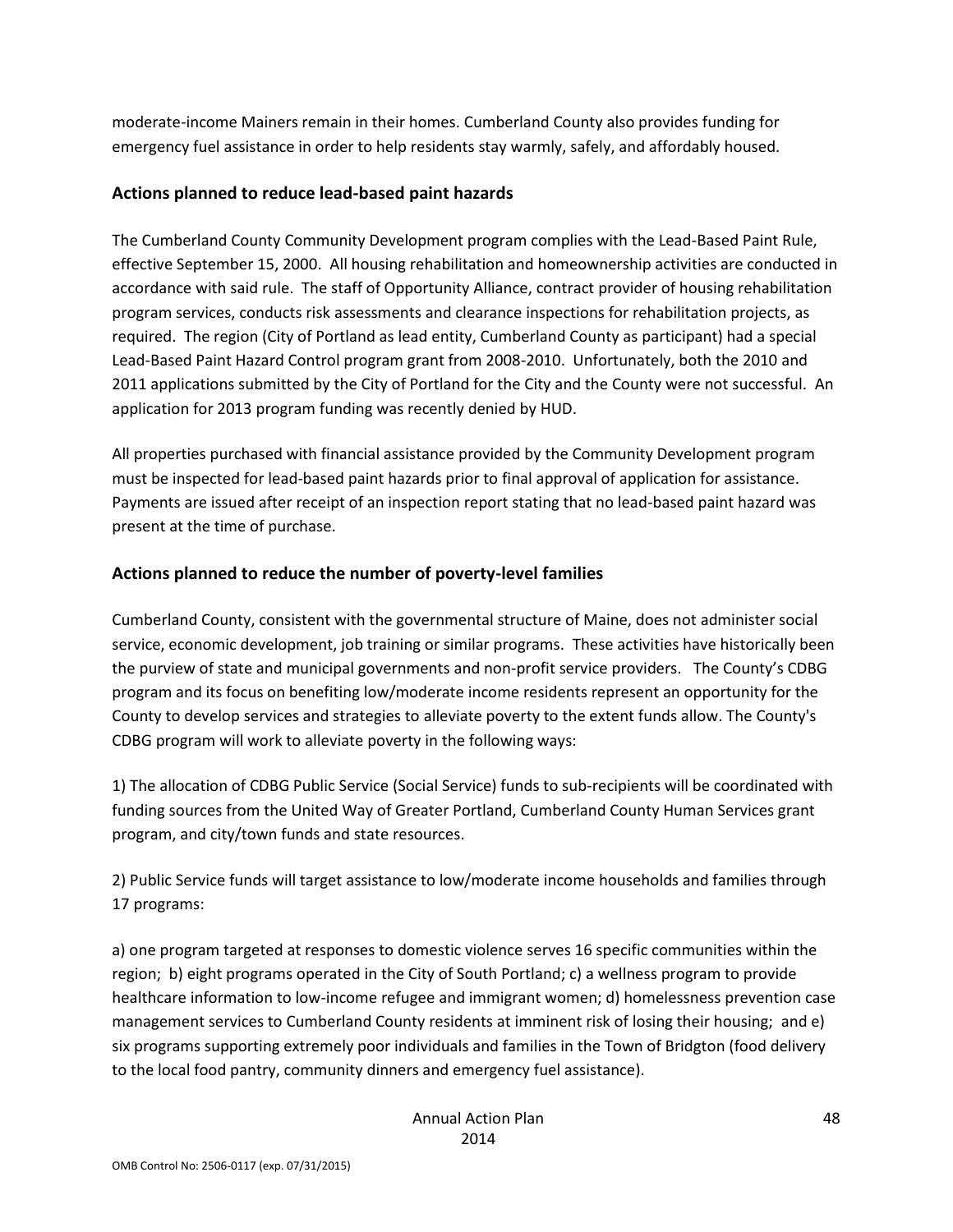moderate-income Mainers remain in their homes. Cumberland County also provides funding for emergency fuel assistance in order to help residents stay warmly, safely, and affordably housed.

## Actions planned to reduce lead-based paint hazards

The Cumberland County Community Development program complies with the Lead-Based Paint Rule, effective September 15, 2000. All housing rehabilitation and homeownership activities are conducted in accordance with said rule. The staff of Opportunity Alliance, contract provider of housing rehabilitation program services, conducts risk assessments and clearance inspections for rehabilitation projects, as required. The region (City of Portland as lead entity, Cumberland County as participant) had a special Lead-Based Paint Hazard Control program grant from 2008-2010. Unfortunately, both the 2010 and 2011 applications submitted by the City of Portland for the City and the County were not successful. An application for 2013 program funding was recently denied by HUD.

All properties purchased with financial assistance provided by the Community Development program must be inspected for lead-based paint hazards prior to final approval of application for assistance. Payments are issued after receipt of an inspection report stating that no lead-based paint hazard was present at the time of purchase.

## Actions planned to reduce the number of poverty-level families

Cumberland County, consistent with the governmental structure of Maine, does not administer social service, economic development, job training or similar programs. These activities have historically been the purview of state and municipal governments and non-profit service providers. The County's CDBG program and its focus on benefiting low/moderate income residents represent an opportunity for the County to develop services and strategies to alleviate poverty to the extent funds allow. The County's CDBG program will work to alleviate poverty in the following ways:

1) The allocation of CDBG Public Service (Social Service) funds to sub-recipients will be coordinated with funding sources from the United Way of Greater Portland, Cumberland County Human Services grant program, and city/town funds and state resources.

2) Public Service funds will target assistance to low/moderate income households and families through 17 programs:

a) one program targeted at responses to domestic violence serves 16 specific communities within the region; b) eight programs operated in the City of South Portland; c) a wellness program to provide healthcare information to low-income refugee and immigrant women; d) homelessness prevention case management services to Cumberland County residents at imminent risk of losing their housing; and e) six programs supporting extremely poor individuals and families in the Town of Bridgton (food delivery to the local food pantry, community dinners and emergency fuel assistance).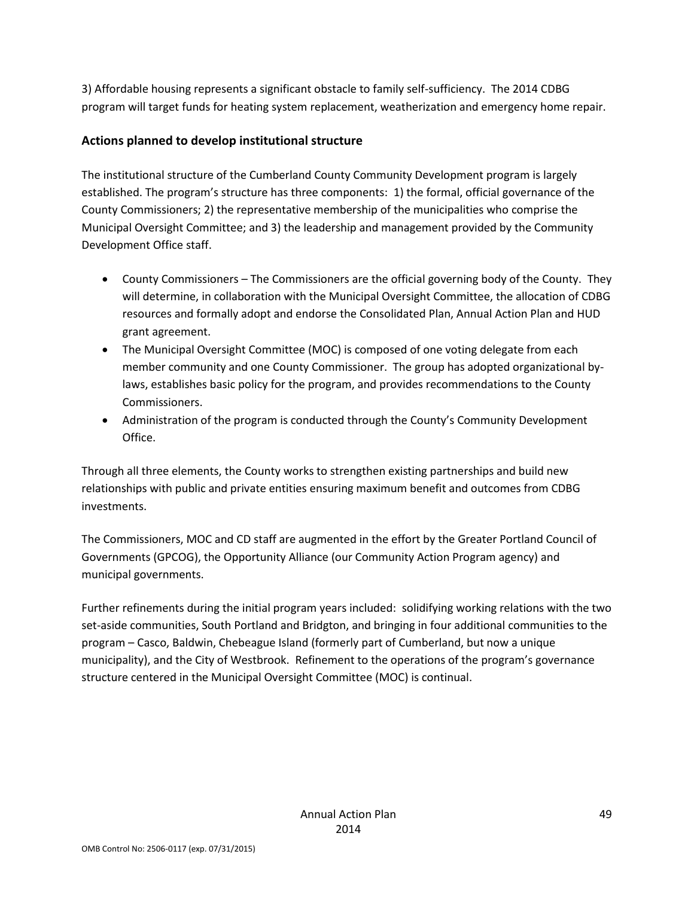3) Affordable housing represents a significant obstacle to family self-sufficiency. The 2014 CDBG program will target funds for heating system replacement, weatherization and emergency home repair.

## Actions planned to develop institutional structure

The institutional structure of the Cumberland County Community Development program is largely established. The program's structure has three components: 1) the formal, official governance of the County Commissioners; 2) the representative membership of the municipalities who comprise the Municipal Oversight Committee; and 3) the leadership and management provided by the Community Development Office staff.

- County Commissioners – The Commissioners are the official governing body of the County. They will determine, in collaboration with the Municipal Oversight Committee, the allocation of CDBG resources and formally adopt and endorse the Consolidated Plan, Annual Action Plan and HUD grant agreement.
- The Municipal Oversight Committee (MOC) is composed of one voting delegate from each member community and one County Commissioner. The group has adopted organizational by-laws, establishes basic policy for the program, and provides recommendations to the County Commissioners.
- Administration of the program is conducted through the County's Community Development Office.

Through all three elements, the County works to strengthen existing partnerships and build new relationships with public and private entities ensuring maximum benefit and outcomes from CDBG investments.

The Commissioners, MOC and CD staff are augmented in the effort by the Greater Portland Council of Governments (GPCOG), the Opportunity Alliance (our Community Action Program agency) and municipal governments.

Further refinements during the initial program years included: solidifying working relations with the two set-aside communities, South Portland and Bridgton, and bringing in four additional communities to the program – Casco, Baldwin, Chebeague Island (formerly part of Cumberland, but now a unique municipality), and the City of Westbrook. Refinement to the operations of the program's governance structure centered in the Municipal Oversight Committee (MOC) is continual.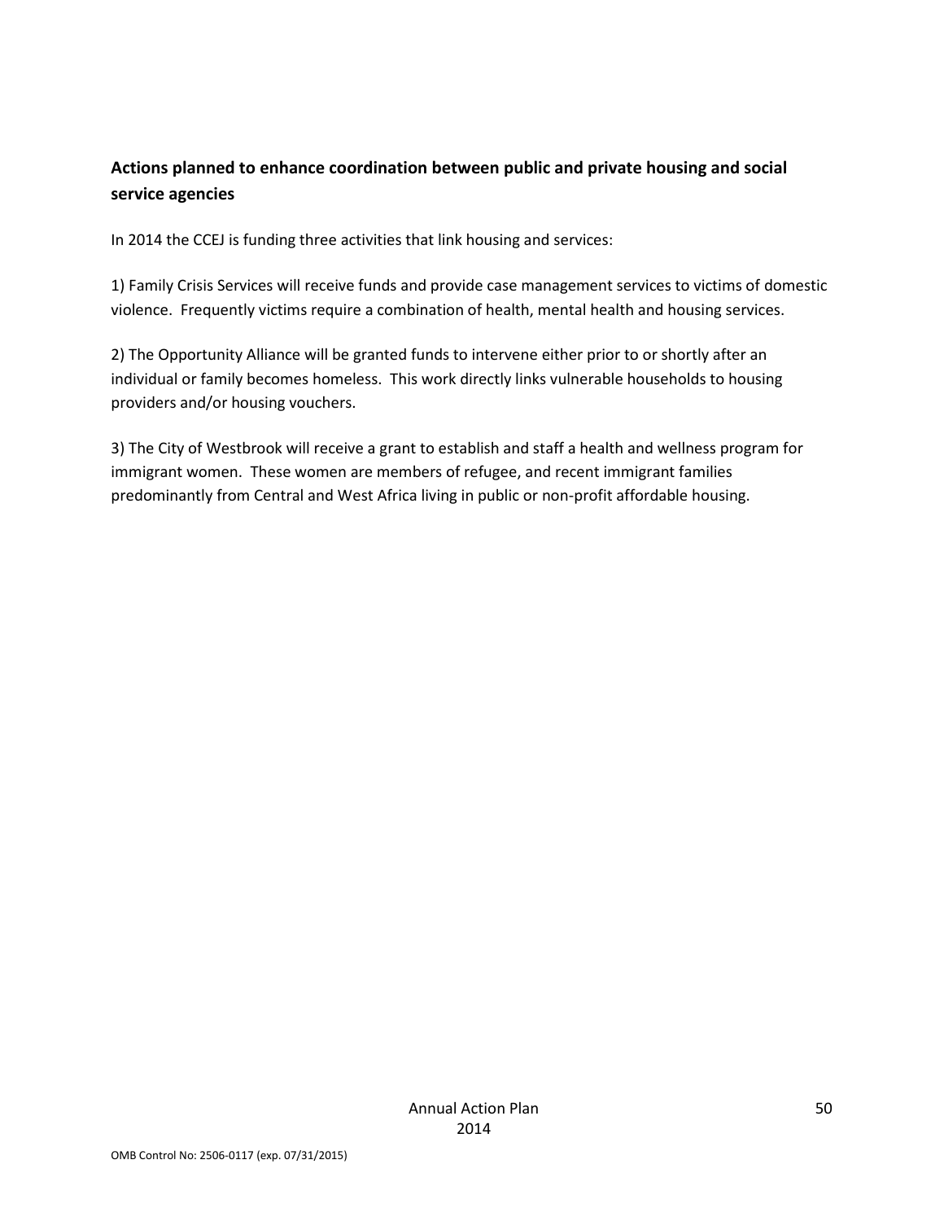**Actions planned to enhance coordination between public and private housing and social service agencies**

In 2014 the CCEJ is funding three activities that link housing and services:

1) Family Crisis Services will receive funds and provide case management services to victims of domestic violence. Frequently victims require a combination of health, mental health and housing services.

2) The Opportunity Alliance will be granted funds to intervene either prior to or shortly after an individual or family becomes homeless. This work directly links vulnerable households to housing providers and/or housing vouchers.

3) The City of Westbrook will receive a grant to establish and staff a health and wellness program for immigrant women. These women are members of refugee, and recent immigrant families predominantly from Central and West Africa living in public or non-profit affordable housing.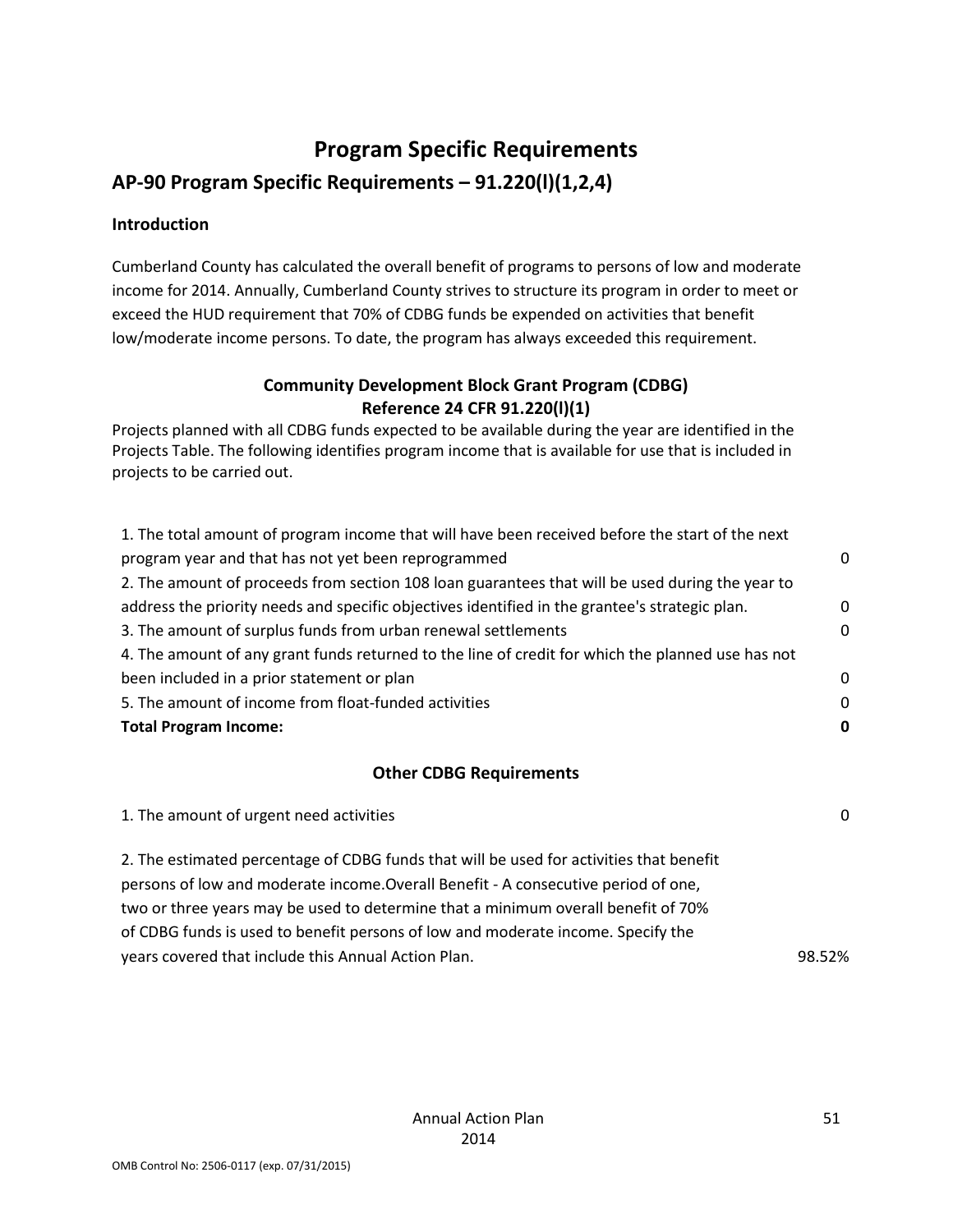# Program Specific Requirements

## AP-90 Program Specific Requirements – 91.220(l)(1,2,4)

### Introduction

Cumberland County has calculated the overall benefit of programs to persons of low and moderate income for 2014. Annually, Cumberland County strives to structure its program in order to meet or exceed the HUD requirement that 70% of CDBG funds be expended on activities that benefit low/moderate income persons. To date, the program has always exceeded this requirement.

### Community Development Block Grant Program (CDBG)
### Reference 24 CFR 91.220(l)(1)

Projects planned with all CDBG funds expected to be available during the year are identified in the Projects Table. The following identifies program income that is available for use that is included in projects to be carried out.

| | |
|---|---|
| 1. The total amount of program income that will have been received before the start of the next program year and that has not yet been reprogrammed | 0 |
| 2. The amount of proceeds from section 108 loan guarantees that will be used during the year to address the priority needs and specific objectives identified in the grantee's strategic plan. | 0 |
| 3. The amount of surplus funds from urban renewal settlements | 0 |
| 4. The amount of any grant funds returned to the line of credit for which the planned use has not been included in a prior statement or plan | 0 |
| 5. The amount of income from float-funded activities | 0 |
| **Total Program Income:** | **0** |

### Other CDBG Requirements

| | |
|---|---|
| 1. The amount of urgent need activities | 0 |
| 2. The estimated percentage of CDBG funds that will be used for activities that benefit persons of low and moderate income.Overall Benefit - A consecutive period of one, two or three years may be used to determine that a minimum overall benefit of 70% of CDBG funds is used to benefit persons of low and moderate income. Specify the years covered that include this Annual Action Plan. | 98.52% |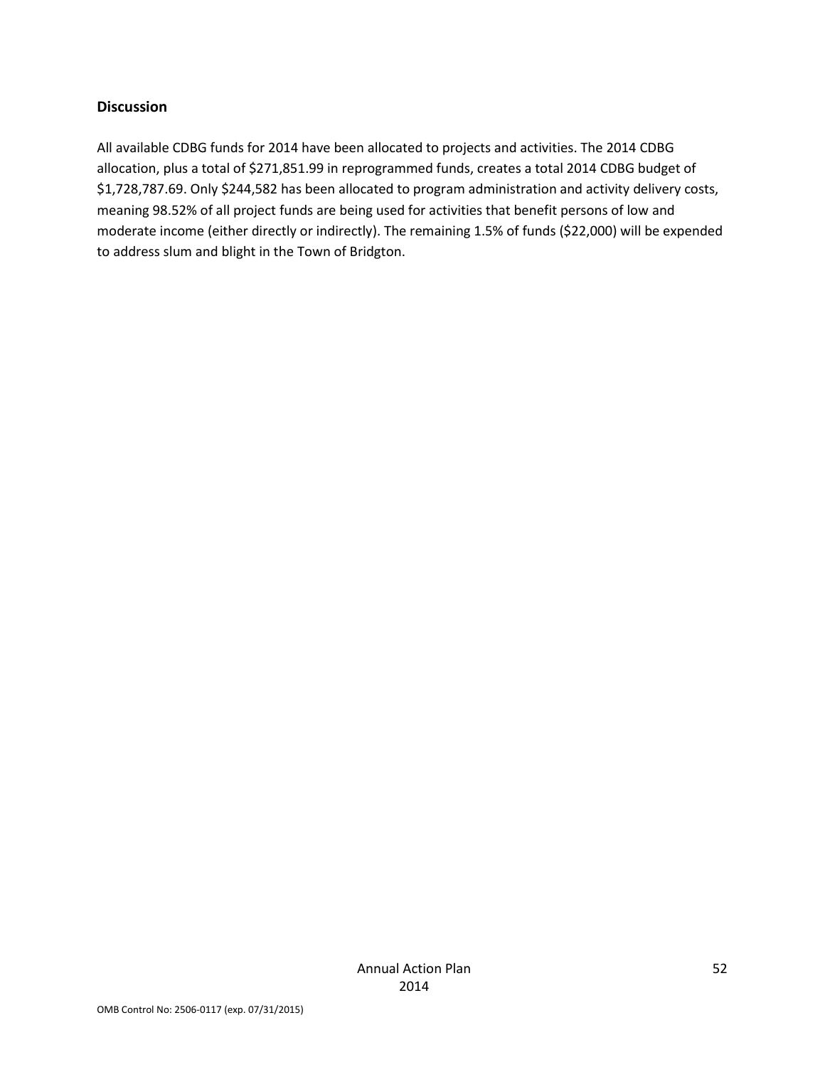## Discussion

All available CDBG funds for 2014 have been allocated to projects and activities. The 2014 CDBG allocation, plus a total of $271,851.99 in reprogrammed funds, creates a total 2014 CDBG budget of $1,728,787.69. Only $244,582 has been allocated to program administration and activity delivery costs, meaning 98.52% of all project funds are being used for activities that benefit persons of low and moderate income (either directly or indirectly). The remaining 1.5% of funds ($22,000) will be expended to address slum and blight in the Town of Bridgton.